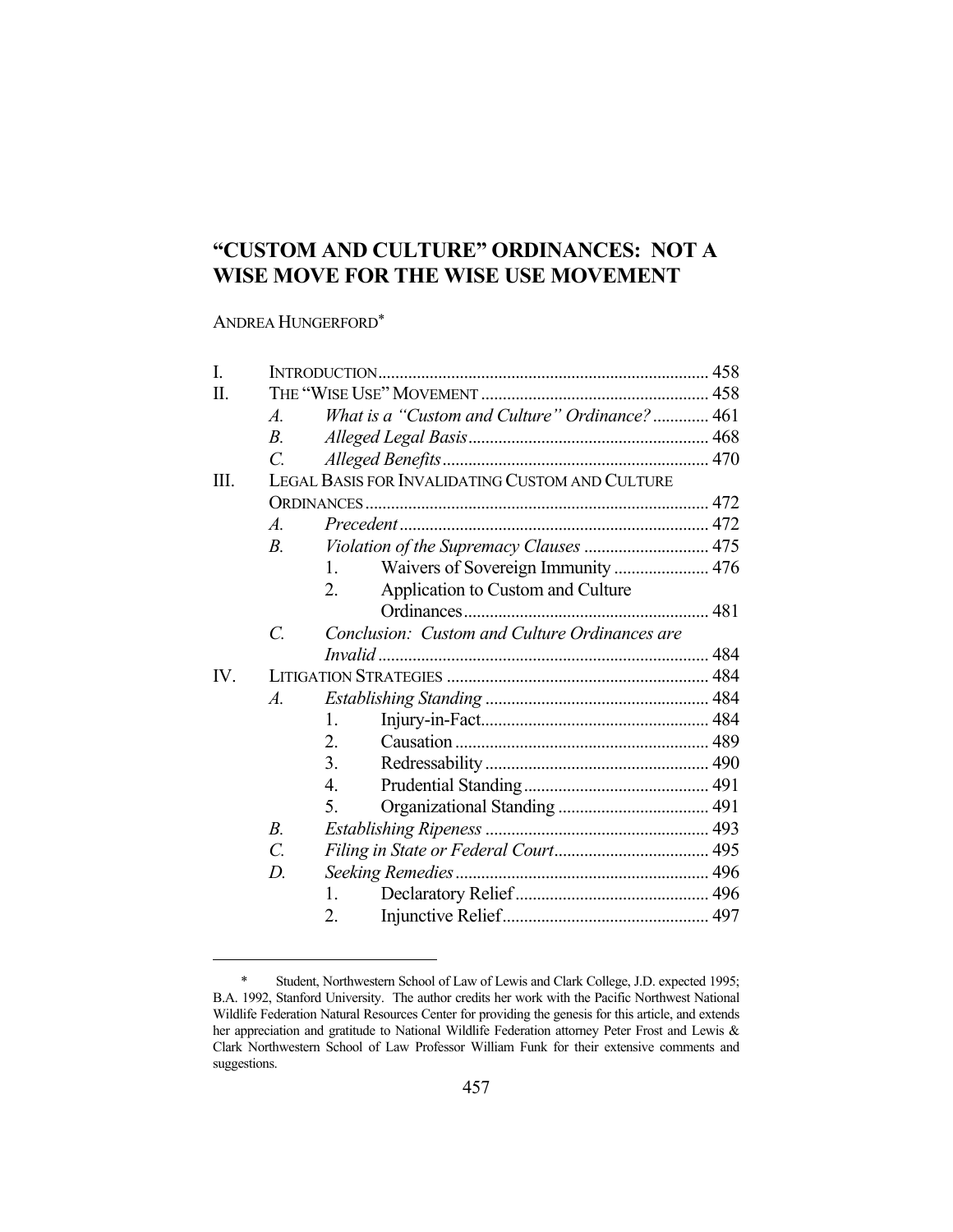# "CUSTOM AND CULTURE" ORDINANCES: NOT A WISE MOVE FOR THE WISE USE MOVEMENT

ANDREA HUNGERFORD*

| | | | |
|---|---|---|---|
| I. | INTRODUCTION | | 458 |
| II. | THE "WISE USE" MOVEMENT | | 458 |
| | *A.* | *What is a "Custom and Culture" Ordinance?* | 461 |
| | *B.* | *Alleged Legal Basis* | 468 |
| | *C.* | *Alleged Benefits* | 470 |
| III. | LEGAL BASIS FOR INVALIDATING CUSTOM AND CULTURE ORDINANCES | | 472 |
| | *A.* | *Precedent* | 472 |
| | *B.* | *Violation of the Supremacy Clauses* | 475 |
| | | 1. Waivers of Sovereign Immunity | 476 |
| | | 2. Application to Custom and Culture Ordinances | 481 |
| | *C.* | *Conclusion: Custom and Culture Ordinances are Invalid* | 484 |
| IV. | LITIGATION STRATEGIES | | 484 |
| | *A.* | *Establishing Standing* | 484 |
| | | 1. Injury-in-Fact | 484 |
| | | 2. Causation | 489 |
| | | 3. Redressability | 490 |
| | | 4. Prudential Standing | 491 |
| | | 5. Organizational Standing | 491 |
| | *B.* | *Establishing Ripeness* | 493 |
| | *C.* | *Filing in State or Federal Court* | 495 |
| | *D.* | *Seeking Remedies* | 496 |
| | | 1. Declaratory Relief | 496 |
| | | 2. Injunctive Relief | 497 |

---

\* Student, Northwestern School of Law of Lewis and Clark College, J.D. expected 1995; B.A. 1992, Stanford University. The author credits her work with the Pacific Northwest National Wildlife Federation Natural Resources Center for providing the genesis for this article, and extends her appreciation and gratitude to National Wildlife Federation attorney Peter Frost and Lewis & Clark Northwestern School of Law Professor William Funk for their extensive comments and suggestions.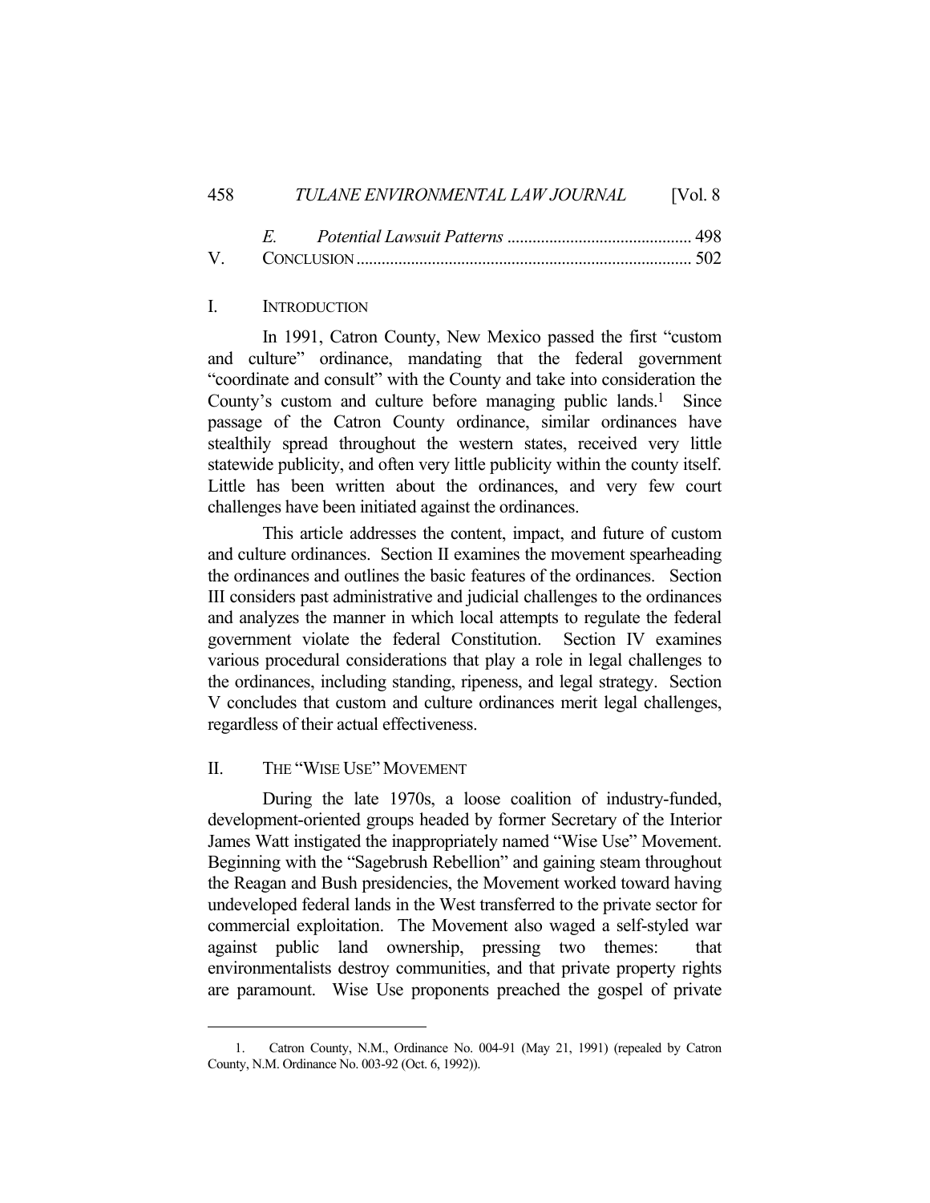*E. Potential Lawsuit Patterns* ........................................... 498

V. CONCLUSION ............................................................................. 502

## I. INTRODUCTION

In 1991, Catron County, New Mexico passed the first "custom and culture" ordinance, mandating that the federal government "coordinate and consult" with the County and take into consideration the County's custom and culture before managing public lands.[1] Since passage of the Catron County ordinance, similar ordinances have stealthily spread throughout the western states, received very little statewide publicity, and often very little publicity within the county itself. Little has been written about the ordinances, and very few court challenges have been initiated against the ordinances.

This article addresses the content, impact, and future of custom and culture ordinances. Section II examines the movement spearheading the ordinances and outlines the basic features of the ordinances. Section III considers past administrative and judicial challenges to the ordinances and analyzes the manner in which local attempts to regulate the federal government violate the federal Constitution. Section IV examines various procedural considerations that play a role in legal challenges to the ordinances, including standing, ripeness, and legal strategy. Section V concludes that custom and culture ordinances merit legal challenges, regardless of their actual effectiveness.

## II. THE "WISE USE" MOVEMENT

During the late 1970s, a loose coalition of industry-funded, development-oriented groups headed by former Secretary of the Interior James Watt instigated the inappropriately named "Wise Use" Movement. Beginning with the "Sagebrush Rebellion" and gaining steam throughout the Reagan and Bush presidencies, the Movement worked toward having undeveloped federal lands in the West transferred to the private sector for commercial exploitation. The Movement also waged a self-styled war against public land ownership, pressing two themes: that environmentalists destroy communities, and that private property rights are paramount. Wise Use proponents preached the gospel of private

---

1. Catron County, N.M., Ordinance No. 004-91 (May 21, 1991) (repealed by Catron County, N.M. Ordinance No. 003-92 (Oct. 6, 1992)).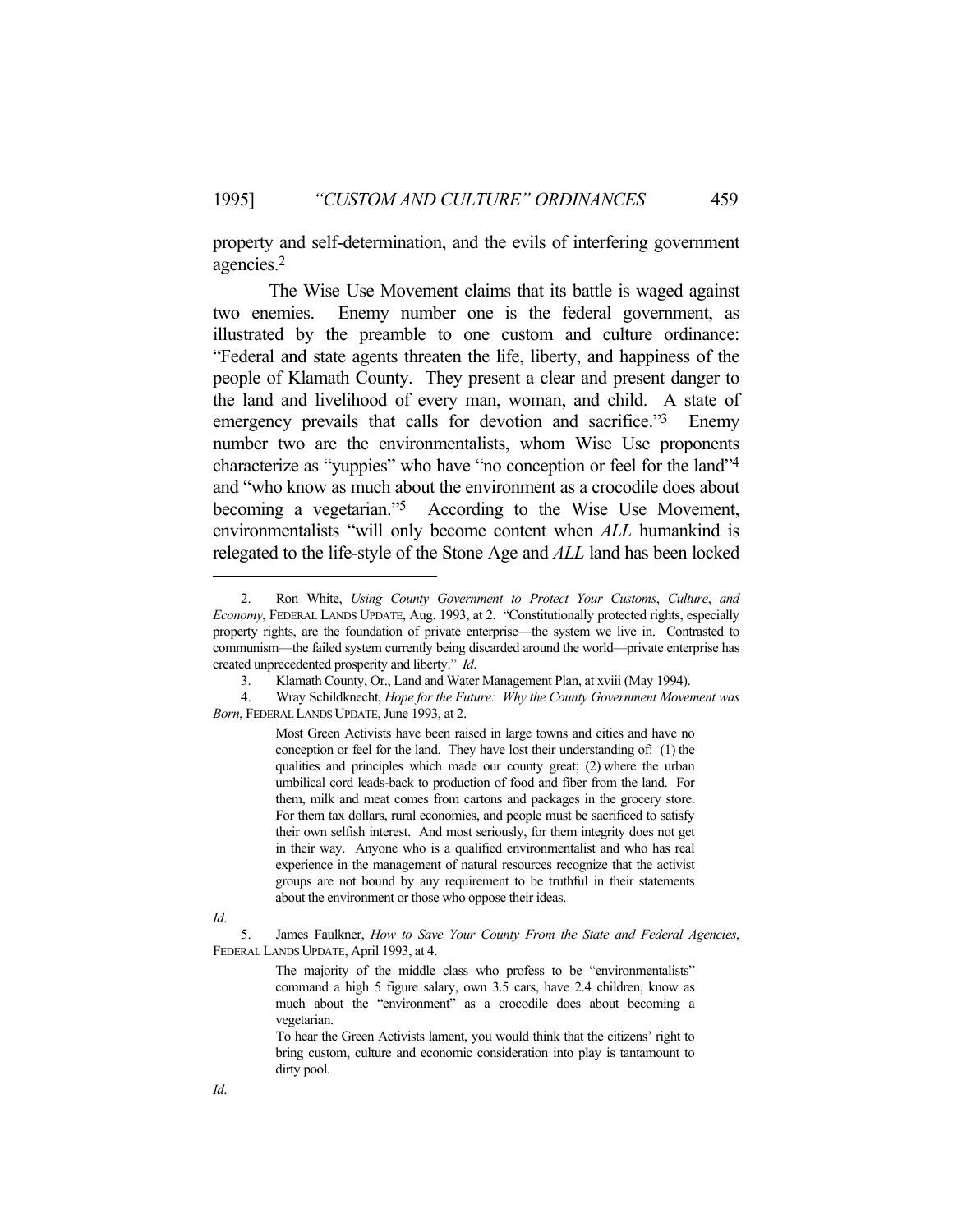property and self-determination, and the evils of interfering government agencies.[2]

The Wise Use Movement claims that its battle is waged against two enemies. Enemy number one is the federal government, as illustrated by the preamble to one custom and culture ordinance: "Federal and state agents threaten the life, liberty, and happiness of the people of Klamath County. They present a clear and present danger to the land and livelihood of every man, woman, and child. A state of emergency prevails that calls for devotion and sacrifice."[3] Enemy number two are the environmentalists, whom Wise Use proponents characterize as "yuppies" who have "no conception or feel for the land"[4] and "who know as much about the environment as a crocodile does about becoming a vegetarian."[5] According to the Wise Use Movement, environmentalists "will only become content when *ALL* humankind is relegated to the life-style of the Stone Age and *ALL* land has been locked

---

2. Ron White, *Using County Government to Protect Your Customs*, *Culture*, *and Economy*, FEDERAL LANDS UPDATE, Aug. 1993, at 2. "Constitutionally protected rights, especially property rights, are the foundation of private enterprise—the system we live in. Contrasted to communism—the failed system currently being discarded around the world—private enterprise has created unprecedented prosperity and liberty." *Id*.

3. Klamath County, Or., Land and Water Management Plan, at xviii (May 1994).

4. Wray Schildknecht, *Hope for the Future: Why the County Government Movement was Born*, FEDERAL LANDS UPDATE, June 1993, at 2.

> Most Green Activists have been raised in large towns and cities and have no conception or feel for the land. They have lost their understanding of: (1) the qualities and principles which made our county great; (2) where the urban umbilical cord leads-back to production of food and fiber from the land. For them, milk and meat comes from cartons and packages in the grocery store. For them tax dollars, rural economies, and people must be sacrificed to satisfy their own selfish interest. And most seriously, for them integrity does not get in their way. Anyone who is a qualified environmentalist and who has real experience in the management of natural resources recognize that the activist groups are not bound by any requirement to be truthful in their statements about the environment or those who oppose their ideas.

*Id*.

5. James Faulkner, *How to Save Your County From the State and Federal Agencies*, FEDERAL LANDS UPDATE, April 1993, at 4.

> The majority of the middle class who profess to be "environmentalists" command a high 5 figure salary, own 3.5 cars, have 2.4 children, know as much about the "environment" as a crocodile does about becoming a vegetarian.
>
> To hear the Green Activists lament, you would think that the citizens' right to bring custom, culture and economic consideration into play is tantamount to dirty pool.

*Id*.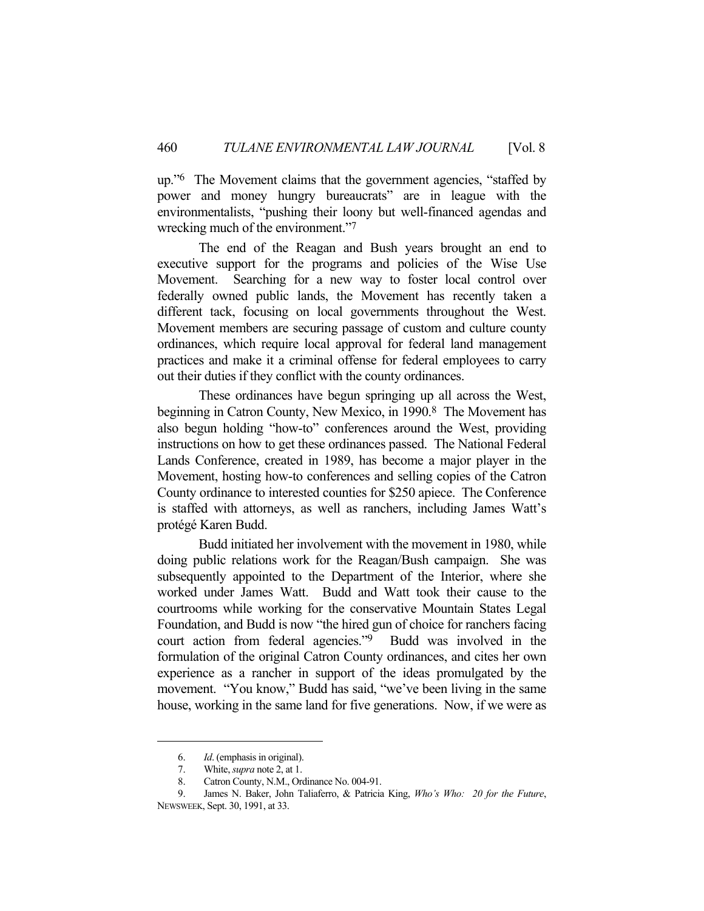up."[6] The Movement claims that the government agencies, "staffed by power and money hungry bureaucrats" are in league with the environmentalists, "pushing their loony but well-financed agendas and wrecking much of the environment."[7]

The end of the Reagan and Bush years brought an end to executive support for the programs and policies of the Wise Use Movement. Searching for a new way to foster local control over federally owned public lands, the Movement has recently taken a different tack, focusing on local governments throughout the West. Movement members are securing passage of custom and culture county ordinances, which require local approval for federal land management practices and make it a criminal offense for federal employees to carry out their duties if they conflict with the county ordinances.

These ordinances have begun springing up all across the West, beginning in Catron County, New Mexico, in 1990.[8] The Movement has also begun holding "how-to" conferences around the West, providing instructions on how to get these ordinances passed. The National Federal Lands Conference, created in 1989, has become a major player in the Movement, hosting how-to conferences and selling copies of the Catron County ordinance to interested counties for $250 apiece. The Conference is staffed with attorneys, as well as ranchers, including James Watt's protégé Karen Budd.

Budd initiated her involvement with the movement in 1980, while doing public relations work for the Reagan/Bush campaign. She was subsequently appointed to the Department of the Interior, where she worked under James Watt. Budd and Watt took their cause to the courtrooms while working for the conservative Mountain States Legal Foundation, and Budd is now "the hired gun of choice for ranchers facing court action from federal agencies."[9] Budd was involved in the formulation of the original Catron County ordinances, and cites her own experience as a rancher in support of the ideas promulgated by the movement. "You know," Budd has said, "we've been living in the same house, working in the same land for five generations. Now, if we were as

---

6. *Id*. (emphasis in original).
7. White, *supra* note 2, at 1.
8. Catron County, N.M., Ordinance No. 004-91.
9. James N. Baker, John Taliaferro, & Patricia King, *Who's Who: 20 for the Future*, NEWSWEEK, Sept. 30, 1991, at 33.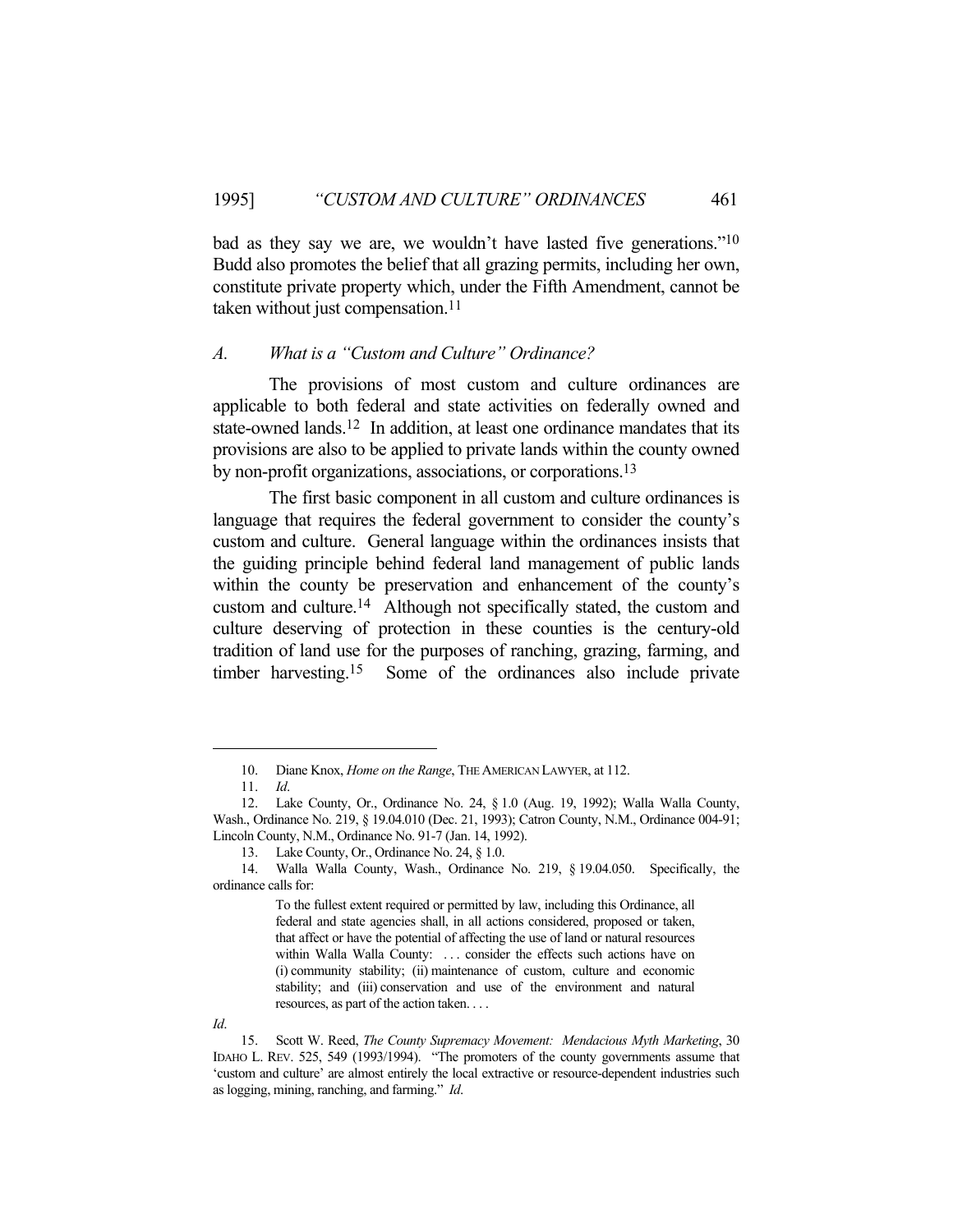bad as they say we are, we wouldn't have lasted five generations."[10] Budd also promotes the belief that all grazing permits, including her own, constitute private property which, under the Fifth Amendment, cannot be taken without just compensation.[11]

### *A. What is a "Custom and Culture" Ordinance?*

The provisions of most custom and culture ordinances are applicable to both federal and state activities on federally owned and state-owned lands.[12] In addition, at least one ordinance mandates that its provisions are also to be applied to private lands within the county owned by non-profit organizations, associations, or corporations.[13]

The first basic component in all custom and culture ordinances is language that requires the federal government to consider the county's custom and culture. General language within the ordinances insists that the guiding principle behind federal land management of public lands within the county be preservation and enhancement of the county's custom and culture.[14] Although not specifically stated, the custom and culture deserving of protection in these counties is the century-old tradition of land use for the purposes of ranching, grazing, farming, and timber harvesting.[15] Some of the ordinances also include private

---

10. Diane Knox, *Home on the Range*, THE AMERICAN LAWYER, at 112.

11. *Id*.

12. Lake County, Or., Ordinance No. 24, § 1.0 (Aug. 19, 1992); Walla Walla County, Wash., Ordinance No. 219, § 19.04.010 (Dec. 21, 1993); Catron County, N.M., Ordinance 004-91; Lincoln County, N.M., Ordinance No. 91-7 (Jan. 14, 1992).

13. Lake County, Or., Ordinance No. 24, § 1.0.

14. Walla Walla County, Wash., Ordinance No. 219, § 19.04.050. Specifically, the ordinance calls for:

> To the fullest extent required or permitted by law, including this Ordinance, all federal and state agencies shall, in all actions considered, proposed or taken, that affect or have the potential of affecting the use of land or natural resources within Walla Walla County: . . . consider the effects such actions have on (i) community stability; (ii) maintenance of custom, culture and economic stability; and (iii) conservation and use of the environment and natural resources, as part of the action taken. . . .

*Id*.

15. Scott W. Reed, *The County Supremacy Movement: Mendacious Myth Marketing*, 30 IDAHO L. REV. 525, 549 (1993/1994). "The promoters of the county governments assume that 'custom and culture' are almost entirely the local extractive or resource-dependent industries such as logging, mining, ranching, and farming." *Id*.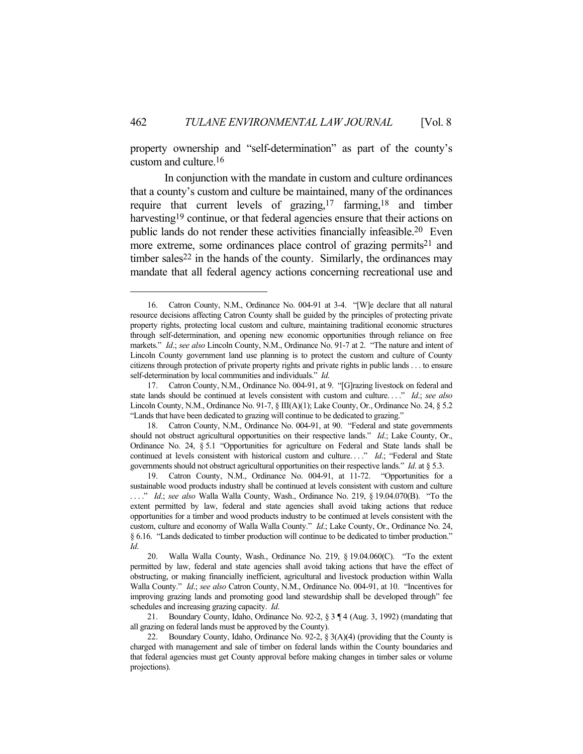property ownership and "self-determination" as part of the county's custom and culture.[16]

In conjunction with the mandate in custom and culture ordinances that a county's custom and culture be maintained, many of the ordinances require that current levels of grazing,[17] farming,[18] and timber harvesting[19] continue, or that federal agencies ensure that their actions on public lands do not render these activities financially infeasible.[20] Even more extreme, some ordinances place control of grazing permits[21] and timber sales[22] in the hands of the county. Similarly, the ordinances may mandate that all federal agency actions concerning recreational use and

---

16. Catron County, N.M., Ordinance No. 004-91 at 3-4. "[W]e declare that all natural resource decisions affecting Catron County shall be guided by the principles of protecting private property rights, protecting local custom and culture, maintaining traditional economic structures through self-determination, and opening new economic opportunities through reliance on free markets." *Id*.; *see also* Lincoln County, N.M., Ordinance No. 91-7 at 2. "The nature and intent of Lincoln County government land use planning is to protect the custom and culture of County citizens through protection of private property rights and private rights in public lands . . . to ensure self-determination by local communities and individuals." *Id*.

17. Catron County, N.M., Ordinance No. 004-91, at 9. "[G]razing livestock on federal and state lands should be continued at levels consistent with custom and culture. . . ." *Id*.; *see also* Lincoln County, N.M., Ordinance No. 91-7, § III(A)(1); Lake County, Or., Ordinance No. 24, § 5.2 "Lands that have been dedicated to grazing will continue to be dedicated to grazing."

18. Catron County, N.M., Ordinance No. 004-91, at 90. "Federal and state governments should not obstruct agricultural opportunities on their respective lands." *Id*.; Lake County, Or., Ordinance No. 24, § 5.1 "Opportunities for agriculture on Federal and State lands shall be continued at levels consistent with historical custom and culture. . . ." *Id*.; "Federal and State governments should not obstruct agricultural opportunities on their respective lands." *Id*. at § 5.3.

19. Catron County, N.M., Ordinance No. 004-91, at 11-72. "Opportunities for a sustainable wood products industry shall be continued at levels consistent with custom and culture . . . ." *Id*.; *see also* Walla Walla County, Wash., Ordinance No. 219, § 19.04.070(B). "To the extent permitted by law, federal and state agencies shall avoid taking actions that reduce opportunities for a timber and wood products industry to be continued at levels consistent with the custom, culture and economy of Walla Walla County." *Id*.; Lake County, Or., Ordinance No. 24, § 6.16. "Lands dedicated to timber production will continue to be dedicated to timber production." *Id*.

20. Walla Walla County, Wash., Ordinance No. 219, § 19.04.060(C). "To the extent permitted by law, federal and state agencies shall avoid taking actions that have the effect of obstructing, or making financially inefficient, agricultural and livestock production within Walla Walla County." *Id*.; *see also* Catron County, N.M., Ordinance No. 004-91, at 10. "Incentives for improving grazing lands and promoting good land stewardship shall be developed through" fee schedules and increasing grazing capacity. *Id*.

21. Boundary County, Idaho, Ordinance No. 92-2, § 3 ¶ 4 (Aug. 3, 1992) (mandating that all grazing on federal lands must be approved by the County).

22. Boundary County, Idaho, Ordinance No. 92-2, § 3(A)(4) (providing that the County is charged with management and sale of timber on federal lands within the County boundaries and that federal agencies must get County approval before making changes in timber sales or volume projections).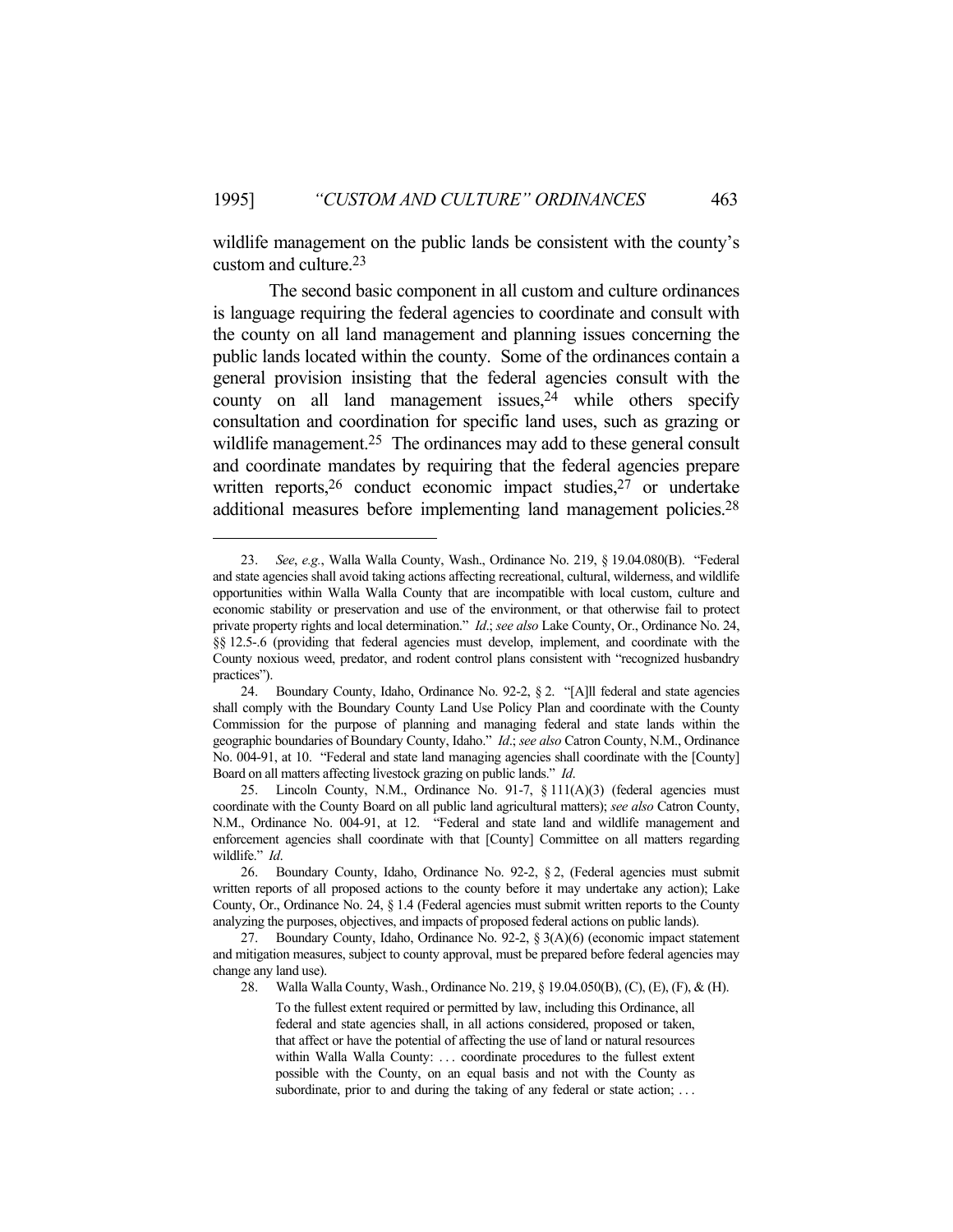wildlife management on the public lands be consistent with the county's custom and culture.[23]

The second basic component in all custom and culture ordinances is language requiring the federal agencies to coordinate and consult with the county on all land management and planning issues concerning the public lands located within the county. Some of the ordinances contain a general provision insisting that the federal agencies consult with the county on all land management issues,[24] while others specify consultation and coordination for specific land uses, such as grazing or wildlife management.[25] The ordinances may add to these general consult and coordinate mandates by requiring that the federal agencies prepare written reports,[26] conduct economic impact studies,[27] or undertake additional measures before implementing land management policies.[28]

---

23. *See*, *e.g.*, Walla Walla County, Wash., Ordinance No. 219, § 19.04.080(B). "Federal and state agencies shall avoid taking actions affecting recreational, cultural, wilderness, and wildlife opportunities within Walla Walla County that are incompatible with local custom, culture and economic stability or preservation and use of the environment, or that otherwise fail to protect private property rights and local determination." *Id*.; *see also* Lake County, Or., Ordinance No. 24, §§ 12.5-.6 (providing that federal agencies must develop, implement, and coordinate with the County noxious weed, predator, and rodent control plans consistent with "recognized husbandry practices").

24. Boundary County, Idaho, Ordinance No. 92-2, § 2. "[A]ll federal and state agencies shall comply with the Boundary County Land Use Policy Plan and coordinate with the County Commission for the purpose of planning and managing federal and state lands within the geographic boundaries of Boundary County, Idaho." *Id*.; *see also* Catron County, N.M., Ordinance No. 004-91, at 10. "Federal and state land managing agencies shall coordinate with the [County] Board on all matters affecting livestock grazing on public lands." *Id*.

25. Lincoln County, N.M., Ordinance No. 91-7, § 111(A)(3) (federal agencies must coordinate with the County Board on all public land agricultural matters); *see also* Catron County, N.M., Ordinance No. 004-91, at 12. "Federal and state land and wildlife management and enforcement agencies shall coordinate with that [County] Committee on all matters regarding wildlife." *Id*.

26. Boundary County, Idaho, Ordinance No. 92-2, § 2, (Federal agencies must submit written reports of all proposed actions to the county before it may undertake any action); Lake County, Or., Ordinance No. 24, § 1.4 (Federal agencies must submit written reports to the County analyzing the purposes, objectives, and impacts of proposed federal actions on public lands).

27. Boundary County, Idaho, Ordinance No. 92-2, § 3(A)(6) (economic impact statement and mitigation measures, subject to county approval, must be prepared before federal agencies may change any land use).

28. Walla Walla County, Wash., Ordinance No. 219, § 19.04.050(B), (C), (E), (F), & (H).

> To the fullest extent required or permitted by law, including this Ordinance, all federal and state agencies shall, in all actions considered, proposed or taken, that affect or have the potential of affecting the use of land or natural resources within Walla Walla County: . . . coordinate procedures to the fullest extent possible with the County, on an equal basis and not with the County as subordinate, prior to and during the taking of any federal or state action; . . .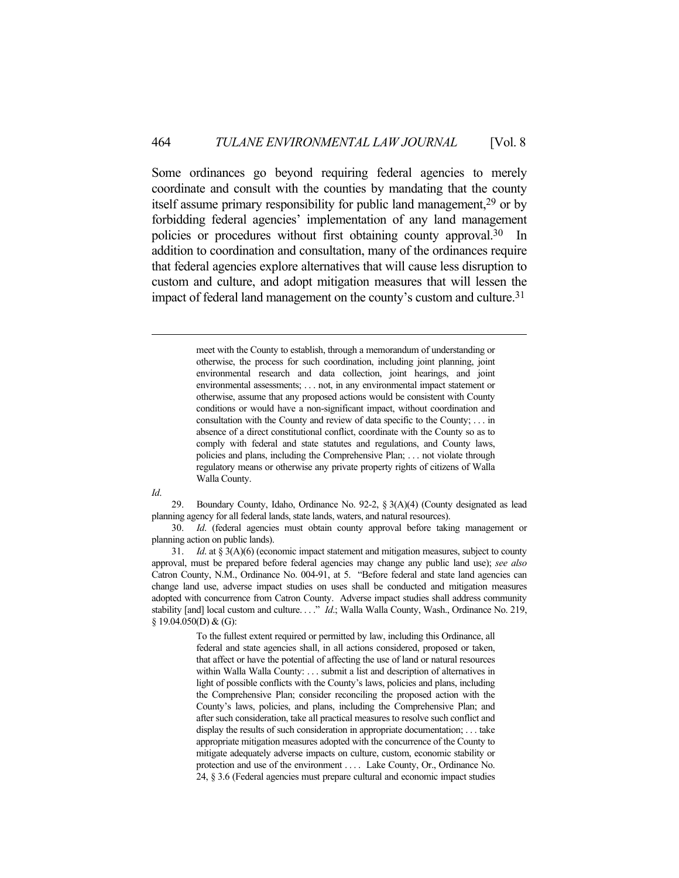Some ordinances go beyond requiring federal agencies to merely coordinate and consult with the counties by mandating that the county itself assume primary responsibility for public land management,[29] or by forbidding federal agencies' implementation of any land management policies or procedures without first obtaining county approval.[30] In addition to coordination and consultation, many of the ordinances require that federal agencies explore alternatives that will cause less disruption to custom and culture, and adopt mitigation measures that will lessen the impact of federal land management on the county's custom and culture.[31]

---

> meet with the County to establish, through a memorandum of understanding or otherwise, the process for such coordination, including joint planning, joint environmental research and data collection, joint hearings, and joint environmental assessments; . . . not, in any environmental impact statement or otherwise, assume that any proposed actions would be consistent with County conditions or would have a non-significant impact, without coordination and consultation with the County and review of data specific to the County; . . . in absence of a direct constitutional conflict, coordinate with the County so as to comply with federal and state statutes and regulations, and County laws, policies and plans, including the Comprehensive Plan; . . . not violate through regulatory means or otherwise any private property rights of citizens of Walla Walla County.

*Id*.

29. Boundary County, Idaho, Ordinance No. 92-2, § 3(A)(4) (County designated as lead planning agency for all federal lands, state lands, waters, and natural resources).

30. *Id*. (federal agencies must obtain county approval before taking management or planning action on public lands).

31. *Id*. at § 3(A)(6) (economic impact statement and mitigation measures, subject to county approval, must be prepared before federal agencies may change any public land use); *see also* Catron County, N.M., Ordinance No. 004-91, at 5. "Before federal and state land agencies can change land use, adverse impact studies on uses shall be conducted and mitigation measures adopted with concurrence from Catron County. Adverse impact studies shall address community stability [and] local custom and culture. . . ." *Id*.; Walla Walla County, Wash., Ordinance No. 219, § 19.04.050(D) & (G):

> To the fullest extent required or permitted by law, including this Ordinance, all federal and state agencies shall, in all actions considered, proposed or taken, that affect or have the potential of affecting the use of land or natural resources within Walla Walla County: . . . submit a list and description of alternatives in light of possible conflicts with the County's laws, policies and plans, including the Comprehensive Plan; consider reconciling the proposed action with the County's laws, policies, and plans, including the Comprehensive Plan; and after such consideration, take all practical measures to resolve such conflict and display the results of such consideration in appropriate documentation; . . . take appropriate mitigation measures adopted with the concurrence of the County to mitigate adequately adverse impacts on culture, custom, economic stability or protection and use of the environment . . . . Lake County, Or., Ordinance No. 24, § 3.6 (Federal agencies must prepare cultural and economic impact studies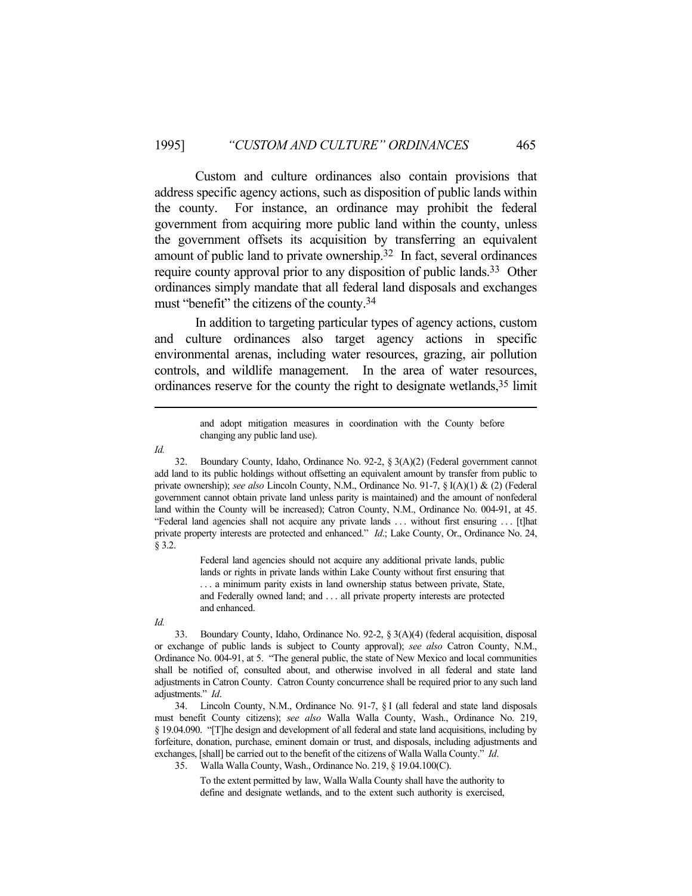Custom and culture ordinances also contain provisions that address specific agency actions, such as disposition of public lands within the county. For instance, an ordinance may prohibit the federal government from acquiring more public land within the county, unless the government offsets its acquisition by transferring an equivalent amount of public land to private ownership.[32] In fact, several ordinances require county approval prior to any disposition of public lands.[33] Other ordinances simply mandate that all federal land disposals and exchanges must "benefit" the citizens of the county.[34]

In addition to targeting particular types of agency actions, custom and culture ordinances also target agency actions in specific environmental arenas, including water resources, grazing, air pollution controls, and wildlife management. In the area of water resources, ordinances reserve for the county the right to designate wetlands,[35] limit

---

> and adopt mitigation measures in coordination with the County before changing any public land use).

*Id.*

32. Boundary County, Idaho, Ordinance No. 92-2, § 3(A)(2) (Federal government cannot add land to its public holdings without offsetting an equivalent amount by transfer from public to private ownership); *see also* Lincoln County, N.M., Ordinance No. 91-7, § I(A)(1) & (2) (Federal government cannot obtain private land unless parity is maintained) and the amount of nonfederal land within the County will be increased); Catron County, N.M., Ordinance No. 004-91, at 45. "Federal land agencies shall not acquire any private lands . . . without first ensuring . . . [t]hat private property interests are protected and enhanced." *Id*.; Lake County, Or., Ordinance No. 24, § 3.2.

> Federal land agencies should not acquire any additional private lands, public lands or rights in private lands within Lake County without first ensuring that . . . a minimum parity exists in land ownership status between private, State, and Federally owned land; and . . . all private property interests are protected and enhanced.

*Id.*

33. Boundary County, Idaho, Ordinance No. 92-2, § 3(A)(4) (federal acquisition, disposal or exchange of public lands is subject to County approval); *see also* Catron County, N.M., Ordinance No. 004-91, at 5. "The general public, the state of New Mexico and local communities shall be notified of, consulted about, and otherwise involved in all federal and state land adjustments in Catron County. Catron County concurrence shall be required prior to any such land adjustments." *Id*.

34. Lincoln County, N.M., Ordinance No. 91-7, § I (all federal and state land disposals must benefit County citizens); *see also* Walla Walla County, Wash., Ordinance No. 219, § 19.04.090. "[T]he design and development of all federal and state land acquisitions, including by forfeiture, donation, purchase, eminent domain or trust, and disposals, including adjustments and exchanges, [shall] be carried out to the benefit of the citizens of Walla Walla County." *Id*.

35. Walla Walla County, Wash., Ordinance No. 219, § 19.04.100(C).

> To the extent permitted by law, Walla Walla County shall have the authority to define and designate wetlands, and to the extent such authority is exercised,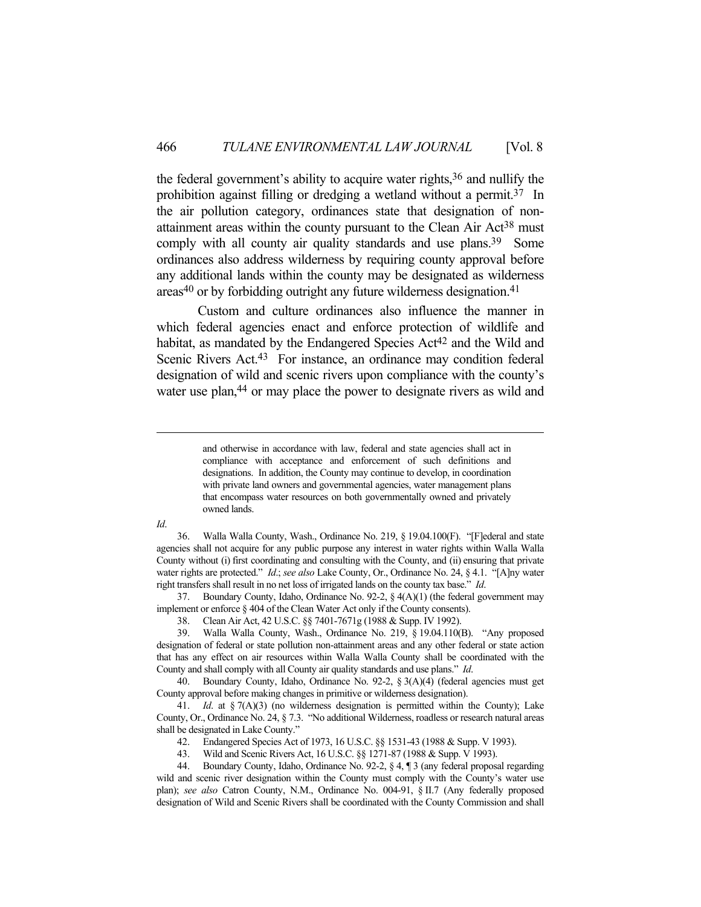the federal government's ability to acquire water rights,[36] and nullify the prohibition against filling or dredging a wetland without a permit.[37] In the air pollution category, ordinances state that designation of non-attainment areas within the county pursuant to the Clean Air Act[38] must comply with all county air quality standards and use plans.[39] Some ordinances also address wilderness by requiring county approval before any additional lands within the county may be designated as wilderness areas[40] or by forbidding outright any future wilderness designation.[41]

Custom and culture ordinances also influence the manner in which federal agencies enact and enforce protection of wildlife and habitat, as mandated by the Endangered Species Act[42] and the Wild and Scenic Rivers Act.[43] For instance, an ordinance may condition federal designation of wild and scenic rivers upon compliance with the county's water use plan,[44] or may place the power to designate rivers as wild and

---

> and otherwise in accordance with law, federal and state agencies shall act in compliance with acceptance and enforcement of such definitions and designations. In addition, the County may continue to develop, in coordination with private land owners and governmental agencies, water management plans that encompass water resources on both governmentally owned and privately owned lands.

*Id*.

36. Walla Walla County, Wash., Ordinance No. 219, § 19.04.100(F). "[F]ederal and state agencies shall not acquire for any public purpose any interest in water rights within Walla Walla County without (i) first coordinating and consulting with the County, and (ii) ensuring that private water rights are protected." *Id*.; *see also* Lake County, Or., Ordinance No. 24, § 4.1. "[A]ny water right transfers shall result in no net loss of irrigated lands on the county tax base." *Id*.

37. Boundary County, Idaho, Ordinance No. 92-2, § 4(A)(1) (the federal government may implement or enforce § 404 of the Clean Water Act only if the County consents).

38. Clean Air Act, 42 U.S.C. §§ 7401-7671g (1988 & Supp. IV 1992).

39. Walla Walla County, Wash., Ordinance No. 219, § 19.04.110(B). "Any proposed designation of federal or state pollution non-attainment areas and any other federal or state action that has any effect on air resources within Walla Walla County shall be coordinated with the County and shall comply with all County air quality standards and use plans." *Id*.

40. Boundary County, Idaho, Ordinance No. 92-2, § 3(A)(4) (federal agencies must get County approval before making changes in primitive or wilderness designation).

41. *Id*. at § 7(A)(3) (no wilderness designation is permitted within the County); Lake County, Or., Ordinance No. 24, § 7.3. "No additional Wilderness, roadless or research natural areas shall be designated in Lake County."

42. Endangered Species Act of 1973, 16 U.S.C. §§ 1531-43 (1988 & Supp. V 1993).

43. Wild and Scenic Rivers Act, 16 U.S.C. §§ 1271-87 (1988 & Supp. V 1993).

44. Boundary County, Idaho, Ordinance No. 92-2, § 4, ¶ 3 (any federal proposal regarding wild and scenic river designation within the County must comply with the County's water use plan); *see also* Catron County, N.M., Ordinance No. 004-91, § II.7 (Any federally proposed designation of Wild and Scenic Rivers shall be coordinated with the County Commission and shall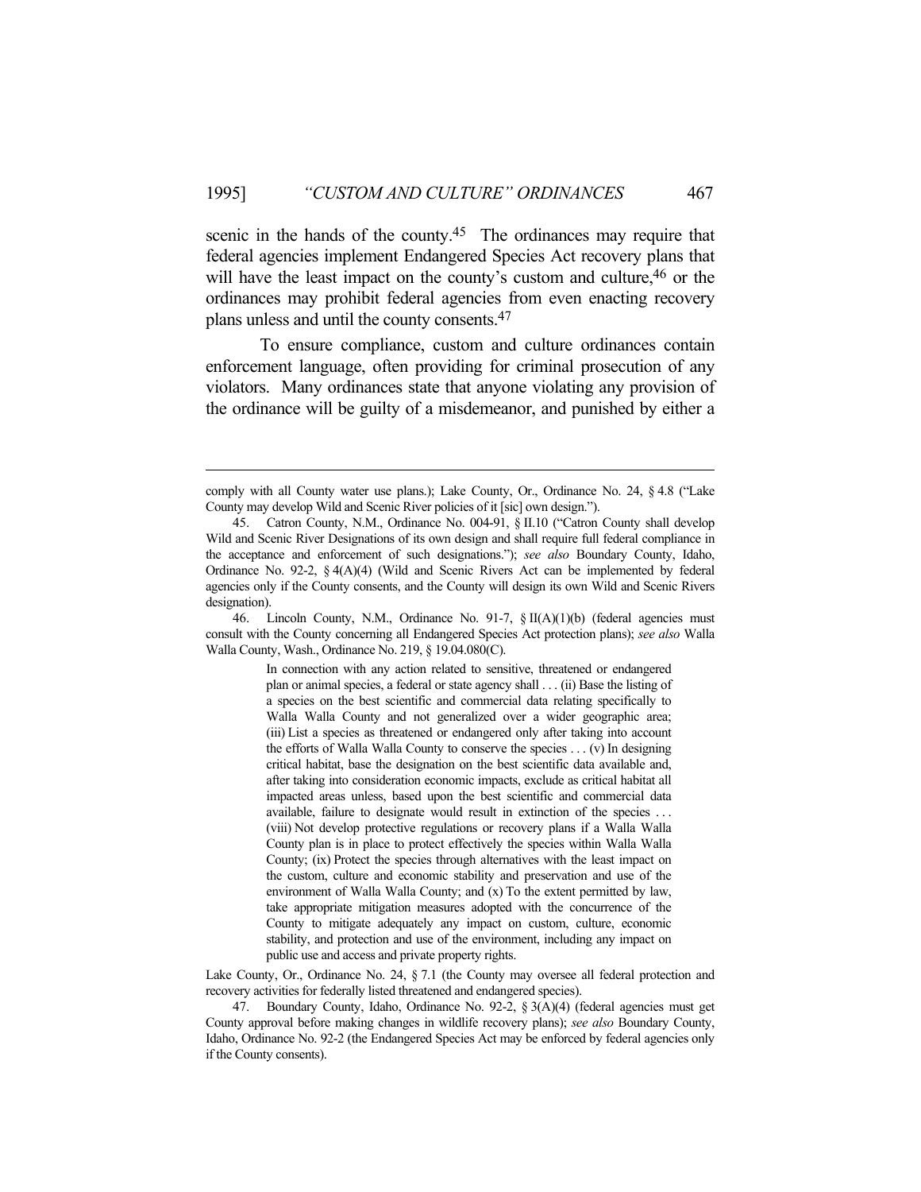scenic in the hands of the county.[45] The ordinances may require that federal agencies implement Endangered Species Act recovery plans that will have the least impact on the county's custom and culture,[46] or the ordinances may prohibit federal agencies from even enacting recovery plans unless and until the county consents.[47]

To ensure compliance, custom and culture ordinances contain enforcement language, often providing for criminal prosecution of any violators. Many ordinances state that anyone violating any provision of the ordinance will be guilty of a misdemeanor, and punished by either a

---

comply with all County water use plans.); Lake County, Or., Ordinance No. 24, § 4.8 ("Lake County may develop Wild and Scenic River policies of it [sic] own design.").

45. Catron County, N.M., Ordinance No. 004-91, § II.10 ("Catron County shall develop Wild and Scenic River Designations of its own design and shall require full federal compliance in the acceptance and enforcement of such designations."); *see also* Boundary County, Idaho, Ordinance No. 92-2, § 4(A)(4) (Wild and Scenic Rivers Act can be implemented by federal agencies only if the County consents, and the County will design its own Wild and Scenic Rivers designation).

46. Lincoln County, N.M., Ordinance No. 91-7, § II(A)(1)(b) (federal agencies must consult with the County concerning all Endangered Species Act protection plans); *see also* Walla Walla County, Wash., Ordinance No. 219, § 19.04.080(C).

> In connection with any action related to sensitive, threatened or endangered plan or animal species, a federal or state agency shall . . . (ii) Base the listing of a species on the best scientific and commercial data relating specifically to Walla Walla County and not generalized over a wider geographic area; (iii) List a species as threatened or endangered only after taking into account the efforts of Walla Walla County to conserve the species . . . (v) In designing critical habitat, base the designation on the best scientific data available and, after taking into consideration economic impacts, exclude as critical habitat all impacted areas unless, based upon the best scientific and commercial data available, failure to designate would result in extinction of the species . . . (viii) Not develop protective regulations or recovery plans if a Walla Walla County plan is in place to protect effectively the species within Walla Walla County; (ix) Protect the species through alternatives with the least impact on the custom, culture and economic stability and preservation and use of the environment of Walla Walla County; and (x) To the extent permitted by law, take appropriate mitigation measures adopted with the concurrence of the County to mitigate adequately any impact on custom, culture, economic stability, and protection and use of the environment, including any impact on public use and access and private property rights.

Lake County, Or., Ordinance No. 24, § 7.1 (the County may oversee all federal protection and recovery activities for federally listed threatened and endangered species).

47. Boundary County, Idaho, Ordinance No. 92-2, § 3(A)(4) (federal agencies must get County approval before making changes in wildlife recovery plans); *see also* Boundary County, Idaho, Ordinance No. 92-2 (the Endangered Species Act may be enforced by federal agencies only if the County consents).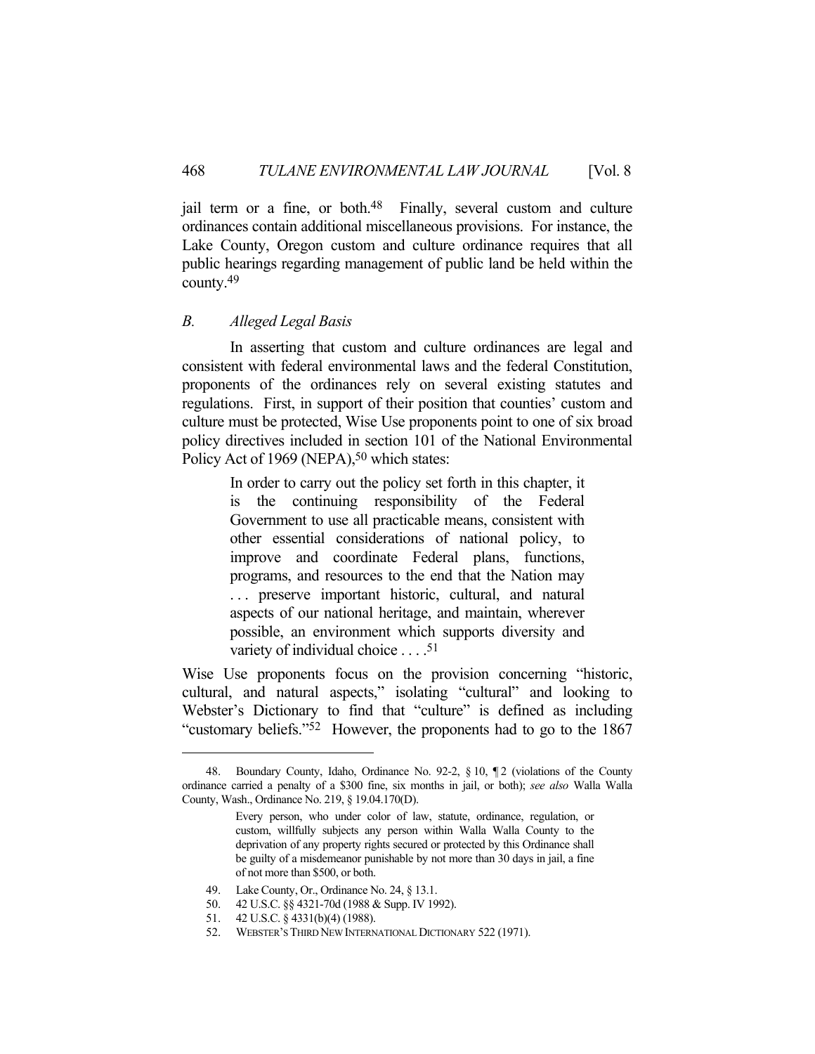jail term or a fine, or both.[48] Finally, several custom and culture ordinances contain additional miscellaneous provisions. For instance, the Lake County, Oregon custom and culture ordinance requires that all public hearings regarding management of public land be held within the county.[49]

### *B. Alleged Legal Basis*

In asserting that custom and culture ordinances are legal and consistent with federal environmental laws and the federal Constitution, proponents of the ordinances rely on several existing statutes and regulations. First, in support of their position that counties' custom and culture must be protected, Wise Use proponents point to one of six broad policy directives included in section 101 of the National Environmental Policy Act of 1969 (NEPA),[50] which states:

> In order to carry out the policy set forth in this chapter, it is the continuing responsibility of the Federal Government to use all practicable means, consistent with other essential considerations of national policy, to improve and coordinate Federal plans, functions, programs, and resources to the end that the Nation may . . . preserve important historic, cultural, and natural aspects of our national heritage, and maintain, wherever possible, an environment which supports diversity and variety of individual choice . . . .[51]

Wise Use proponents focus on the provision concerning "historic, cultural, and natural aspects," isolating "cultural" and looking to Webster's Dictionary to find that "culture" is defined as including "customary beliefs."[52] However, the proponents had to go to the 1867

---

48. Boundary County, Idaho, Ordinance No. 92-2, § 10, ¶ 2 (violations of the County ordinance carried a penalty of a $300 fine, six months in jail, or both); *see also* Walla Walla County, Wash., Ordinance No. 219, § 19.04.170(D).

> Every person, who under color of law, statute, ordinance, regulation, or custom, willfully subjects any person within Walla Walla County to the deprivation of any property rights secured or protected by this Ordinance shall be guilty of a misdemeanor punishable by not more than 30 days in jail, a fine of not more than $500, or both.

49. Lake County, Or., Ordinance No. 24, § 13.1.

50. 42 U.S.C. §§ 4321-70d (1988 & Supp. IV 1992).

51. 42 U.S.C. § 4331(b)(4) (1988).

52. WEBSTER'S THIRD NEW INTERNATIONAL DICTIONARY 522 (1971).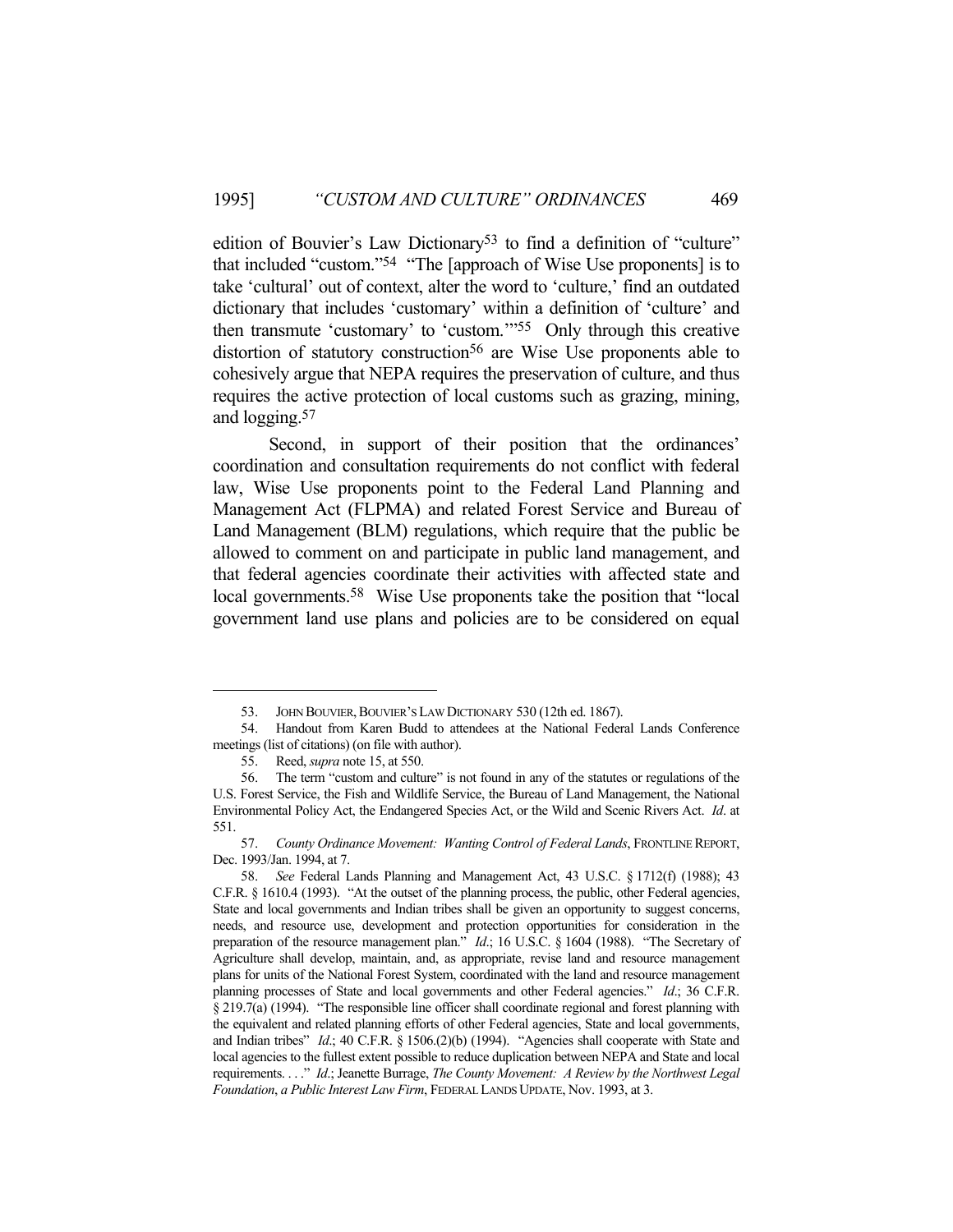edition of Bouvier's Law Dictionary[53] to find a definition of "culture" that included "custom."[54] "The [approach of Wise Use proponents] is to take 'cultural' out of context, alter the word to 'culture,' find an outdated dictionary that includes 'customary' within a definition of 'culture' and then transmute 'customary' to 'custom.'"[55] Only through this creative distortion of statutory construction[56] are Wise Use proponents able to cohesively argue that NEPA requires the preservation of culture, and thus requires the active protection of local customs such as grazing, mining, and logging.[57]

Second, in support of their position that the ordinances' coordination and consultation requirements do not conflict with federal law, Wise Use proponents point to the Federal Land Planning and Management Act (FLPMA) and related Forest Service and Bureau of Land Management (BLM) regulations, which require that the public be allowed to comment on and participate in public land management, and that federal agencies coordinate their activities with affected state and local governments.[58] Wise Use proponents take the position that "local government land use plans and policies are to be considered on equal

---

53. JOHN BOUVIER, BOUVIER'S LAW DICTIONARY 530 (12th ed. 1867).

54. Handout from Karen Budd to attendees at the National Federal Lands Conference meetings (list of citations) (on file with author).

55. Reed, *supra* note 15, at 550.

56. The term "custom and culture" is not found in any of the statutes or regulations of the U.S. Forest Service, the Fish and Wildlife Service, the Bureau of Land Management, the National Environmental Policy Act, the Endangered Species Act, or the Wild and Scenic Rivers Act. *Id*. at 551.

57. *County Ordinance Movement: Wanting Control of Federal Lands*, FRONTLINE REPORT, Dec. 1993/Jan. 1994, at 7.

58. *See* Federal Lands Planning and Management Act, 43 U.S.C. § 1712(f) (1988); 43 C.F.R. § 1610.4 (1993). "At the outset of the planning process, the public, other Federal agencies, State and local governments and Indian tribes shall be given an opportunity to suggest concerns, needs, and resource use, development and protection opportunities for consideration in the preparation of the resource management plan." *Id*.; 16 U.S.C. § 1604 (1988). "The Secretary of Agriculture shall develop, maintain, and, as appropriate, revise land and resource management plans for units of the National Forest System, coordinated with the land and resource management planning processes of State and local governments and other Federal agencies." *Id*.; 36 C.F.R. § 219.7(a) (1994). "The responsible line officer shall coordinate regional and forest planning with the equivalent and related planning efforts of other Federal agencies, State and local governments, and Indian tribes" *Id*.; 40 C.F.R. § 1506.(2)(b) (1994). "Agencies shall cooperate with State and local agencies to the fullest extent possible to reduce duplication between NEPA and State and local requirements. . . ." *Id*.; Jeanette Burrage, *The County Movement: A Review by the Northwest Legal Foundation*, *a Public Interest Law Firm*, FEDERAL LANDS UPDATE, Nov. 1993, at 3.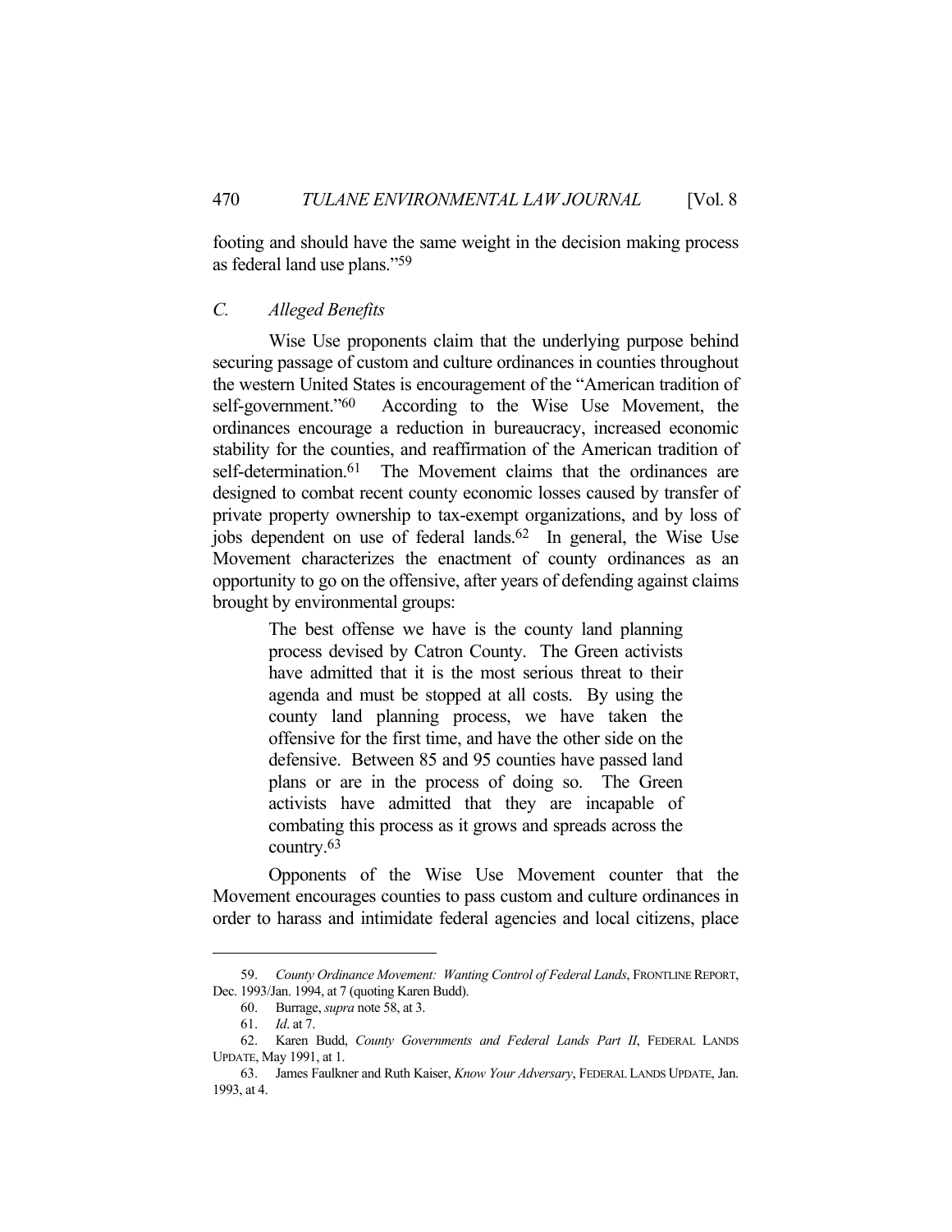footing and should have the same weight in the decision making process as federal land use plans."[59]

### C. *Alleged Benefits*

Wise Use proponents claim that the underlying purpose behind securing passage of custom and culture ordinances in counties throughout the western United States is encouragement of the "American tradition of self-government."[60] According to the Wise Use Movement, the ordinances encourage a reduction in bureaucracy, increased economic stability for the counties, and reaffirmation of the American tradition of self-determination.[61] The Movement claims that the ordinances are designed to combat recent county economic losses caused by transfer of private property ownership to tax-exempt organizations, and by loss of jobs dependent on use of federal lands.[62] In general, the Wise Use Movement characterizes the enactment of county ordinances as an opportunity to go on the offensive, after years of defending against claims brought by environmental groups:

> The best offense we have is the county land planning process devised by Catron County. The Green activists have admitted that it is the most serious threat to their agenda and must be stopped at all costs. By using the county land planning process, we have taken the offensive for the first time, and have the other side on the defensive. Between 85 and 95 counties have passed land plans or are in the process of doing so. The Green activists have admitted that they are incapable of combating this process as it grows and spreads across the country.[63]

Opponents of the Wise Use Movement counter that the Movement encourages counties to pass custom and culture ordinances in order to harass and intimidate federal agencies and local citizens, place

---

59. *County Ordinance Movement: Wanting Control of Federal Lands*, FRONTLINE REPORT, Dec. 1993/Jan. 1994, at 7 (quoting Karen Budd).

60. Burrage, *supra* note 58, at 3.

61. *Id*. at 7.

62. Karen Budd, *County Governments and Federal Lands Part II*, FEDERAL LANDS UPDATE, May 1991, at 1.

63. James Faulkner and Ruth Kaiser, *Know Your Adversary*, FEDERAL LANDS UPDATE, Jan. 1993, at 4.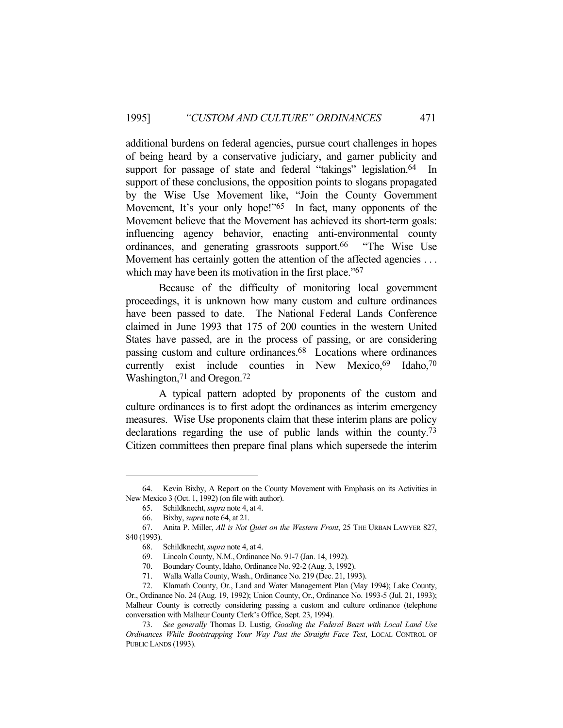additional burdens on federal agencies, pursue court challenges in hopes of being heard by a conservative judiciary, and garner publicity and support for passage of state and federal "takings" legislation.[64] In support of these conclusions, the opposition points to slogans propagated by the Wise Use Movement like, "Join the County Government Movement, It's your only hope!"[65] In fact, many opponents of the Movement believe that the Movement has achieved its short-term goals: influencing agency behavior, enacting anti-environmental county ordinances, and generating grassroots support.[66] "The Wise Use Movement has certainly gotten the attention of the affected agencies . . . which may have been its motivation in the first place."[67]

Because of the difficulty of monitoring local government proceedings, it is unknown how many custom and culture ordinances have been passed to date. The National Federal Lands Conference claimed in June 1993 that 175 of 200 counties in the western United States have passed, are in the process of passing, or are considering passing custom and culture ordinances.[68] Locations where ordinances currently exist include counties in New Mexico,[69] Idaho,[70] Washington,[71] and Oregon.[72]

A typical pattern adopted by proponents of the custom and culture ordinances is to first adopt the ordinances as interim emergency measures. Wise Use proponents claim that these interim plans are policy declarations regarding the use of public lands within the county.[73] Citizen committees then prepare final plans which supersede the interim

---

64. Kevin Bixby, A Report on the County Movement with Emphasis on its Activities in New Mexico 3 (Oct. 1, 1992) (on file with author).

65. Schildknecht, *supra* note 4, at 4.

66. Bixby, *supra* note 64, at 21.

67. Anita P. Miller, *All is Not Quiet on the Western Front*, 25 THE URBAN LAWYER 827, 840 (1993).

68. Schildknecht, *supra* note 4, at 4.

69. Lincoln County, N.M., Ordinance No. 91-7 (Jan. 14, 1992).

70. Boundary County, Idaho, Ordinance No. 92-2 (Aug. 3, 1992).

71. Walla Walla County, Wash., Ordinance No. 219 (Dec. 21, 1993).

72. Klamath County, Or., Land and Water Management Plan (May 1994); Lake County, Or., Ordinance No. 24 (Aug. 19, 1992); Union County, Or., Ordinance No. 1993-5 (Jul. 21, 1993); Malheur County is correctly considering passing a custom and culture ordinance (telephone conversation with Malheur County Clerk's Office, Sept. 23, 1994).

73. *See generally* Thomas D. Lustig, *Goading the Federal Beast with Local Land Use Ordinances While Bootstrapping Your Way Past the Straight Face Test*, LOCAL CONTROL OF PUBLIC LANDS (1993).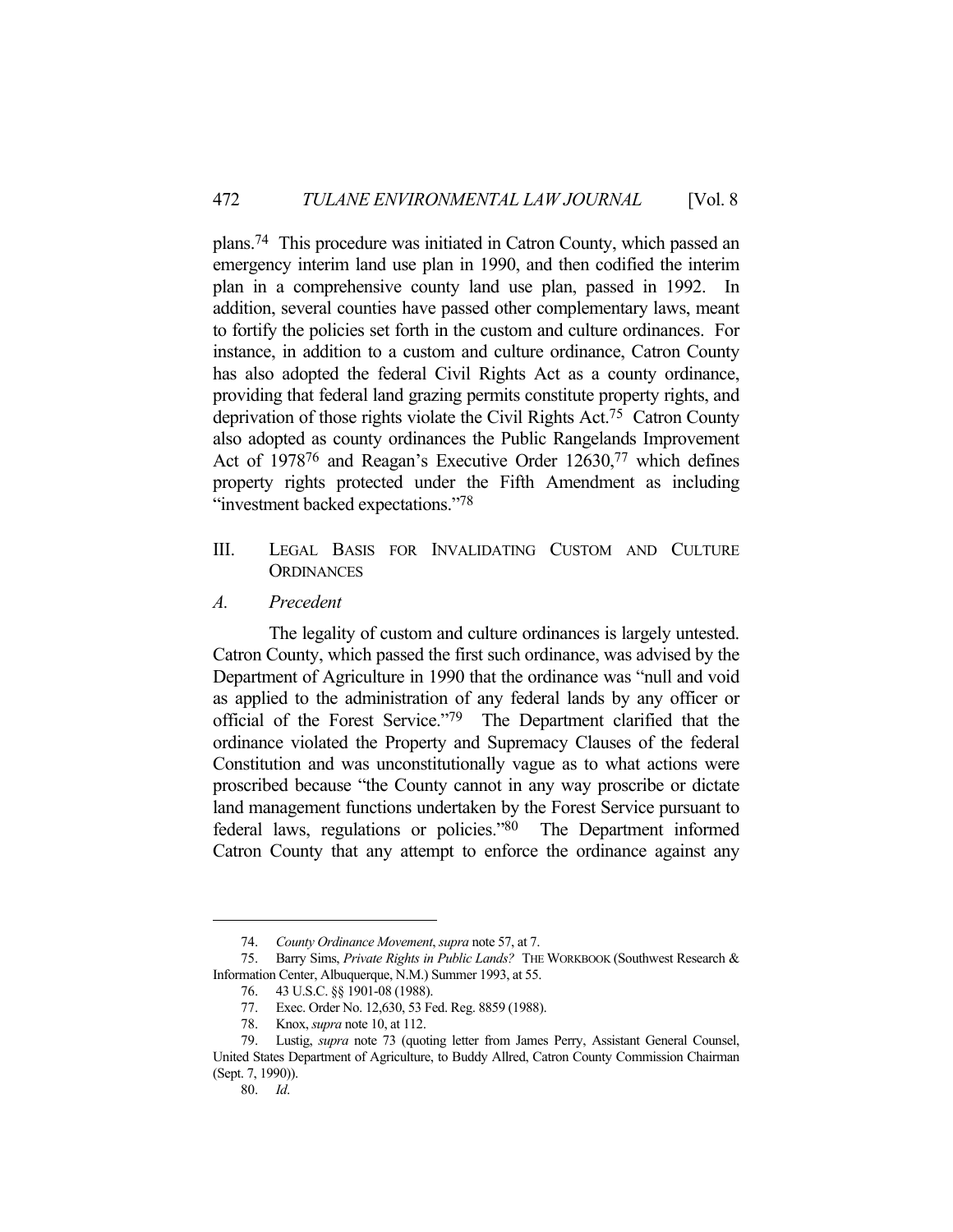plans.[74] This procedure was initiated in Catron County, which passed an emergency interim land use plan in 1990, and then codified the interim plan in a comprehensive county land use plan, passed in 1992. In addition, several counties have passed other complementary laws, meant to fortify the policies set forth in the custom and culture ordinances. For instance, in addition to a custom and culture ordinance, Catron County has also adopted the federal Civil Rights Act as a county ordinance, providing that federal land grazing permits constitute property rights, and deprivation of those rights violate the Civil Rights Act.[75] Catron County also adopted as county ordinances the Public Rangelands Improvement Act of 1978[76] and Reagan's Executive Order 12630,[77] which defines property rights protected under the Fifth Amendment as including "investment backed expectations."[78]

## III. Legal Basis for Invalidating Custom and Culture Ordinances

### *A. Precedent*

The legality of custom and culture ordinances is largely untested. Catron County, which passed the first such ordinance, was advised by the Department of Agriculture in 1990 that the ordinance was "null and void as applied to the administration of any federal lands by any officer or official of the Forest Service."[79] The Department clarified that the ordinance violated the Property and Supremacy Clauses of the federal Constitution and was unconstitutionally vague as to what actions were proscribed because "the County cannot in any way proscribe or dictate land management functions undertaken by the Forest Service pursuant to federal laws, regulations or policies."[80] The Department informed Catron County that any attempt to enforce the ordinance against any

---

74. *County Ordinance Movement*, *supra* note 57, at 7.

75. Barry Sims, *Private Rights in Public Lands?* THE WORKBOOK (Southwest Research & Information Center, Albuquerque, N.M.) Summer 1993, at 55.

76. 43 U.S.C. §§ 1901-08 (1988).

77. Exec. Order No. 12,630, 53 Fed. Reg. 8859 (1988).

78. Knox, *supra* note 10, at 112.

79. Lustig, *supra* note 73 (quoting letter from James Perry, Assistant General Counsel, United States Department of Agriculture, to Buddy Allred, Catron County Commission Chairman (Sept. 7, 1990)).

80. *Id*.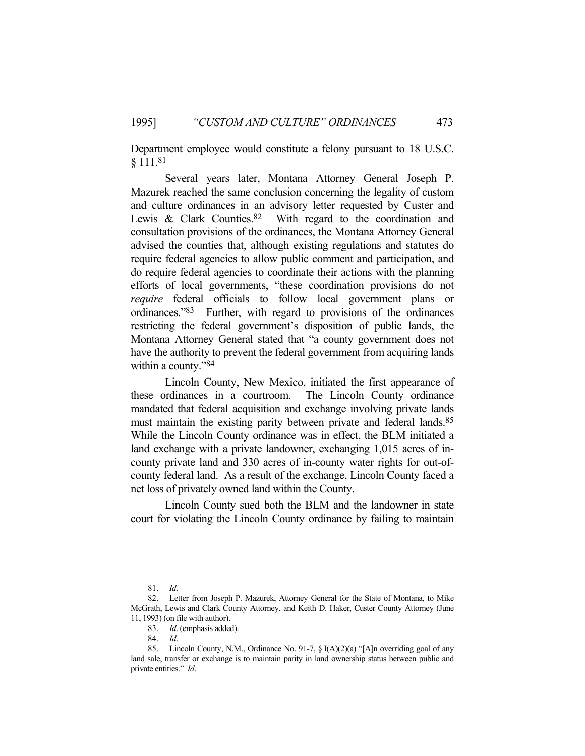Department employee would constitute a felony pursuant to 18 U.S.C. § 111.[81]

Several years later, Montana Attorney General Joseph P. Mazurek reached the same conclusion concerning the legality of custom and culture ordinances in an advisory letter requested by Custer and Lewis & Clark Counties.[82] With regard to the coordination and consultation provisions of the ordinances, the Montana Attorney General advised the counties that, although existing regulations and statutes do require federal agencies to allow public comment and participation, and do require federal agencies to coordinate their actions with the planning efforts of local governments, "these coordination provisions do not *require* federal officials to follow local government plans or ordinances."[83] Further, with regard to provisions of the ordinances restricting the federal government's disposition of public lands, the Montana Attorney General stated that "a county government does not have the authority to prevent the federal government from acquiring lands within a county."[84]

Lincoln County, New Mexico, initiated the first appearance of these ordinances in a courtroom. The Lincoln County ordinance mandated that federal acquisition and exchange involving private lands must maintain the existing parity between private and federal lands.[85] While the Lincoln County ordinance was in effect, the BLM initiated a land exchange with a private landowner, exchanging 1,015 acres of in-county private land and 330 acres of in-county water rights for out-of-county federal land. As a result of the exchange, Lincoln County faced a net loss of privately owned land within the County.

Lincoln County sued both the BLM and the landowner in state court for violating the Lincoln County ordinance by failing to maintain

---

81. *Id*.

82. Letter from Joseph P. Mazurek, Attorney General for the State of Montana, to Mike McGrath, Lewis and Clark County Attorney, and Keith D. Haker, Custer County Attorney (June 11, 1993) (on file with author).

83. *Id*. (emphasis added).

84. *Id*.

85. Lincoln County, N.M., Ordinance No. 91-7, § I(A)(2)(a) "[A]n overriding goal of any land sale, transfer or exchange is to maintain parity in land ownership status between public and private entities." *Id*.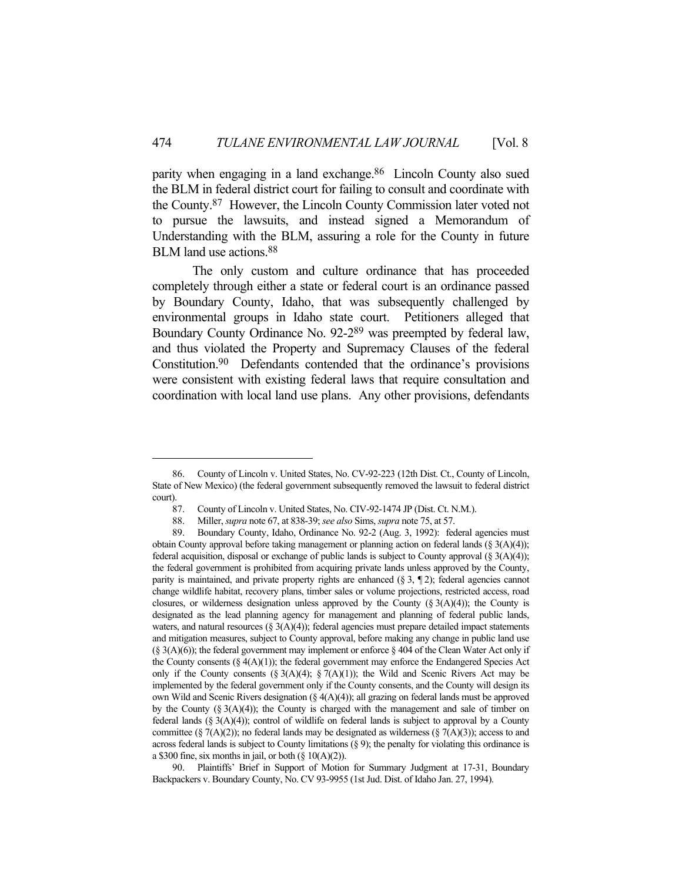parity when engaging in a land exchange.[86] Lincoln County also sued the BLM in federal district court for failing to consult and coordinate with the County.[87] However, the Lincoln County Commission later voted not to pursue the lawsuits, and instead signed a Memorandum of Understanding with the BLM, assuring a role for the County in future BLM land use actions.[88]

The only custom and culture ordinance that has proceeded completely through either a state or federal court is an ordinance passed by Boundary County, Idaho, that was subsequently challenged by environmental groups in Idaho state court. Petitioners alleged that Boundary County Ordinance No. 92-2[89] was preempted by federal law, and thus violated the Property and Supremacy Clauses of the federal Constitution.[90] Defendants contended that the ordinance's provisions were consistent with existing federal laws that require consultation and coordination with local land use plans. Any other provisions, defendants

---

86. County of Lincoln v. United States, No. CV-92-223 (12th Dist. Ct., County of Lincoln, State of New Mexico) (the federal government subsequently removed the lawsuit to federal district court).

87. County of Lincoln v. United States, No. CIV-92-1474 JP (Dist. Ct. N.M.).

88. Miller, *supra* note 67, at 838-39; *see also* Sims, *supra* note 75, at 57.

89. Boundary County, Idaho, Ordinance No. 92-2 (Aug. 3, 1992): federal agencies must obtain County approval before taking management or planning action on federal lands (§ 3(A)(4)); federal acquisition, disposal or exchange of public lands is subject to County approval (§ 3(A)(4)); the federal government is prohibited from acquiring private lands unless approved by the County, parity is maintained, and private property rights are enhanced (§ 3, ¶ 2); federal agencies cannot change wildlife habitat, recovery plans, timber sales or volume projections, restricted access, road closures, or wilderness designation unless approved by the County (§ 3(A)(4)); the County is designated as the lead planning agency for management and planning of federal public lands, waters, and natural resources (§ 3(A)(4)); federal agencies must prepare detailed impact statements and mitigation measures, subject to County approval, before making any change in public land use (§ 3(A)(6)); the federal government may implement or enforce § 404 of the Clean Water Act only if the County consents (§ 4(A)(1)); the federal government may enforce the Endangered Species Act only if the County consents (§ 3(A)(4); § 7(A)(1)); the Wild and Scenic Rivers Act may be implemented by the federal government only if the County consents, and the County will design its own Wild and Scenic Rivers designation (§ 4(A)(4)); all grazing on federal lands must be approved by the County (§ 3(A)(4)); the County is charged with the management and sale of timber on federal lands (§ 3(A)(4)); control of wildlife on federal lands is subject to approval by a County committee (§ 7(A)(2)); no federal lands may be designated as wilderness (§ 7(A)(3)); access to and across federal lands is subject to County limitations (§ 9); the penalty for violating this ordinance is a $300 fine, six months in jail, or both (§ 10(A)(2)).

90. Plaintiffs' Brief in Support of Motion for Summary Judgment at 17-31, Boundary Backpackers v. Boundary County, No. CV 93-9955 (1st Jud. Dist. of Idaho Jan. 27, 1994).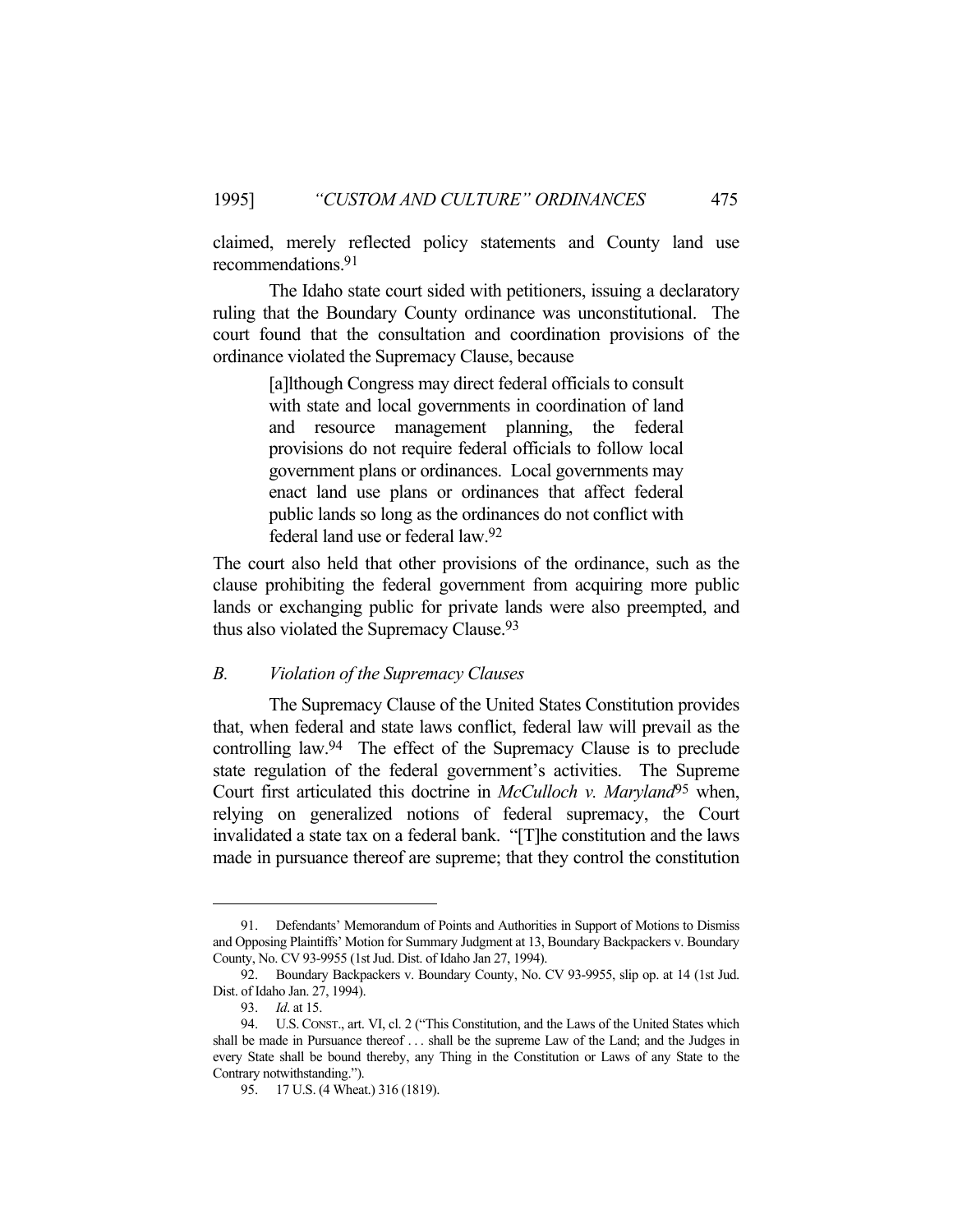claimed, merely reflected policy statements and County land use recommendations.[91]

The Idaho state court sided with petitioners, issuing a declaratory ruling that the Boundary County ordinance was unconstitutional. The court found that the consultation and coordination provisions of the ordinance violated the Supremacy Clause, because

> [a]lthough Congress may direct federal officials to consult with state and local governments in coordination of land and resource management planning, the federal provisions do not require federal officials to follow local government plans or ordinances. Local governments may enact land use plans or ordinances that affect federal public lands so long as the ordinances do not conflict with federal land use or federal law.[92]

The court also held that other provisions of the ordinance, such as the clause prohibiting the federal government from acquiring more public lands or exchanging public for private lands were also preempted, and thus also violated the Supremacy Clause.[93]

### *B. Violation of the Supremacy Clauses*

The Supremacy Clause of the United States Constitution provides that, when federal and state laws conflict, federal law will prevail as the controlling law.[94] The effect of the Supremacy Clause is to preclude state regulation of the federal government's activities. The Supreme Court first articulated this doctrine in *McCulloch v. Maryland*[95] when, relying on generalized notions of federal supremacy, the Court invalidated a state tax on a federal bank. "[T]he constitution and the laws made in pursuance thereof are supreme; that they control the constitution

---

91. Defendants' Memorandum of Points and Authorities in Support of Motions to Dismiss and Opposing Plaintiffs' Motion for Summary Judgment at 13, Boundary Backpackers v. Boundary County, No. CV 93-9955 (1st Jud. Dist. of Idaho Jan 27, 1994).

92. Boundary Backpackers v. Boundary County, No. CV 93-9955, slip op. at 14 (1st Jud. Dist. of Idaho Jan. 27, 1994).

93. *Id*. at 15.

94. U.S. CONST., art. VI, cl. 2 ("This Constitution, and the Laws of the United States which shall be made in Pursuance thereof . . . shall be the supreme Law of the Land; and the Judges in every State shall be bound thereby, any Thing in the Constitution or Laws of any State to the Contrary notwithstanding.").

95. 17 U.S. (4 Wheat.) 316 (1819).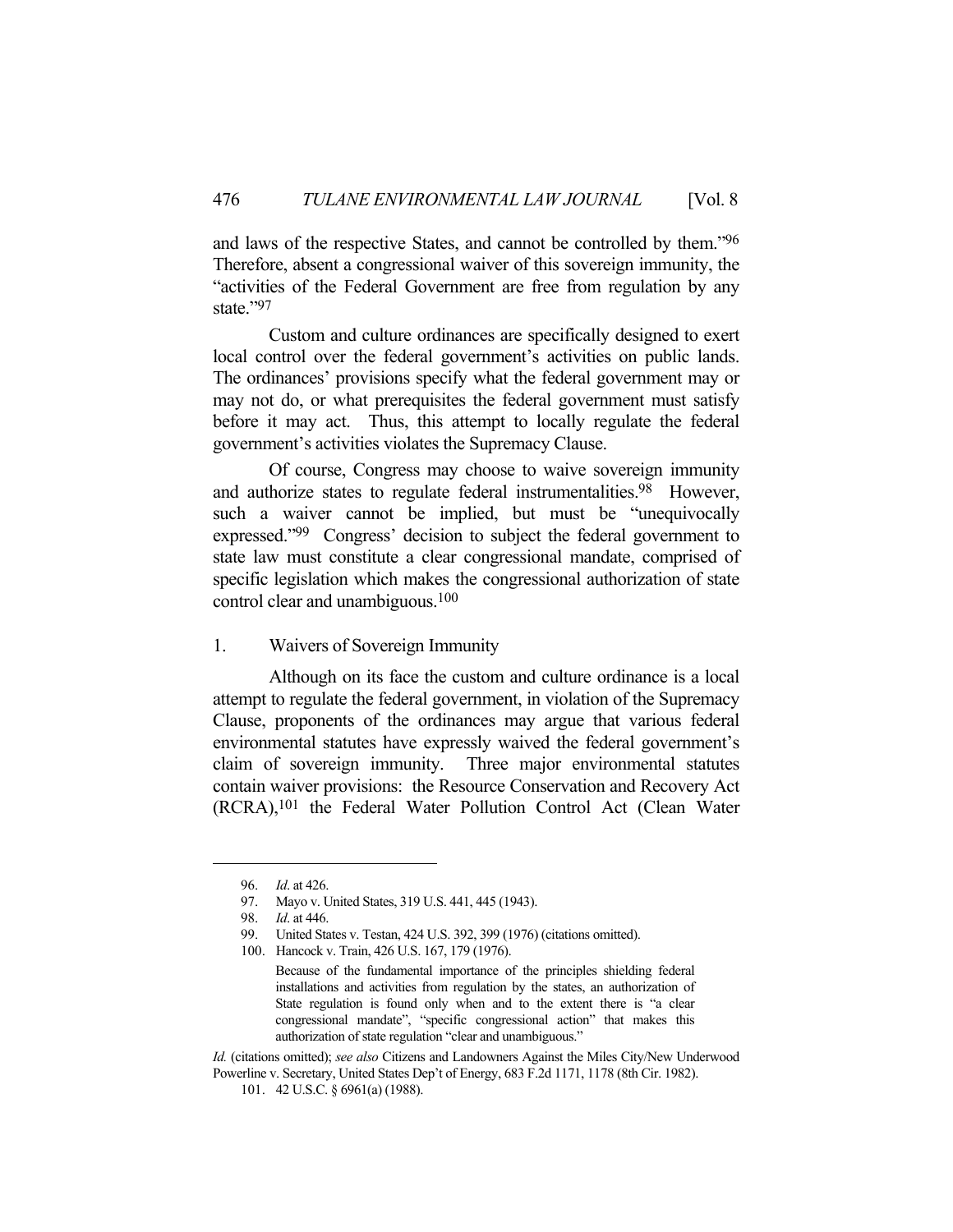and laws of the respective States, and cannot be controlled by them."[96] Therefore, absent a congressional waiver of this sovereign immunity, the "activities of the Federal Government are free from regulation by any state."[97]

Custom and culture ordinances are specifically designed to exert local control over the federal government's activities on public lands. The ordinances' provisions specify what the federal government may or may not do, or what prerequisites the federal government must satisfy before it may act. Thus, this attempt to locally regulate the federal government's activities violates the Supremacy Clause.

Of course, Congress may choose to waive sovereign immunity and authorize states to regulate federal instrumentalities.[98] However, such a waiver cannot be implied, but must be "unequivocally expressed."[99] Congress' decision to subject the federal government to state law must constitute a clear congressional mandate, comprised of specific legislation which makes the congressional authorization of state control clear and unambiguous.[100]

### 1. Waivers of Sovereign Immunity

Although on its face the custom and culture ordinance is a local attempt to regulate the federal government, in violation of the Supremacy Clause, proponents of the ordinances may argue that various federal environmental statutes have expressly waived the federal government's claim of sovereign immunity. Three major environmental statutes contain waiver provisions: the Resource Conservation and Recovery Act (RCRA),[101] the Federal Water Pollution Control Act (Clean Water

---

96. *Id*. at 426.

97. Mayo v. United States, 319 U.S. 441, 445 (1943).

98. *Id*. at 446.

99. United States v. Testan, 424 U.S. 392, 399 (1976) (citations omitted).

100. Hancock v. Train, 426 U.S. 167, 179 (1976).

> Because of the fundamental importance of the principles shielding federal installations and activities from regulation by the states, an authorization of State regulation is found only when and to the extent there is "a clear congressional mandate", "specific congressional action" that makes this authorization of state regulation "clear and unambiguous."

*Id.* (citations omitted); *see also* Citizens and Landowners Against the Miles City/New Underwood Powerline v. Secretary, United States Dep't of Energy, 683 F.2d 1171, 1178 (8th Cir. 1982).

101. 42 U.S.C. § 6961(a) (1988).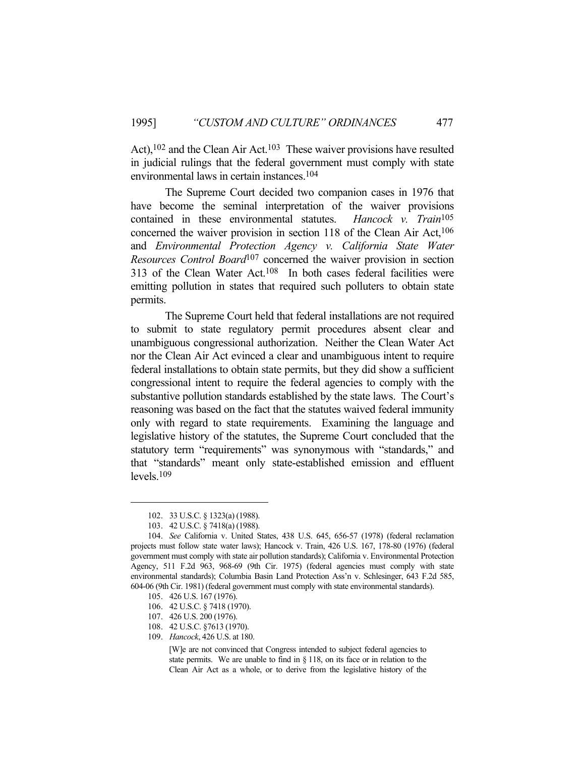Act),[102] and the Clean Air Act.[103] These waiver provisions have resulted in judicial rulings that the federal government must comply with state environmental laws in certain instances.[104]

The Supreme Court decided two companion cases in 1976 that have become the seminal interpretation of the waiver provisions contained in these environmental statutes. *Hancock v. Train*[105] concerned the waiver provision in section 118 of the Clean Air Act,[106] and *Environmental Protection Agency v. California State Water Resources Control Board*[107] concerned the waiver provision in section 313 of the Clean Water Act.[108] In both cases federal facilities were emitting pollution in states that required such polluters to obtain state permits.

The Supreme Court held that federal installations are not required to submit to state regulatory permit procedures absent clear and unambiguous congressional authorization. Neither the Clean Water Act nor the Clean Air Act evinced a clear and unambiguous intent to require federal installations to obtain state permits, but they did show a sufficient congressional intent to require the federal agencies to comply with the substantive pollution standards established by the state laws. The Court's reasoning was based on the fact that the statutes waived federal immunity only with regard to state requirements. Examining the language and legislative history of the statutes, the Supreme Court concluded that the statutory term "requirements" was synonymous with "standards," and that "standards" meant only state-established emission and effluent levels.[109]

---

102. 33 U.S.C. § 1323(a) (1988).

103. 42 U.S.C. § 7418(a) (1988).

104. *See* California v. United States, 438 U.S. 645, 656-57 (1978) (federal reclamation projects must follow state water laws); Hancock v. Train, 426 U.S. 167, 178-80 (1976) (federal government must comply with state air pollution standards); California v. Environmental Protection Agency, 511 F.2d 963, 968-69 (9th Cir. 1975) (federal agencies must comply with state environmental standards); Columbia Basin Land Protection Ass'n v. Schlesinger, 643 F.2d 585, 604-06 (9th Cir. 1981) (federal government must comply with state environmental standards).

105. 426 U.S. 167 (1976).

106. 42 U.S.C. § 7418 (1970).

107. 426 U.S. 200 (1976).

108. 42 U.S.C. §7613 (1970).

109. *Hancock*, 426 U.S. at 180.

> [W]e are not convinced that Congress intended to subject federal agencies to state permits. We are unable to find in § 118, on its face or in relation to the Clean Air Act as a whole, or to derive from the legislative history of the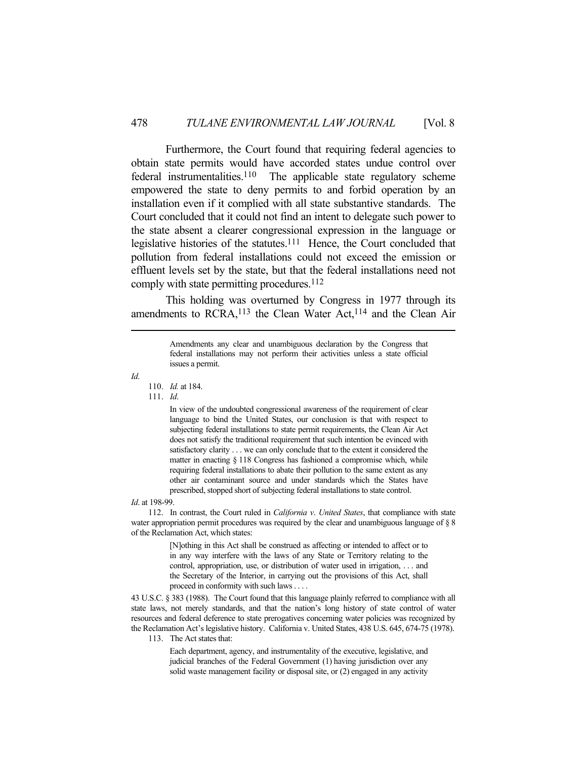Furthermore, the Court found that requiring federal agencies to obtain state permits would have accorded states undue control over federal instrumentalities.[110] The applicable state regulatory scheme empowered the state to deny permits to and forbid operation by an installation even if it complied with all state substantive standards. The Court concluded that it could not find an intent to delegate such power to the state absent a clearer congressional expression in the language or legislative histories of the statutes.[111] Hence, the Court concluded that pollution from federal installations could not exceed the emission or effluent levels set by the state, but that the federal installations need not comply with state permitting procedures.[112]

This holding was overturned by Congress in 1977 through its amendments to RCRA,[113] the Clean Water Act,[114] and the Clean Air

---

> Amendments any clear and unambiguous declaration by the Congress that federal installations may not perform their activities unless a state official issues a permit.

*Id.*

110. *Id.* at 184.

111. *Id.*

> In view of the undoubted congressional awareness of the requirement of clear language to bind the United States, our conclusion is that with respect to subjecting federal installations to state permit requirements, the Clean Air Act does not satisfy the traditional requirement that such intention be evinced with satisfactory clarity . . . we can only conclude that to the extent it considered the matter in enacting § 118 Congress has fashioned a compromise which, while requiring federal installations to abate their pollution to the same extent as any other air contaminant source and under standards which the States have prescribed, stopped short of subjecting federal installations to state control.

*Id*. at 198-99.

112. In contrast, the Court ruled in *California v. United States*, that compliance with state water appropriation permit procedures was required by the clear and unambiguous language of § 8 of the Reclamation Act, which states:

> [N]othing in this Act shall be construed as affecting or intended to affect or to in any way interfere with the laws of any State or Territory relating to the control, appropriation, use, or distribution of water used in irrigation, . . . and the Secretary of the Interior, in carrying out the provisions of this Act, shall proceed in conformity with such laws . . . .

43 U.S.C. § 383 (1988). The Court found that this language plainly referred to compliance with all state laws, not merely standards, and that the nation's long history of state control of water resources and federal deference to state prerogatives concerning water policies was recognized by the Reclamation Act's legislative history. California v. United States, 438 U.S. 645, 674-75 (1978).

113. The Act states that:

> Each department, agency, and instrumentality of the executive, legislative, and judicial branches of the Federal Government (1) having jurisdiction over any solid waste management facility or disposal site, or (2) engaged in any activity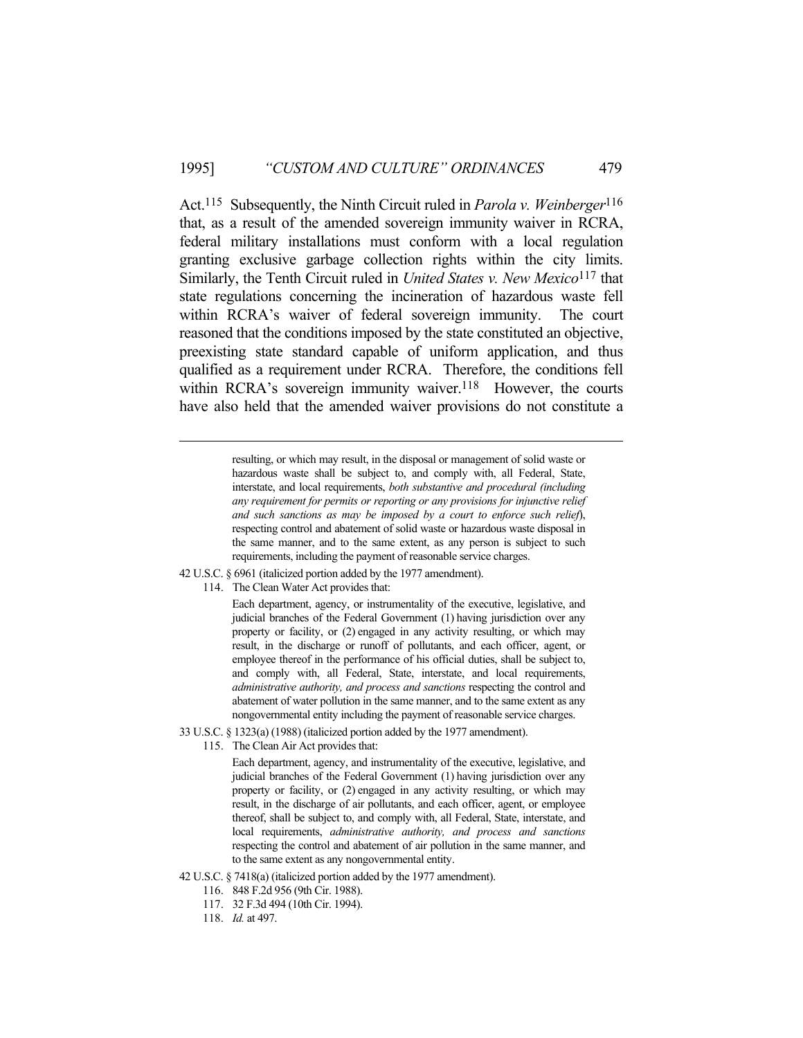Act.[115] Subsequently, the Ninth Circuit ruled in *Parola v. Weinberger*[116] that, as a result of the amended sovereign immunity waiver in RCRA, federal military installations must conform with a local regulation granting exclusive garbage collection rights within the city limits. Similarly, the Tenth Circuit ruled in *United States v. New Mexico*[117] that state regulations concerning the incineration of hazardous waste fell within RCRA's waiver of federal sovereign immunity. The court reasoned that the conditions imposed by the state constituted an objective, preexisting state standard capable of uniform application, and thus qualified as a requirement under RCRA. Therefore, the conditions fell within RCRA's sovereign immunity waiver.[118] However, the courts have also held that the amended waiver provisions do not constitute a

---

> resulting, or which may result, in the disposal or management of solid waste or hazardous waste shall be subject to, and comply with, all Federal, State, interstate, and local requirements, *both substantive and procedural (including any requirement for permits or reporting or any provisions for injunctive relief and such sanctions as may be imposed by a court to enforce such relief*), respecting control and abatement of solid waste or hazardous waste disposal in the same manner, and to the same extent, as any person is subject to such requirements, including the payment of reasonable service charges.

42 U.S.C. § 6961 (italicized portion added by the 1977 amendment).

114. The Clean Water Act provides that:

> Each department, agency, or instrumentality of the executive, legislative, and judicial branches of the Federal Government (1) having jurisdiction over any property or facility, or (2) engaged in any activity resulting, or which may result, in the discharge or runoff of pollutants, and each officer, agent, or employee thereof in the performance of his official duties, shall be subject to, and comply with, all Federal, State, interstate, and local requirements, *administrative authority, and process and sanctions* respecting the control and abatement of water pollution in the same manner, and to the same extent as any nongovernmental entity including the payment of reasonable service charges.

33 U.S.C. § 1323(a) (1988) (italicized portion added by the 1977 amendment).

115. The Clean Air Act provides that:

> Each department, agency, and instrumentality of the executive, legislative, and judicial branches of the Federal Government (1) having jurisdiction over any property or facility, or (2) engaged in any activity resulting, or which may result, in the discharge of air pollutants, and each officer, agent, or employee thereof, shall be subject to, and comply with, all Federal, State, interstate, and local requirements, *administrative authority, and process and sanctions* respecting the control and abatement of air pollution in the same manner, and to the same extent as any nongovernmental entity.

42 U.S.C. § 7418(a) (italicized portion added by the 1977 amendment).

116. 848 F.2d 956 (9th Cir. 1988).

117. 32 F.3d 494 (10th Cir. 1994).

118. *Id.* at 497.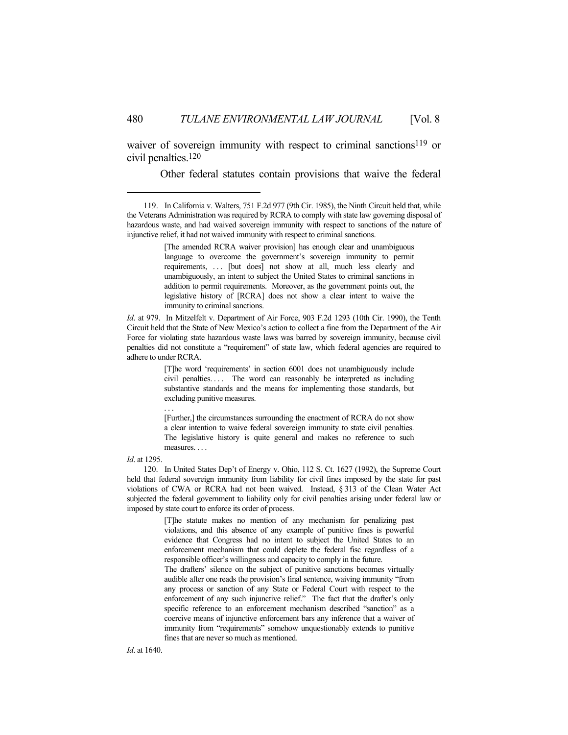waiver of sovereign immunity with respect to criminal sanctions[119] or civil penalties.[120]

Other federal statutes contain provisions that waive the federal

---

119. In California v. Walters, 751 F.2d 977 (9th Cir. 1985), the Ninth Circuit held that, while the Veterans Administration was required by RCRA to comply with state law governing disposal of hazardous waste, and had waived sovereign immunity with respect to sanctions of the nature of injunctive relief, it had not waived immunity with respect to criminal sanctions.

> [The amended RCRA waiver provision] has enough clear and unambiguous language to overcome the government's sovereign immunity to permit requirements, . . . [but does] not show at all, much less clearly and unambiguously, an intent to subject the United States to criminal sanctions in addition to permit requirements. Moreover, as the government points out, the legislative history of [RCRA] does not show a clear intent to waive the immunity to criminal sanctions.

*Id*. at 979. In Mitzelfelt v. Department of Air Force, 903 F.2d 1293 (10th Cir. 1990), the Tenth Circuit held that the State of New Mexico's action to collect a fine from the Department of the Air Force for violating state hazardous waste laws was barred by sovereign immunity, because civil penalties did not constitute a "requirement" of state law, which federal agencies are required to adhere to under RCRA.

> [T]he word 'requirements' in section 6001 does not unambiguously include civil penalties. . . . The word can reasonably be interpreted as including substantive standards and the means for implementing those standards, but excluding punitive measures.
>
> . . .
>
> [Further,] the circumstances surrounding the enactment of RCRA do not show a clear intention to waive federal sovereign immunity to state civil penalties. The legislative history is quite general and makes no reference to such measures. . . .

*Id*. at 1295.

120. In United States Dep't of Energy v. Ohio, 112 S. Ct. 1627 (1992), the Supreme Court held that federal sovereign immunity from liability for civil fines imposed by the state for past violations of CWA or RCRA had not been waived. Instead, § 313 of the Clean Water Act subjected the federal government to liability only for civil penalties arising under federal law or imposed by state court to enforce its order of process.

> [T]he statute makes no mention of any mechanism for penalizing past violations, and this absence of any example of punitive fines is powerful evidence that Congress had no intent to subject the United States to an enforcement mechanism that could deplete the federal fisc regardless of a responsible officer's willingness and capacity to comply in the future.
>
> The drafters' silence on the subject of punitive sanctions becomes virtually audible after one reads the provision's final sentence, waiving immunity "from any process or sanction of any State or Federal Court with respect to the enforcement of any such injunctive relief." The fact that the drafter's only specific reference to an enforcement mechanism described "sanction" as a coercive means of injunctive enforcement bars any inference that a waiver of immunity from "requirements" somehow unquestionably extends to punitive fines that are never so much as mentioned.

*Id*. at 1640.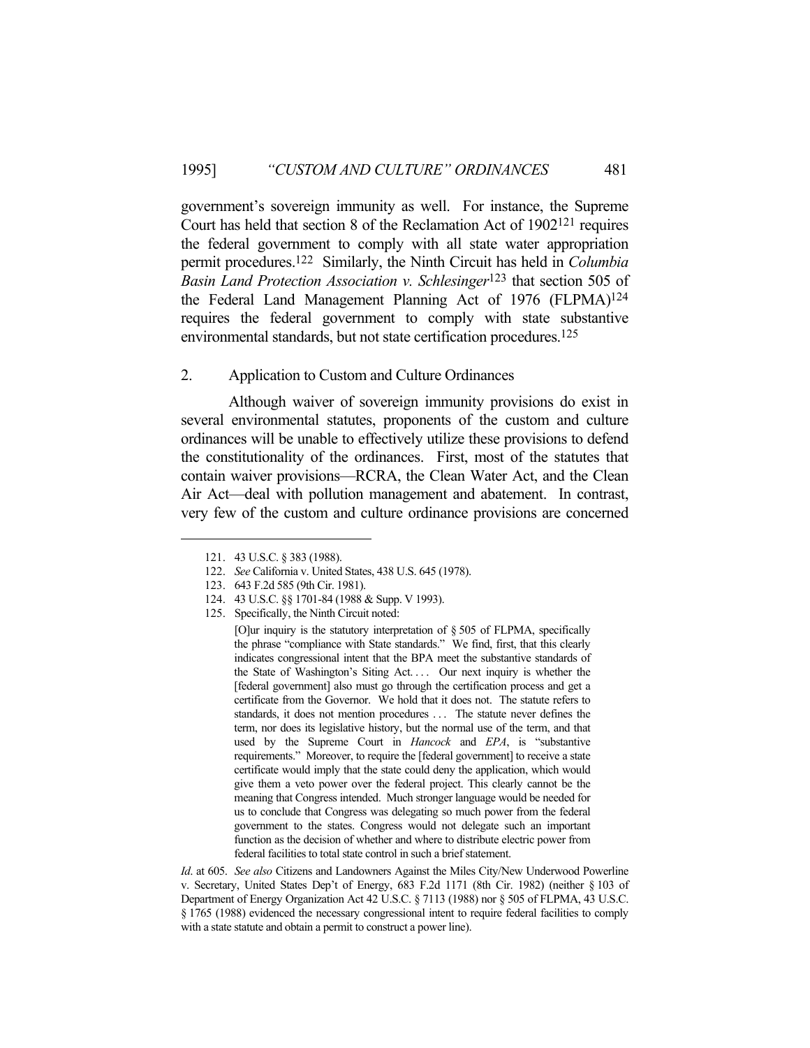government's sovereign immunity as well. For instance, the Supreme Court has held that section 8 of the Reclamation Act of 1902[121] requires the federal government to comply with all state water appropriation permit procedures.[122] Similarly, the Ninth Circuit has held in *Columbia Basin Land Protection Association v. Schlesinger*[123] that section 505 of the Federal Land Management Planning Act of 1976 (FLPMA)[124] requires the federal government to comply with state substantive environmental standards, but not state certification procedures.[125]

### 2. Application to Custom and Culture Ordinances

Although waiver of sovereign immunity provisions do exist in several environmental statutes, proponents of the custom and culture ordinances will be unable to effectively utilize these provisions to defend the constitutionality of the ordinances. First, most of the statutes that contain waiver provisions—RCRA, the Clean Water Act, and the Clean Air Act—deal with pollution management and abatement. In contrast, very few of the custom and culture ordinance provisions are concerned

---

121. 43 U.S.C. § 383 (1988).

122. *See* California v. United States, 438 U.S. 645 (1978).

123. 643 F.2d 585 (9th Cir. 1981).

124. 43 U.S.C. §§ 1701-84 (1988 & Supp. V 1993).

125. Specifically, the Ninth Circuit noted:

> [O]ur inquiry is the statutory interpretation of § 505 of FLPMA, specifically the phrase "compliance with State standards." We find, first, that this clearly indicates congressional intent that the BPA meet the substantive standards of the State of Washington's Siting Act. . . . Our next inquiry is whether the [federal government] also must go through the certification process and get a certificate from the Governor. We hold that it does not. The statute refers to standards, it does not mention procedures . . . The statute never defines the term, nor does its legislative history, but the normal use of the term, and that used by the Supreme Court in *Hancock* and *EPA*, is "substantive requirements." Moreover, to require the [federal government] to receive a state certificate would imply that the state could deny the application, which would give them a veto power over the federal project. This clearly cannot be the meaning that Congress intended. Much stronger language would be needed for us to conclude that Congress was delegating so much power from the federal government to the states. Congress would not delegate such an important function as the decision of whether and where to distribute electric power from federal facilities to total state control in such a brief statement.

*Id*. at 605. *See also* Citizens and Landowners Against the Miles City/New Underwood Powerline v. Secretary, United States Dep't of Energy, 683 F.2d 1171 (8th Cir. 1982) (neither § 103 of Department of Energy Organization Act 42 U.S.C. § 7113 (1988) nor § 505 of FLPMA, 43 U.S.C. § 1765 (1988) evidenced the necessary congressional intent to require federal facilities to comply with a state statute and obtain a permit to construct a power line).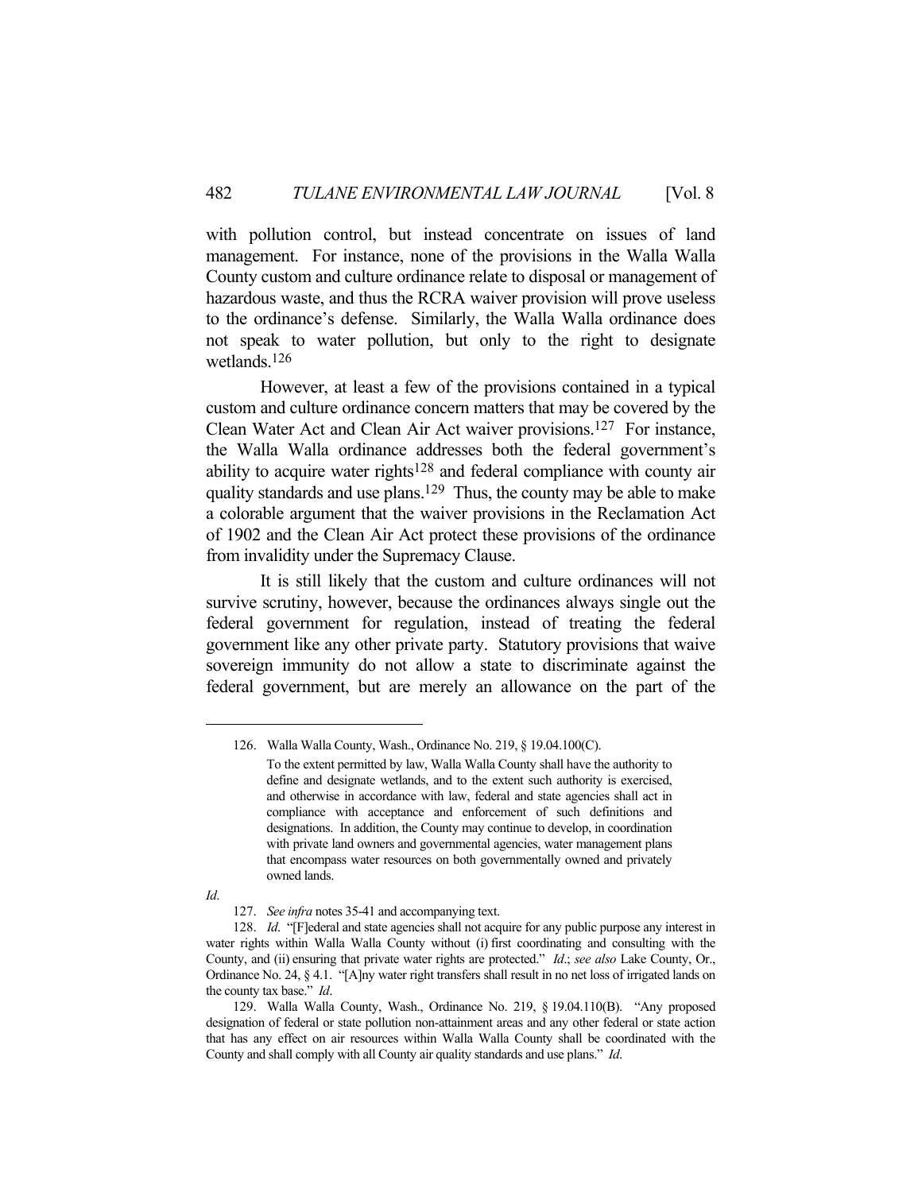with pollution control, but instead concentrate on issues of land management. For instance, none of the provisions in the Walla Walla County custom and culture ordinance relate to disposal or management of hazardous waste, and thus the RCRA waiver provision will prove useless to the ordinance's defense. Similarly, the Walla Walla ordinance does not speak to water pollution, but only to the right to designate wetlands.[126]

However, at least a few of the provisions contained in a typical custom and culture ordinance concern matters that may be covered by the Clean Water Act and Clean Air Act waiver provisions.[127] For instance, the Walla Walla ordinance addresses both the federal government's ability to acquire water rights[128] and federal compliance with county air quality standards and use plans.[129] Thus, the county may be able to make a colorable argument that the waiver provisions in the Reclamation Act of 1902 and the Clean Air Act protect these provisions of the ordinance from invalidity under the Supremacy Clause.

It is still likely that the custom and culture ordinances will not survive scrutiny, however, because the ordinances always single out the federal government for regulation, instead of treating the federal government like any other private party. Statutory provisions that waive sovereign immunity do not allow a state to discriminate against the federal government, but are merely an allowance on the part of the

---

126. Walla Walla County, Wash., Ordinance No. 219, § 19.04.100(C).

> To the extent permitted by law, Walla Walla County shall have the authority to define and designate wetlands, and to the extent such authority is exercised, and otherwise in accordance with law, federal and state agencies shall act in compliance with acceptance and enforcement of such definitions and designations. In addition, the County may continue to develop, in coordination with private land owners and governmental agencies, water management plans that encompass water resources on both governmentally owned and privately owned lands.

*Id*.

127. *See infra* notes 35-41 and accompanying text.

128. *Id*. "[F]ederal and state agencies shall not acquire for any public purpose any interest in water rights within Walla Walla County without (i) first coordinating and consulting with the County, and (ii) ensuring that private water rights are protected." *Id*.; *see also* Lake County, Or., Ordinance No. 24, § 4.1. "[A]ny water right transfers shall result in no net loss of irrigated lands on the county tax base." *Id*.

129. Walla Walla County, Wash., Ordinance No. 219, § 19.04.110(B). "Any proposed designation of federal or state pollution non-attainment areas and any other federal or state action that has any effect on air resources within Walla Walla County shall be coordinated with the County and shall comply with all County air quality standards and use plans." *Id*.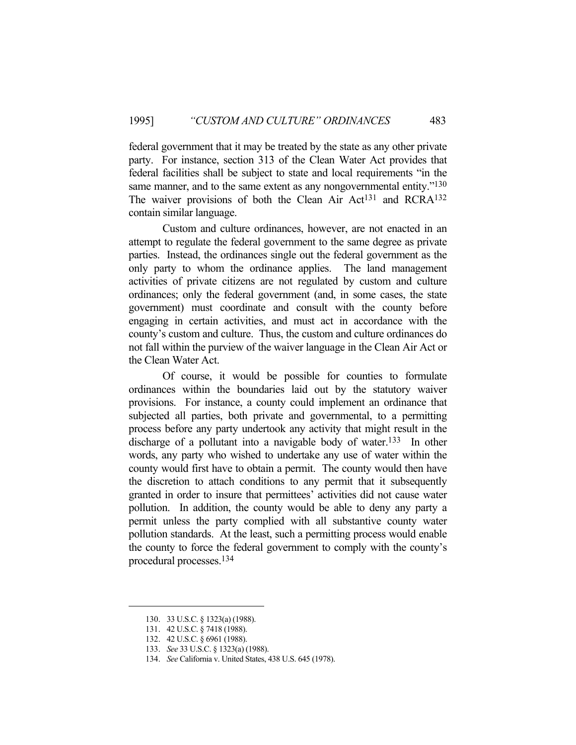federal government that it may be treated by the state as any other private party. For instance, section 313 of the Clean Water Act provides that federal facilities shall be subject to state and local requirements "in the same manner, and to the same extent as any nongovernmental entity."[130] The waiver provisions of both the Clean Air Act[131] and RCRA[132] contain similar language.

Custom and culture ordinances, however, are not enacted in an attempt to regulate the federal government to the same degree as private parties. Instead, the ordinances single out the federal government as the only party to whom the ordinance applies. The land management activities of private citizens are not regulated by custom and culture ordinances; only the federal government (and, in some cases, the state government) must coordinate and consult with the county before engaging in certain activities, and must act in accordance with the county's custom and culture. Thus, the custom and culture ordinances do not fall within the purview of the waiver language in the Clean Air Act or the Clean Water Act.

Of course, it would be possible for counties to formulate ordinances within the boundaries laid out by the statutory waiver provisions. For instance, a county could implement an ordinance that subjected all parties, both private and governmental, to a permitting process before any party undertook any activity that might result in the discharge of a pollutant into a navigable body of water.[133] In other words, any party who wished to undertake any use of water within the county would first have to obtain a permit. The county would then have the discretion to attach conditions to any permit that it subsequently granted in order to insure that permittees' activities did not cause water pollution. In addition, the county would be able to deny any party a permit unless the party complied with all substantive county water pollution standards. At the least, such a permitting process would enable the county to force the federal government to comply with the county's procedural processes.[134]

---

130. 33 U.S.C. § 1323(a) (1988).

131. 42 U.S.C. § 7418 (1988).

132. 42 U.S.C. § 6961 (1988).

133. *See* 33 U.S.C. § 1323(a) (1988).

134. *See* California v. United States, 438 U.S. 645 (1978).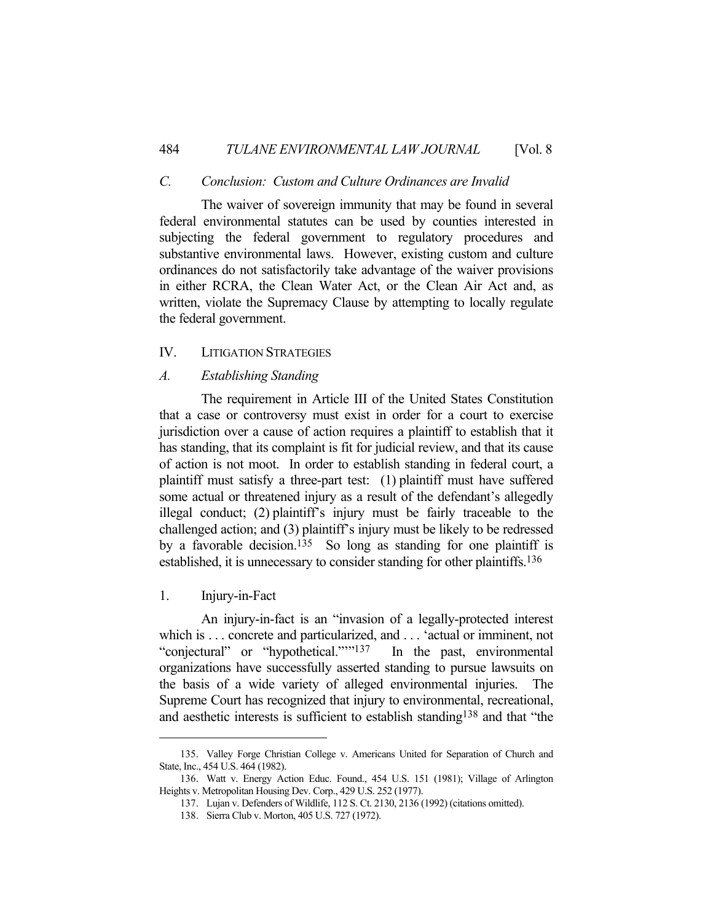### *C. Conclusion: Custom and Culture Ordinances are Invalid*

The waiver of sovereign immunity that may be found in several federal environmental statutes can be used by counties interested in subjecting the federal government to regulatory procedures and substantive environmental laws. However, existing custom and culture ordinances do not satisfactorily take advantage of the waiver provisions in either RCRA, the Clean Water Act, or the Clean Air Act and, as written, violate the Supremacy Clause by attempting to locally regulate the federal government.

## IV. LITIGATION STRATEGIES

### *A. Establishing Standing*

The requirement in Article III of the United States Constitution that a case or controversy must exist in order for a court to exercise jurisdiction over a cause of action requires a plaintiff to establish that it has standing, that its complaint is fit for judicial review, and that its cause of action is not moot. In order to establish standing in federal court, a plaintiff must satisfy a three-part test: (1) plaintiff must have suffered some actual or threatened injury as a result of the defendant's allegedly illegal conduct; (2) plaintiff's injury must be fairly traceable to the challenged action; and (3) plaintiff's injury must be likely to be redressed by a favorable decision.[135] So long as standing for one plaintiff is established, it is unnecessary to consider standing for other plaintiffs.[136]

#### 1. Injury-in-Fact

An injury-in-fact is an "invasion of a legally-protected interest which is . . . concrete and particularized, and . . . 'actual or imminent, not "conjectural" or "hypothetical."'"[137] In the past, environmental organizations have successfully asserted standing to pursue lawsuits on the basis of a wide variety of alleged environmental injuries. The Supreme Court has recognized that injury to environmental, recreational, and aesthetic interests is sufficient to establish standing[138] and that "the

---

135. Valley Forge Christian College v. Americans United for Separation of Church and State, Inc., 454 U.S. 464 (1982).

136. Watt v. Energy Action Educ. Found., 454 U.S. 151 (1981); Village of Arlington Heights v. Metropolitan Housing Dev. Corp., 429 U.S. 252 (1977).

137. Lujan v. Defenders of Wildlife, 112 S. Ct. 2130, 2136 (1992) (citations omitted).

138. Sierra Club v. Morton, 405 U.S. 727 (1972).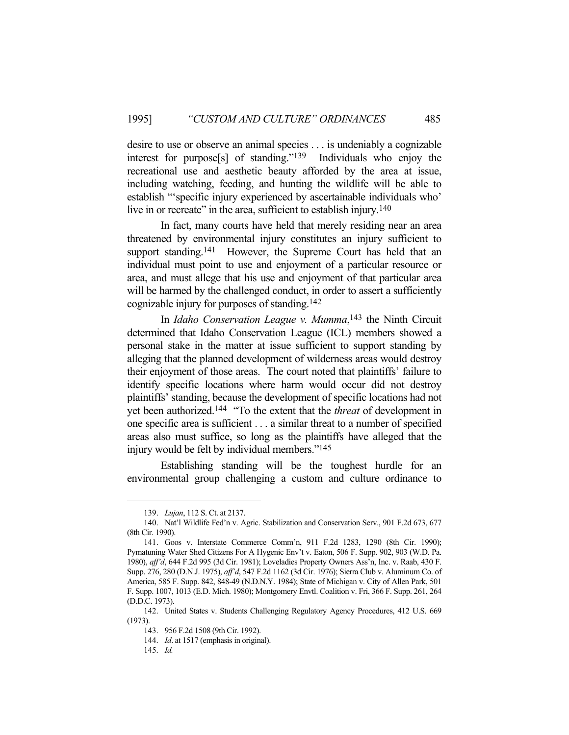desire to use or observe an animal species . . . is undeniably a cognizable interest for purpose[s] of standing."[139] Individuals who enjoy the recreational use and aesthetic beauty afforded by the area at issue, including watching, feeding, and hunting the wildlife will be able to establish "'specific injury experienced by ascertainable individuals who' live in or recreate" in the area, sufficient to establish injury.[140]

In fact, many courts have held that merely residing near an area threatened by environmental injury constitutes an injury sufficient to support standing.[141] However, the Supreme Court has held that an individual must point to use and enjoyment of a particular resource or area, and must allege that his use and enjoyment of that particular area will be harmed by the challenged conduct, in order to assert a sufficiently cognizable injury for purposes of standing.[142]

In *Idaho Conservation League v. Mumma*,[143] the Ninth Circuit determined that Idaho Conservation League (ICL) members showed a personal stake in the matter at issue sufficient to support standing by alleging that the planned development of wilderness areas would destroy their enjoyment of those areas. The court noted that plaintiffs' failure to identify specific locations where harm would occur did not destroy plaintiffs' standing, because the development of specific locations had not yet been authorized.[144] "To the extent that the *threat* of development in one specific area is sufficient . . . a similar threat to a number of specified areas also must suffice, so long as the plaintiffs have alleged that the injury would be felt by individual members."[145]

Establishing standing will be the toughest hurdle for an environmental group challenging a custom and culture ordinance to

---

139. *Lujan*, 112 S. Ct. at 2137.

140. Nat'l Wildlife Fed'n v. Agric. Stabilization and Conservation Serv., 901 F.2d 673, 677 (8th Cir. 1990).

141. Goos v. Interstate Commerce Comm'n, 911 F.2d 1283, 1290 (8th Cir. 1990); Pymatuning Water Shed Citizens For A Hygenic Env't v. Eaton, 506 F. Supp. 902, 903 (W.D. Pa. 1980), *aff'd*, 644 F.2d 995 (3d Cir. 1981); Loveladies Property Owners Ass'n, Inc. v. Raab, 430 F. Supp. 276, 280 (D.N.J. 1975), *aff'd*, 547 F.2d 1162 (3d Cir. 1976); Sierra Club v. Aluminum Co. of America, 585 F. Supp. 842, 848-49 (N.D.N.Y. 1984); State of Michigan v. City of Allen Park, 501 F. Supp. 1007, 1013 (E.D. Mich. 1980); Montgomery Envtl. Coalition v. Fri, 366 F. Supp. 261, 264 (D.D.C. 1973).

142. United States v. Students Challenging Regulatory Agency Procedures, 412 U.S. 669 (1973).

143. 956 F.2d 1508 (9th Cir. 1992).

144. *Id*. at 1517 (emphasis in original).

145. *Id.*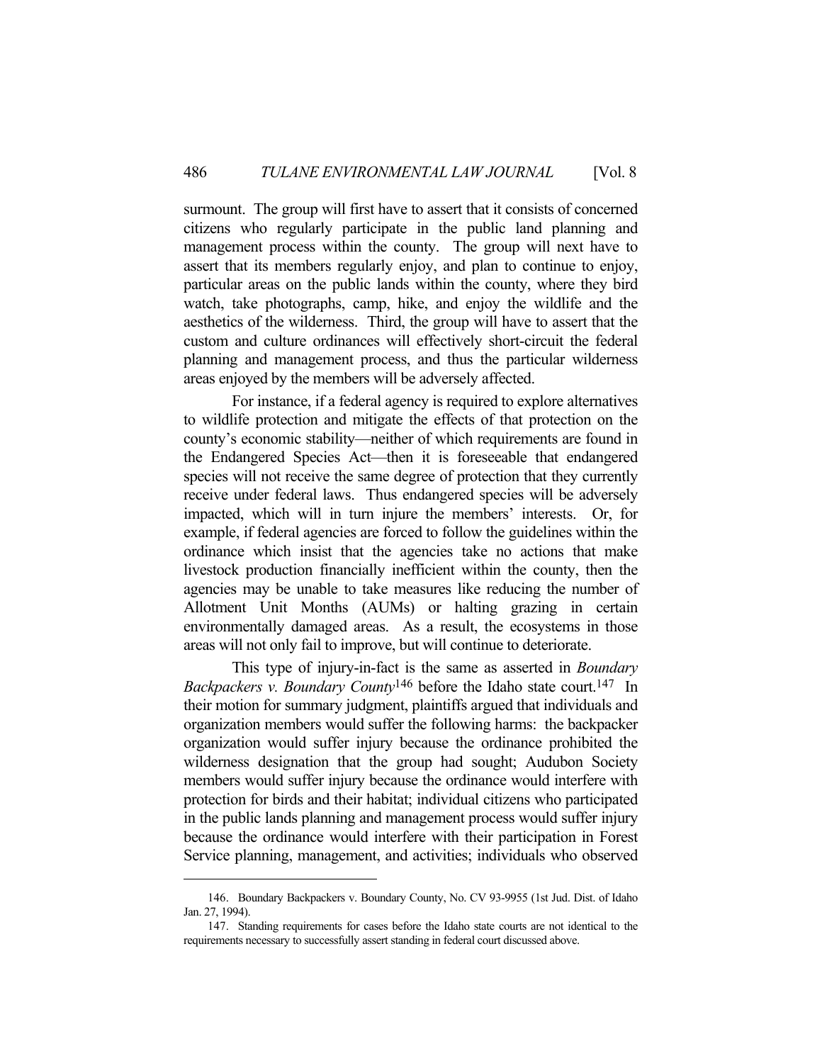surmount. The group will first have to assert that it consists of concerned citizens who regularly participate in the public land planning and management process within the county. The group will next have to assert that its members regularly enjoy, and plan to continue to enjoy, particular areas on the public lands within the county, where they bird watch, take photographs, camp, hike, and enjoy the wildlife and the aesthetics of the wilderness. Third, the group will have to assert that the custom and culture ordinances will effectively short-circuit the federal planning and management process, and thus the particular wilderness areas enjoyed by the members will be adversely affected.

For instance, if a federal agency is required to explore alternatives to wildlife protection and mitigate the effects of that protection on the county's economic stability—neither of which requirements are found in the Endangered Species Act—then it is foreseeable that endangered species will not receive the same degree of protection that they currently receive under federal laws. Thus endangered species will be adversely impacted, which will in turn injure the members' interests. Or, for example, if federal agencies are forced to follow the guidelines within the ordinance which insist that the agencies take no actions that make livestock production financially inefficient within the county, then the agencies may be unable to take measures like reducing the number of Allotment Unit Months (AUMs) or halting grazing in certain environmentally damaged areas. As a result, the ecosystems in those areas will not only fail to improve, but will continue to deteriorate.

This type of injury-in-fact is the same as asserted in *Boundary Backpackers v. Boundary County*[146] before the Idaho state court.[147] In their motion for summary judgment, plaintiffs argued that individuals and organization members would suffer the following harms: the backpacker organization would suffer injury because the ordinance prohibited the wilderness designation that the group had sought; Audubon Society members would suffer injury because the ordinance would interfere with protection for birds and their habitat; individual citizens who participated in the public lands planning and management process would suffer injury because the ordinance would interfere with their participation in Forest Service planning, management, and activities; individuals who observed

---

146. Boundary Backpackers v. Boundary County, No. CV 93-9955 (1st Jud. Dist. of Idaho Jan. 27, 1994).

147. Standing requirements for cases before the Idaho state courts are not identical to the requirements necessary to successfully assert standing in federal court discussed above.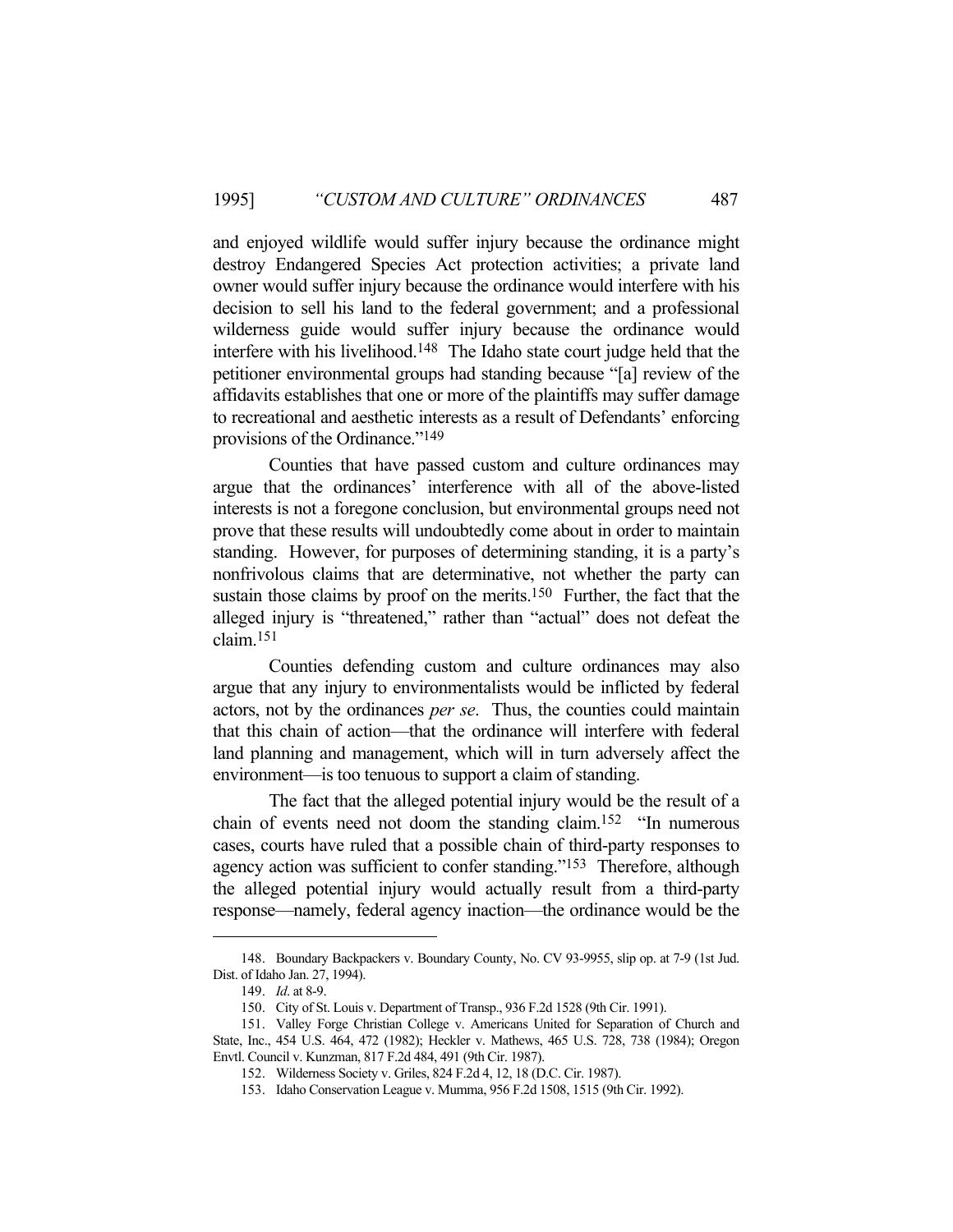and enjoyed wildlife would suffer injury because the ordinance might destroy Endangered Species Act protection activities; a private land owner would suffer injury because the ordinance would interfere with his decision to sell his land to the federal government; and a professional wilderness guide would suffer injury because the ordinance would interfere with his livelihood.[148] The Idaho state court judge held that the petitioner environmental groups had standing because "[a] review of the affidavits establishes that one or more of the plaintiffs may suffer damage to recreational and aesthetic interests as a result of Defendants' enforcing provisions of the Ordinance."[149]

Counties that have passed custom and culture ordinances may argue that the ordinances' interference with all of the above-listed interests is not a foregone conclusion, but environmental groups need not prove that these results will undoubtedly come about in order to maintain standing. However, for purposes of determining standing, it is a party's nonfrivolous claims that are determinative, not whether the party can sustain those claims by proof on the merits.[150] Further, the fact that the alleged injury is "threatened," rather than "actual" does not defeat the claim.[151]

Counties defending custom and culture ordinances may also argue that any injury to environmentalists would be inflicted by federal actors, not by the ordinances *per se*. Thus, the counties could maintain that this chain of action—that the ordinance will interfere with federal land planning and management, which will in turn adversely affect the environment—is too tenuous to support a claim of standing.

The fact that the alleged potential injury would be the result of a chain of events need not doom the standing claim.[152] "In numerous cases, courts have ruled that a possible chain of third-party responses to agency action was sufficient to confer standing."[153] Therefore, although the alleged potential injury would actually result from a third-party response—namely, federal agency inaction—the ordinance would be the

---

148. Boundary Backpackers v. Boundary County, No. CV 93-9955, slip op. at 7-9 (1st Jud. Dist. of Idaho Jan. 27, 1994).

149. *Id*. at 8-9.

150. City of St. Louis v. Department of Transp., 936 F.2d 1528 (9th Cir. 1991).

151. Valley Forge Christian College v. Americans United for Separation of Church and State, Inc., 454 U.S. 464, 472 (1982); Heckler v. Mathews, 465 U.S. 728, 738 (1984); Oregon Envtl. Council v. Kunzman, 817 F.2d 484, 491 (9th Cir. 1987).

152. Wilderness Society v. Griles, 824 F.2d 4, 12, 18 (D.C. Cir. 1987).

153. Idaho Conservation League v. Mumma, 956 F.2d 1508, 1515 (9th Cir. 1992).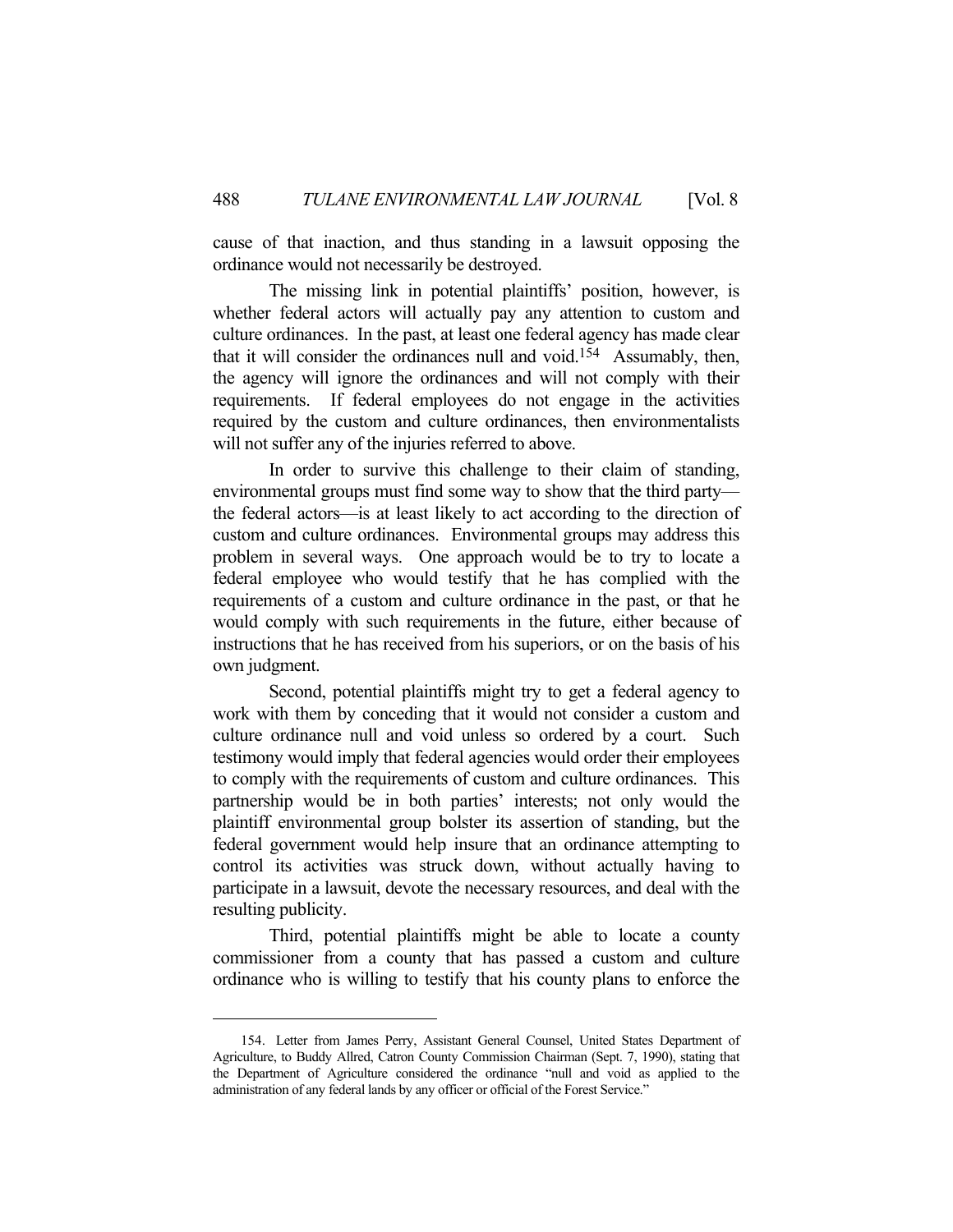cause of that inaction, and thus standing in a lawsuit opposing the ordinance would not necessarily be destroyed.

The missing link in potential plaintiffs' position, however, is whether federal actors will actually pay any attention to custom and culture ordinances. In the past, at least one federal agency has made clear that it will consider the ordinances null and void.[154] Assumably, then, the agency will ignore the ordinances and will not comply with their requirements. If federal employees do not engage in the activities required by the custom and culture ordinances, then environmentalists will not suffer any of the injuries referred to above.

In order to survive this challenge to their claim of standing, environmental groups must find some way to show that the third party—the federal actors—is at least likely to act according to the direction of custom and culture ordinances. Environmental groups may address this problem in several ways. One approach would be to try to locate a federal employee who would testify that he has complied with the requirements of a custom and culture ordinance in the past, or that he would comply with such requirements in the future, either because of instructions that he has received from his superiors, or on the basis of his own judgment.

Second, potential plaintiffs might try to get a federal agency to work with them by conceding that it would not consider a custom and culture ordinance null and void unless so ordered by a court. Such testimony would imply that federal agencies would order their employees to comply with the requirements of custom and culture ordinances. This partnership would be in both parties' interests; not only would the plaintiff environmental group bolster its assertion of standing, but the federal government would help insure that an ordinance attempting to control its activities was struck down, without actually having to participate in a lawsuit, devote the necessary resources, and deal with the resulting publicity.

Third, potential plaintiffs might be able to locate a county commissioner from a county that has passed a custom and culture ordinance who is willing to testify that his county plans to enforce the

---

154. Letter from James Perry, Assistant General Counsel, United States Department of Agriculture, to Buddy Allred, Catron County Commission Chairman (Sept. 7, 1990), stating that the Department of Agriculture considered the ordinance "null and void as applied to the administration of any federal lands by any officer or official of the Forest Service."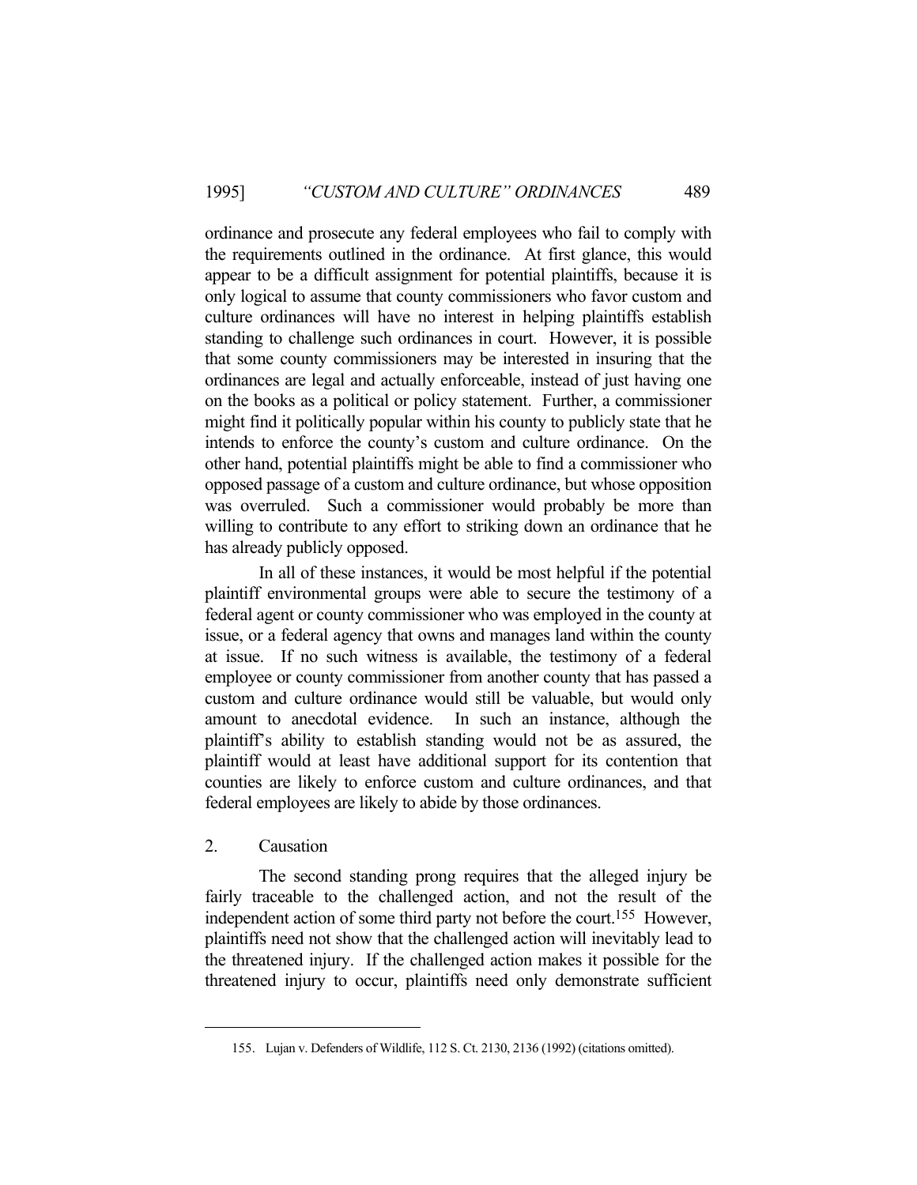ordinance and prosecute any federal employees who fail to comply with the requirements outlined in the ordinance. At first glance, this would appear to be a difficult assignment for potential plaintiffs, because it is only logical to assume that county commissioners who favor custom and culture ordinances will have no interest in helping plaintiffs establish standing to challenge such ordinances in court. However, it is possible that some county commissioners may be interested in insuring that the ordinances are legal and actually enforceable, instead of just having one on the books as a political or policy statement. Further, a commissioner might find it politically popular within his county to publicly state that he intends to enforce the county's custom and culture ordinance. On the other hand, potential plaintiffs might be able to find a commissioner who opposed passage of a custom and culture ordinance, but whose opposition was overruled. Such a commissioner would probably be more than willing to contribute to any effort to striking down an ordinance that he has already publicly opposed.

In all of these instances, it would be most helpful if the potential plaintiff environmental groups were able to secure the testimony of a federal agent or county commissioner who was employed in the county at issue, or a federal agency that owns and manages land within the county at issue. If no such witness is available, the testimony of a federal employee or county commissioner from another county that has passed a custom and culture ordinance would still be valuable, but would only amount to anecdotal evidence. In such an instance, although the plaintiff's ability to establish standing would not be as assured, the plaintiff would at least have additional support for its contention that counties are likely to enforce custom and culture ordinances, and that federal employees are likely to abide by those ordinances.

### 2. Causation

The second standing prong requires that the alleged injury be fairly traceable to the challenged action, and not the result of the independent action of some third party not before the court.[155] However, plaintiffs need not show that the challenged action will inevitably lead to the threatened injury. If the challenged action makes it possible for the threatened injury to occur, plaintiffs need only demonstrate sufficient

155. Lujan v. Defenders of Wildlife, 112 S. Ct. 2130, 2136 (1992) (citations omitted).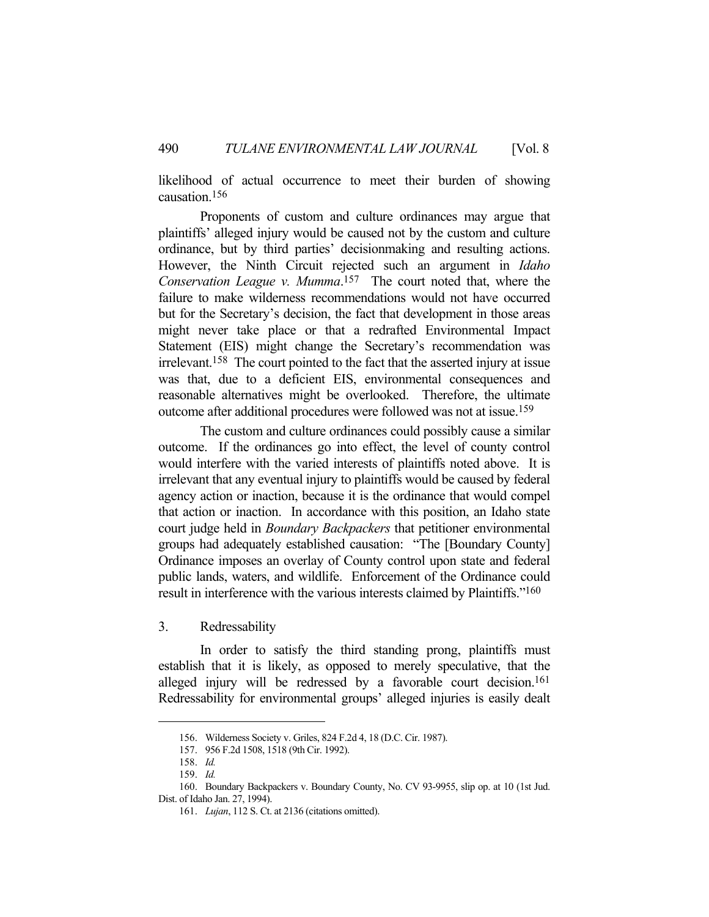likelihood of actual occurrence to meet their burden of showing causation.[156]

Proponents of custom and culture ordinances may argue that plaintiffs' alleged injury would be caused not by the custom and culture ordinance, but by third parties' decisionmaking and resulting actions. However, the Ninth Circuit rejected such an argument in *Idaho Conservation League v. Mumma*.[157] The court noted that, where the failure to make wilderness recommendations would not have occurred but for the Secretary's decision, the fact that development in those areas might never take place or that a redrafted Environmental Impact Statement (EIS) might change the Secretary's recommendation was irrelevant.[158] The court pointed to the fact that the asserted injury at issue was that, due to a deficient EIS, environmental consequences and reasonable alternatives might be overlooked. Therefore, the ultimate outcome after additional procedures were followed was not at issue.[159]

The custom and culture ordinances could possibly cause a similar outcome. If the ordinances go into effect, the level of county control would interfere with the varied interests of plaintiffs noted above. It is irrelevant that any eventual injury to plaintiffs would be caused by federal agency action or inaction, because it is the ordinance that would compel that action or inaction. In accordance with this position, an Idaho state court judge held in *Boundary Backpackers* that petitioner environmental groups had adequately established causation: "The [Boundary County] Ordinance imposes an overlay of County control upon state and federal public lands, waters, and wildlife. Enforcement of the Ordinance could result in interference with the various interests claimed by Plaintiffs."[160]

### 3. Redressability

In order to satisfy the third standing prong, plaintiffs must establish that it is likely, as opposed to merely speculative, that the alleged injury will be redressed by a favorable court decision.[161] Redressability for environmental groups' alleged injuries is easily dealt

---

156. Wilderness Society v. Griles, 824 F.2d 4, 18 (D.C. Cir. 1987).

157. 956 F.2d 1508, 1518 (9th Cir. 1992).

158. *Id.*

159. *Id.*

160. Boundary Backpackers v. Boundary County, No. CV 93-9955, slip op. at 10 (1st Jud. Dist. of Idaho Jan. 27, 1994).

161. *Lujan*, 112 S. Ct. at 2136 (citations omitted).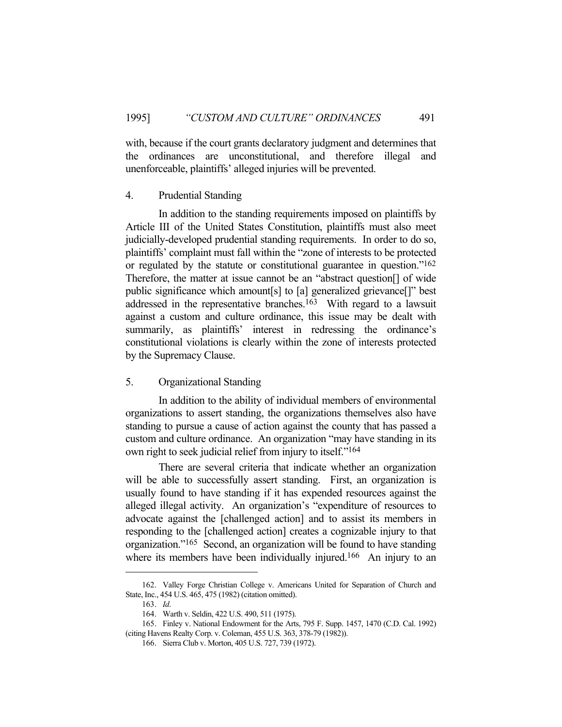with, because if the court grants declaratory judgment and determines that the ordinances are unconstitutional, and therefore illegal and unenforceable, plaintiffs' alleged injuries will be prevented.

### 4. Prudential Standing

In addition to the standing requirements imposed on plaintiffs by Article III of the United States Constitution, plaintiffs must also meet judicially-developed prudential standing requirements. In order to do so, plaintiffs' complaint must fall within the "zone of interests to be protected or regulated by the statute or constitutional guarantee in question."[162] Therefore, the matter at issue cannot be an "abstract question[] of wide public significance which amount[s] to [a] generalized grievance[]" best addressed in the representative branches.[163] With regard to a lawsuit against a custom and culture ordinance, this issue may be dealt with summarily, as plaintiffs' interest in redressing the ordinance's constitutional violations is clearly within the zone of interests protected by the Supremacy Clause.

### 5. Organizational Standing

In addition to the ability of individual members of environmental organizations to assert standing, the organizations themselves also have standing to pursue a cause of action against the county that has passed a custom and culture ordinance. An organization "may have standing in its own right to seek judicial relief from injury to itself."[164]

There are several criteria that indicate whether an organization will be able to successfully assert standing. First, an organization is usually found to have standing if it has expended resources against the alleged illegal activity. An organization's "expenditure of resources to advocate against the [challenged action] and to assist its members in responding to the [challenged action] creates a cognizable injury to that organization."[165] Second, an organization will be found to have standing where its members have been individually injured.[166] An injury to an

---

162. Valley Forge Christian College v. Americans United for Separation of Church and State, Inc., 454 U.S. 465, 475 (1982) (citation omitted).

163. *Id*.

164. Warth v. Seldin, 422 U.S. 490, 511 (1975).

165. Finley v. National Endowment for the Arts, 795 F. Supp. 1457, 1470 (C.D. Cal. 1992) (citing Havens Realty Corp. v. Coleman, 455 U.S. 363, 378-79 (1982)).

166. Sierra Club v. Morton, 405 U.S. 727, 739 (1972).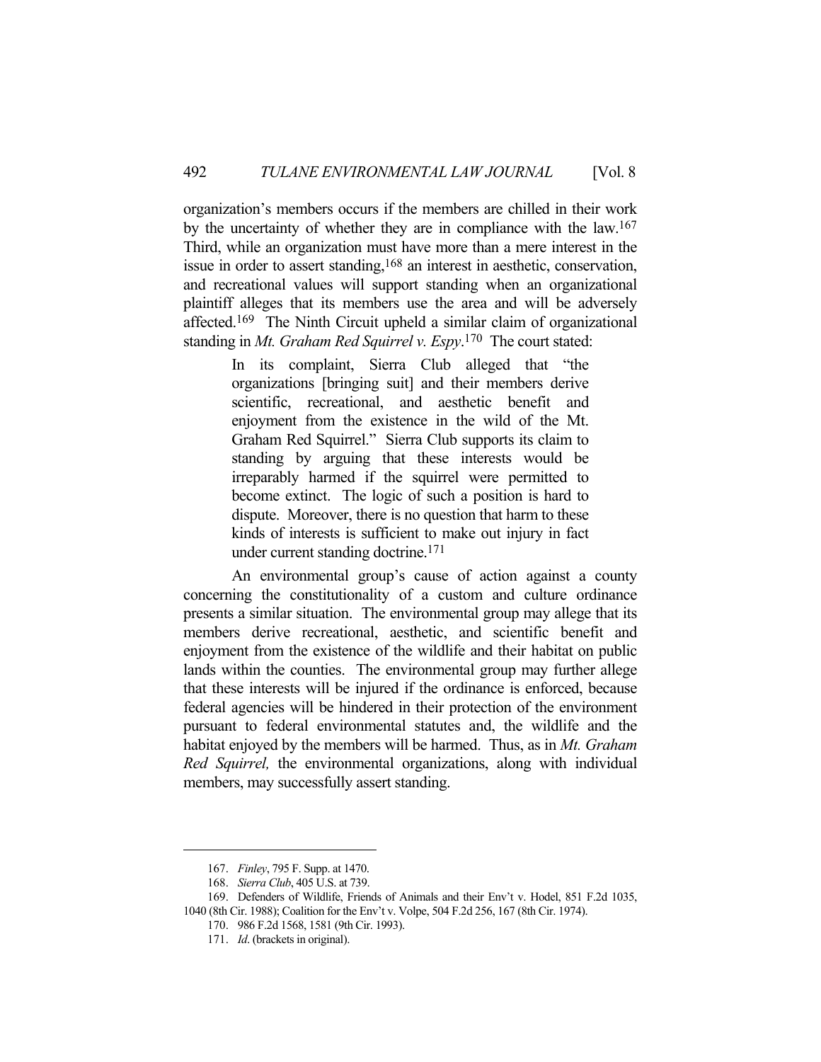organization's members occurs if the members are chilled in their work by the uncertainty of whether they are in compliance with the law.[167] Third, while an organization must have more than a mere interest in the issue in order to assert standing,[168] an interest in aesthetic, conservation, and recreational values will support standing when an organizational plaintiff alleges that its members use the area and will be adversely affected.[169] The Ninth Circuit upheld a similar claim of organizational standing in *Mt. Graham Red Squirrel v. Espy*.[170] The court stated:

> In its complaint, Sierra Club alleged that "the organizations [bringing suit] and their members derive scientific, recreational, and aesthetic benefit and enjoyment from the existence in the wild of the Mt. Graham Red Squirrel." Sierra Club supports its claim to standing by arguing that these interests would be irreparably harmed if the squirrel were permitted to become extinct. The logic of such a position is hard to dispute. Moreover, there is no question that harm to these kinds of interests is sufficient to make out injury in fact under current standing doctrine.[171]

An environmental group's cause of action against a county concerning the constitutionality of a custom and culture ordinance presents a similar situation. The environmental group may allege that its members derive recreational, aesthetic, and scientific benefit and enjoyment from the existence of the wildlife and their habitat on public lands within the counties. The environmental group may further allege that these interests will be injured if the ordinance is enforced, because federal agencies will be hindered in their protection of the environment pursuant to federal environmental statutes and, the wildlife and the habitat enjoyed by the members will be harmed. Thus, as in *Mt. Graham Red Squirrel,* the environmental organizations, along with individual members, may successfully assert standing.

---

167. *Finley*, 795 F. Supp. at 1470.

168. *Sierra Club*, 405 U.S. at 739.

169. Defenders of Wildlife, Friends of Animals and their Env't v. Hodel, 851 F.2d 1035, 1040 (8th Cir. 1988); Coalition for the Env't v. Volpe, 504 F.2d 256, 167 (8th Cir. 1974).

170. 986 F.2d 1568, 1581 (9th Cir. 1993).

171. *Id*. (brackets in original).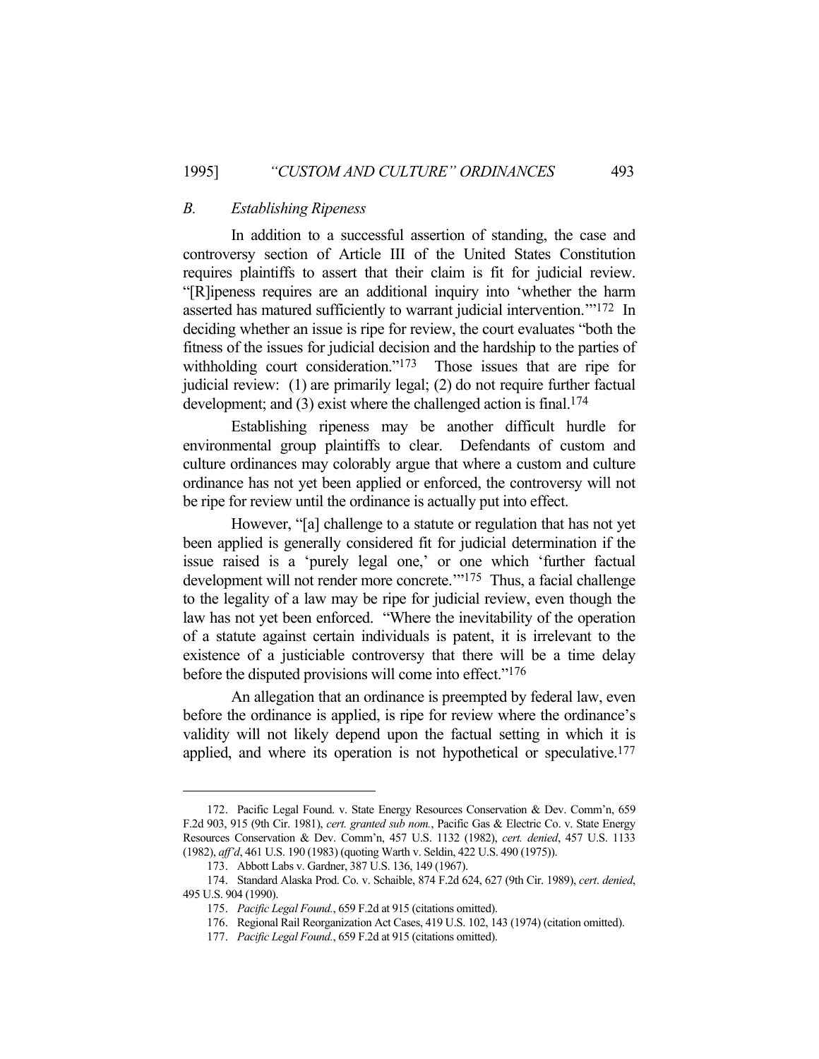### *B. Establishing Ripeness*

In addition to a successful assertion of standing, the case and controversy section of Article III of the United States Constitution requires plaintiffs to assert that their claim is fit for judicial review. "[R]ipeness requires are an additional inquiry into 'whether the harm asserted has matured sufficiently to warrant judicial intervention.'"[172] In deciding whether an issue is ripe for review, the court evaluates "both the fitness of the issues for judicial decision and the hardship to the parties of withholding court consideration."[173] Those issues that are ripe for judicial review: (1) are primarily legal; (2) do not require further factual development; and (3) exist where the challenged action is final.[174]

Establishing ripeness may be another difficult hurdle for environmental group plaintiffs to clear. Defendants of custom and culture ordinances may colorably argue that where a custom and culture ordinance has not yet been applied or enforced, the controversy will not be ripe for review until the ordinance is actually put into effect.

However, "[a] challenge to a statute or regulation that has not yet been applied is generally considered fit for judicial determination if the issue raised is a 'purely legal one,' or one which 'further factual development will not render more concrete.'"[175] Thus, a facial challenge to the legality of a law may be ripe for judicial review, even though the law has not yet been enforced. "Where the inevitability of the operation of a statute against certain individuals is patent, it is irrelevant to the existence of a justiciable controversy that there will be a time delay before the disputed provisions will come into effect."[176]

An allegation that an ordinance is preempted by federal law, even before the ordinance is applied, is ripe for review where the ordinance's validity will not likely depend upon the factual setting in which it is applied, and where its operation is not hypothetical or speculative.[177]

---

172. Pacific Legal Found. v. State Energy Resources Conservation & Dev. Comm'n, 659 F.2d 903, 915 (9th Cir. 1981), *cert. granted sub nom.*, Pacific Gas & Electric Co. v. State Energy Resources Conservation & Dev. Comm'n, 457 U.S. 1132 (1982), *cert. denied*, 457 U.S. 1133 (1982), *aff'd*, 461 U.S. 190 (1983) (quoting Warth v. Seldin, 422 U.S. 490 (1975)).

173. Abbott Labs v. Gardner, 387 U.S. 136, 149 (1967).

174. Standard Alaska Prod. Co. v. Schaible, 874 F.2d 624, 627 (9th Cir. 1989), *cert. denied*, 495 U.S. 904 (1990).

175. *Pacific Legal Found.*, 659 F.2d at 915 (citations omitted).

176. Regional Rail Reorganization Act Cases, 419 U.S. 102, 143 (1974) (citation omitted).

177. *Pacific Legal Found.*, 659 F.2d at 915 (citations omitted).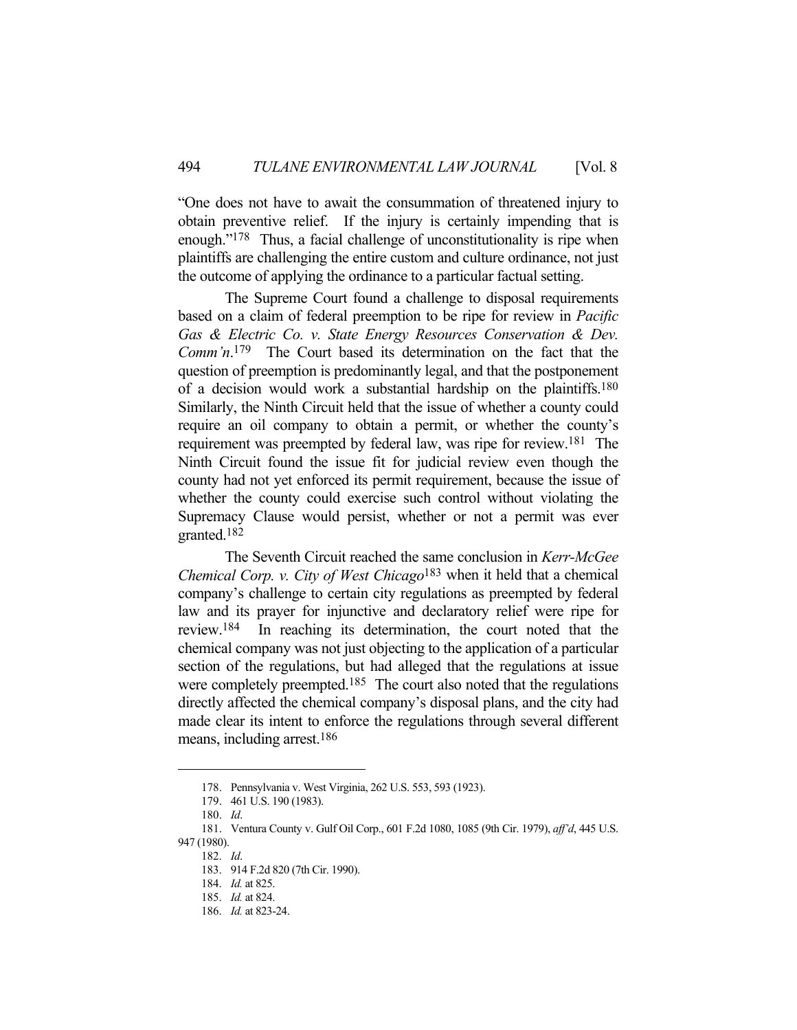"One does not have to await the consummation of threatened injury to obtain preventive relief. If the injury is certainly impending that is enough."[178] Thus, a facial challenge of unconstitutionality is ripe when plaintiffs are challenging the entire custom and culture ordinance, not just the outcome of applying the ordinance to a particular factual setting.

The Supreme Court found a challenge to disposal requirements based on a claim of federal preemption to be ripe for review in *Pacific Gas & Electric Co. v. State Energy Resources Conservation & Dev. Comm'n*.[179] The Court based its determination on the fact that the question of preemption is predominantly legal, and that the postponement of a decision would work a substantial hardship on the plaintiffs.[180] Similarly, the Ninth Circuit held that the issue of whether a county could require an oil company to obtain a permit, or whether the county's requirement was preempted by federal law, was ripe for review.[181] The Ninth Circuit found the issue fit for judicial review even though the county had not yet enforced its permit requirement, because the issue of whether the county could exercise such control without violating the Supremacy Clause would persist, whether or not a permit was ever granted.[182]

The Seventh Circuit reached the same conclusion in *Kerr-McGee Chemical Corp. v. City of West Chicago*[183] when it held that a chemical company's challenge to certain city regulations as preempted by federal law and its prayer for injunctive and declaratory relief were ripe for review.[184] In reaching its determination, the court noted that the chemical company was not just objecting to the application of a particular section of the regulations, but had alleged that the regulations at issue were completely preempted.[185] The court also noted that the regulations directly affected the chemical company's disposal plans, and the city had made clear its intent to enforce the regulations through several different means, including arrest.[186]

---

178. Pennsylvania v. West Virginia, 262 U.S. 553, 593 (1923).
179. 461 U.S. 190 (1983).
180. *Id*.
181. Ventura County v. Gulf Oil Corp., 601 F.2d 1080, 1085 (9th Cir. 1979), *aff'd*, 445 U.S. 947 (1980).
182. *Id*.
183. 914 F.2d 820 (7th Cir. 1990).
184. *Id.* at 825.
185. *Id.* at 824.
186. *Id.* at 823-24.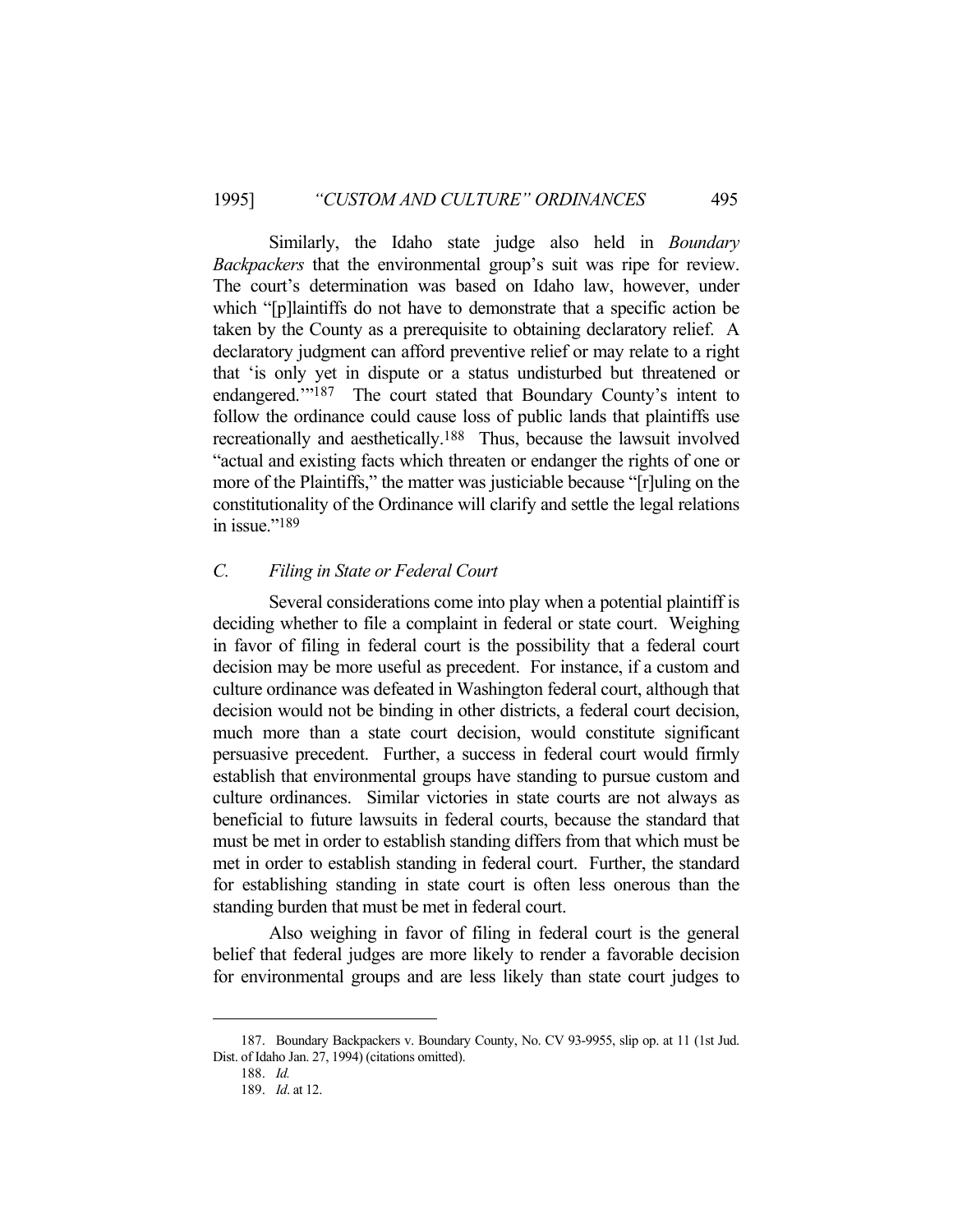Similarly, the Idaho state judge also held in *Boundary Backpackers* that the environmental group's suit was ripe for review. The court's determination was based on Idaho law, however, under which "[p]laintiffs do not have to demonstrate that a specific action be taken by the County as a prerequisite to obtaining declaratory relief. A declaratory judgment can afford preventive relief or may relate to a right that 'is only yet in dispute or a status undisturbed but threatened or endangered.'"[187] The court stated that Boundary County's intent to follow the ordinance could cause loss of public lands that plaintiffs use recreationally and aesthetically.[188] Thus, because the lawsuit involved "actual and existing facts which threaten or endanger the rights of one or more of the Plaintiffs," the matter was justiciable because "[r]uling on the constitutionality of the Ordinance will clarify and settle the legal relations in issue."[189]

### *C. Filing in State or Federal Court*

Several considerations come into play when a potential plaintiff is deciding whether to file a complaint in federal or state court. Weighing in favor of filing in federal court is the possibility that a federal court decision may be more useful as precedent. For instance, if a custom and culture ordinance was defeated in Washington federal court, although that decision would not be binding in other districts, a federal court decision, much more than a state court decision, would constitute significant persuasive precedent. Further, a success in federal court would firmly establish that environmental groups have standing to pursue custom and culture ordinances. Similar victories in state courts are not always as beneficial to future lawsuits in federal courts, because the standard that must be met in order to establish standing differs from that which must be met in order to establish standing in federal court. Further, the standard for establishing standing in state court is often less onerous than the standing burden that must be met in federal court.

Also weighing in favor of filing in federal court is the general belief that federal judges are more likely to render a favorable decision for environmental groups and are less likely than state court judges to

---

187. Boundary Backpackers v. Boundary County, No. CV 93-9955, slip op. at 11 (1st Jud. Dist. of Idaho Jan. 27, 1994) (citations omitted).

188. *Id.*

189. *Id.* at 12.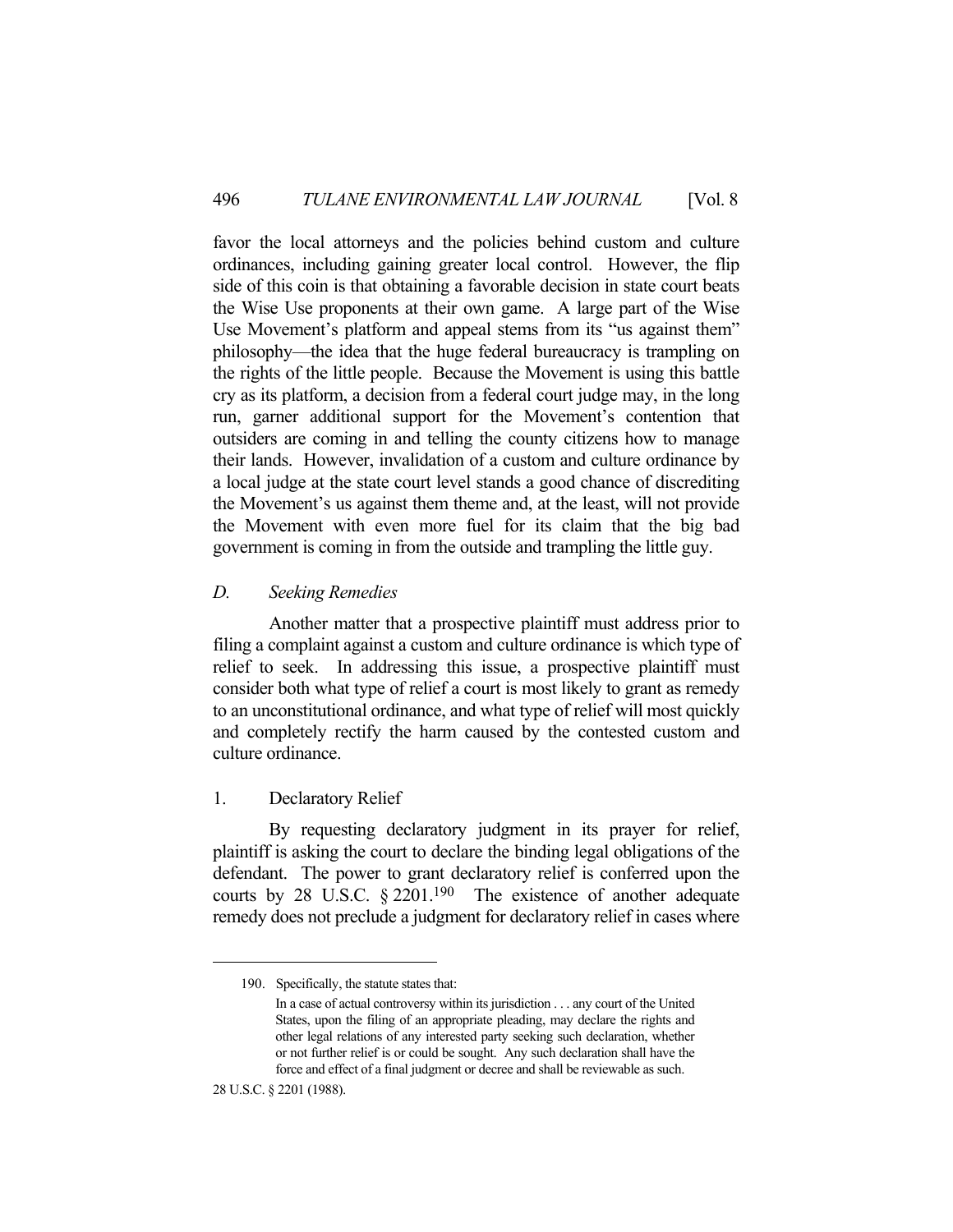favor the local attorneys and the policies behind custom and culture ordinances, including gaining greater local control. However, the flip side of this coin is that obtaining a favorable decision in state court beats the Wise Use proponents at their own game. A large part of the Wise Use Movement's platform and appeal stems from its "us against them" philosophy—the idea that the huge federal bureaucracy is trampling on the rights of the little people. Because the Movement is using this battle cry as its platform, a decision from a federal court judge may, in the long run, garner additional support for the Movement's contention that outsiders are coming in and telling the county citizens how to manage their lands. However, invalidation of a custom and culture ordinance by a local judge at the state court level stands a good chance of discrediting the Movement's us against them theme and, at the least, will not provide the Movement with even more fuel for its claim that the big bad government is coming in from the outside and trampling the little guy.

### *D. Seeking Remedies*

Another matter that a prospective plaintiff must address prior to filing a complaint against a custom and culture ordinance is which type of relief to seek. In addressing this issue, a prospective plaintiff must consider both what type of relief a court is most likely to grant as remedy to an unconstitutional ordinance, and what type of relief will most quickly and completely rectify the harm caused by the contested custom and culture ordinance.

#### 1. Declaratory Relief

By requesting declaratory judgment in its prayer for relief, plaintiff is asking the court to declare the binding legal obligations of the defendant. The power to grant declaratory relief is conferred upon the courts by 28 U.S.C. § 2201.[190] The existence of another adequate remedy does not preclude a judgment for declaratory relief in cases where

---

190. Specifically, the statute states that:

> In a case of actual controversy within its jurisdiction . . . any court of the United States, upon the filing of an appropriate pleading, may declare the rights and other legal relations of any interested party seeking such declaration, whether or not further relief is or could be sought. Any such declaration shall have the force and effect of a final judgment or decree and shall be reviewable as such.

28 U.S.C. § 2201 (1988).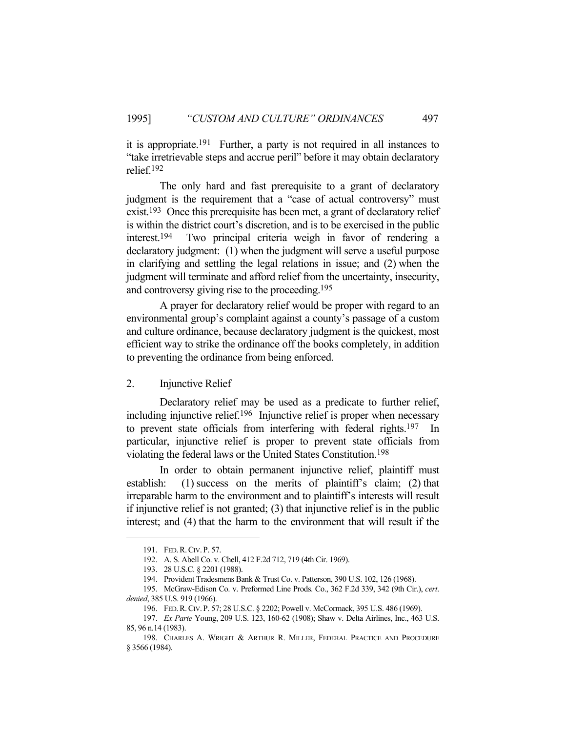it is appropriate.[191] Further, a party is not required in all instances to "take irretrievable steps and accrue peril" before it may obtain declaratory relief.[192]

The only hard and fast prerequisite to a grant of declaratory judgment is the requirement that a "case of actual controversy" must exist.[193] Once this prerequisite has been met, a grant of declaratory relief is within the district court's discretion, and is to be exercised in the public interest.[194] Two principal criteria weigh in favor of rendering a declaratory judgment: (1) when the judgment will serve a useful purpose in clarifying and settling the legal relations in issue; and (2) when the judgment will terminate and afford relief from the uncertainty, insecurity, and controversy giving rise to the proceeding.[195]

A prayer for declaratory relief would be proper with regard to an environmental group's complaint against a county's passage of a custom and culture ordinance, because declaratory judgment is the quickest, most efficient way to strike the ordinance off the books completely, in addition to preventing the ordinance from being enforced.

### 2. Injunctive Relief

Declaratory relief may be used as a predicate to further relief, including injunctive relief.[196] Injunctive relief is proper when necessary to prevent state officials from interfering with federal rights.[197] In particular, injunctive relief is proper to prevent state officials from violating the federal laws or the United States Constitution.[198]

In order to obtain permanent injunctive relief, plaintiff must establish: (1) success on the merits of plaintiff's claim; (2) that irreparable harm to the environment and to plaintiff's interests will result if injunctive relief is not granted; (3) that injunctive relief is in the public interest; and (4) that the harm to the environment that will result if the

---

191. FED. R. CIV. P. 57.

192. A. S. Abell Co. v. Chell, 412 F.2d 712, 719 (4th Cir. 1969).

193. 28 U.S.C. § 2201 (1988).

194. Provident Tradesmens Bank & Trust Co. v. Patterson, 390 U.S. 102, 126 (1968).

195. McGraw-Edison Co. v. Preformed Line Prods. Co., 362 F.2d 339, 342 (9th Cir.), *cert. denied*, 385 U.S. 919 (1966).

196. FED. R. CIV. P. 57; 28 U.S.C. § 2202; Powell v. McCormack, 395 U.S. 486 (1969).

197. *Ex Parte* Young, 209 U.S. 123, 160-62 (1908); Shaw v. Delta Airlines, Inc., 463 U.S. 85, 96 n.14 (1983).

198. CHARLES A. WRIGHT & ARTHUR R. MILLER, FEDERAL PRACTICE AND PROCEDURE § 3566 (1984).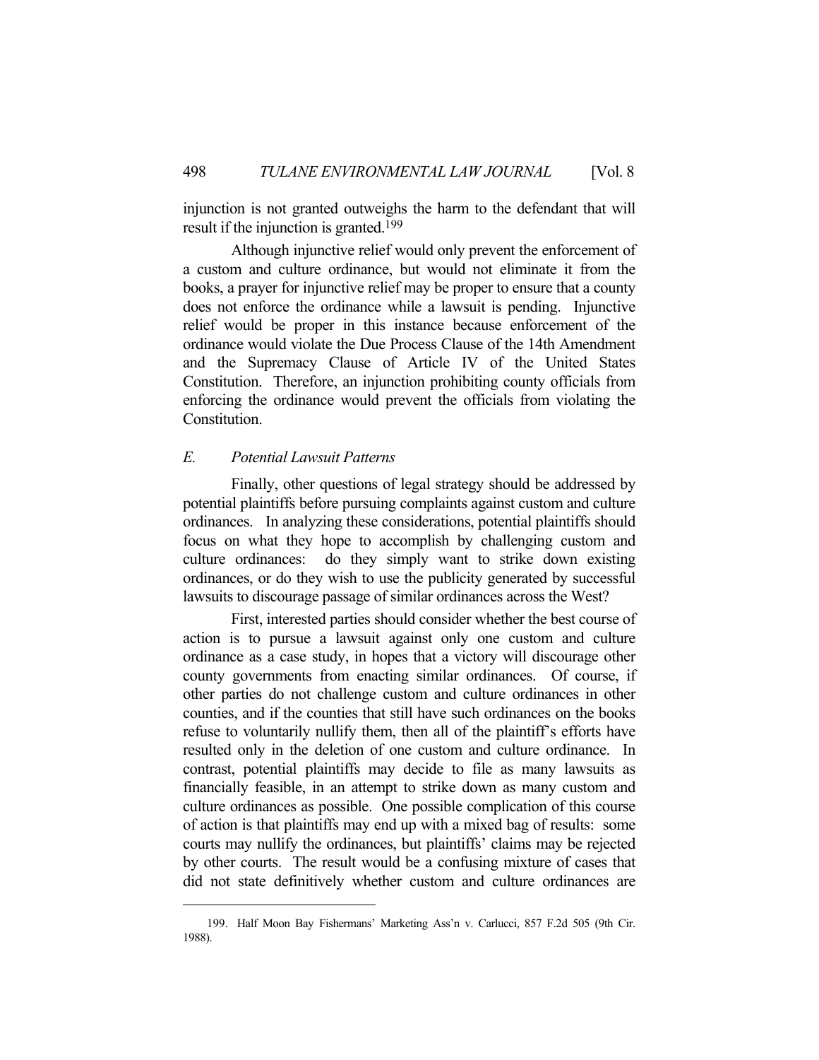injunction is not granted outweighs the harm to the defendant that will result if the injunction is granted.[199]

Although injunctive relief would only prevent the enforcement of a custom and culture ordinance, but would not eliminate it from the books, a prayer for injunctive relief may be proper to ensure that a county does not enforce the ordinance while a lawsuit is pending. Injunctive relief would be proper in this instance because enforcement of the ordinance would violate the Due Process Clause of the 14th Amendment and the Supremacy Clause of Article IV of the United States Constitution. Therefore, an injunction prohibiting county officials from enforcing the ordinance would prevent the officials from violating the Constitution.

### *E. Potential Lawsuit Patterns*

Finally, other questions of legal strategy should be addressed by potential plaintiffs before pursuing complaints against custom and culture ordinances. In analyzing these considerations, potential plaintiffs should focus on what they hope to accomplish by challenging custom and culture ordinances: do they simply want to strike down existing ordinances, or do they wish to use the publicity generated by successful lawsuits to discourage passage of similar ordinances across the West?

First, interested parties should consider whether the best course of action is to pursue a lawsuit against only one custom and culture ordinance as a case study, in hopes that a victory will discourage other county governments from enacting similar ordinances. Of course, if other parties do not challenge custom and culture ordinances in other counties, and if the counties that still have such ordinances on the books refuse to voluntarily nullify them, then all of the plaintiff's efforts have resulted only in the deletion of one custom and culture ordinance. In contrast, potential plaintiffs may decide to file as many lawsuits as financially feasible, in an attempt to strike down as many custom and culture ordinances as possible. One possible complication of this course of action is that plaintiffs may end up with a mixed bag of results: some courts may nullify the ordinances, but plaintiffs' claims may be rejected by other courts. The result would be a confusing mixture of cases that did not state definitively whether custom and culture ordinances are

---

199. Half Moon Bay Fishermans' Marketing Ass'n v. Carlucci, 857 F.2d 505 (9th Cir. 1988).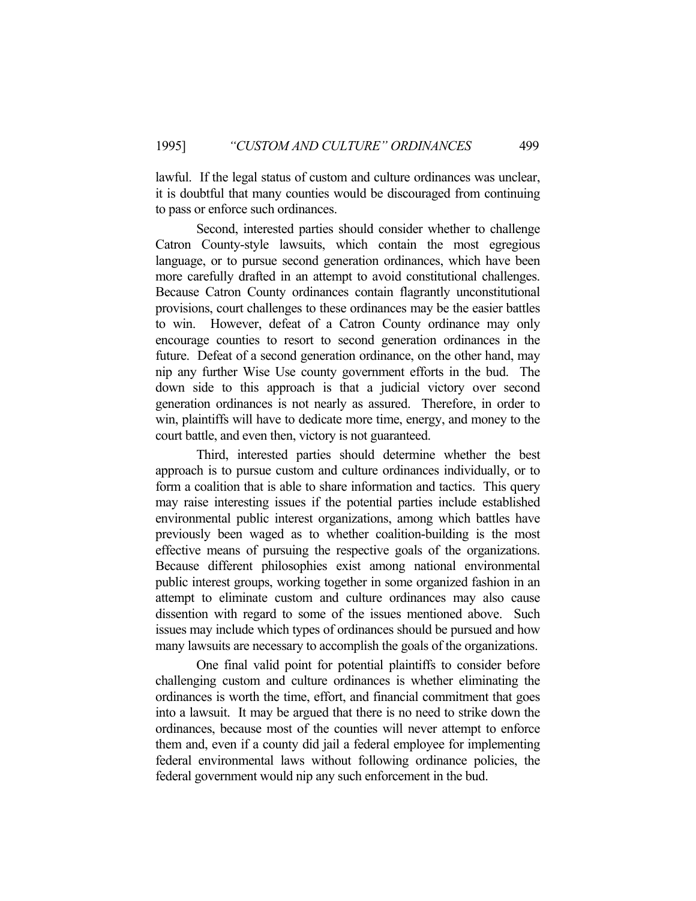lawful. If the legal status of custom and culture ordinances was unclear, it is doubtful that many counties would be discouraged from continuing to pass or enforce such ordinances.

Second, interested parties should consider whether to challenge Catron County-style lawsuits, which contain the most egregious language, or to pursue second generation ordinances, which have been more carefully drafted in an attempt to avoid constitutional challenges. Because Catron County ordinances contain flagrantly unconstitutional provisions, court challenges to these ordinances may be the easier battles to win. However, defeat of a Catron County ordinance may only encourage counties to resort to second generation ordinances in the future. Defeat of a second generation ordinance, on the other hand, may nip any further Wise Use county government efforts in the bud. The down side to this approach is that a judicial victory over second generation ordinances is not nearly as assured. Therefore, in order to win, plaintiffs will have to dedicate more time, energy, and money to the court battle, and even then, victory is not guaranteed.

Third, interested parties should determine whether the best approach is to pursue custom and culture ordinances individually, or to form a coalition that is able to share information and tactics. This query may raise interesting issues if the potential parties include established environmental public interest organizations, among which battles have previously been waged as to whether coalition-building is the most effective means of pursuing the respective goals of the organizations. Because different philosophies exist among national environmental public interest groups, working together in some organized fashion in an attempt to eliminate custom and culture ordinances may also cause dissention with regard to some of the issues mentioned above. Such issues may include which types of ordinances should be pursued and how many lawsuits are necessary to accomplish the goals of the organizations.

One final valid point for potential plaintiffs to consider before challenging custom and culture ordinances is whether eliminating the ordinances is worth the time, effort, and financial commitment that goes into a lawsuit. It may be argued that there is no need to strike down the ordinances, because most of the counties will never attempt to enforce them and, even if a county did jail a federal employee for implementing federal environmental laws without following ordinance policies, the federal government would nip any such enforcement in the bud.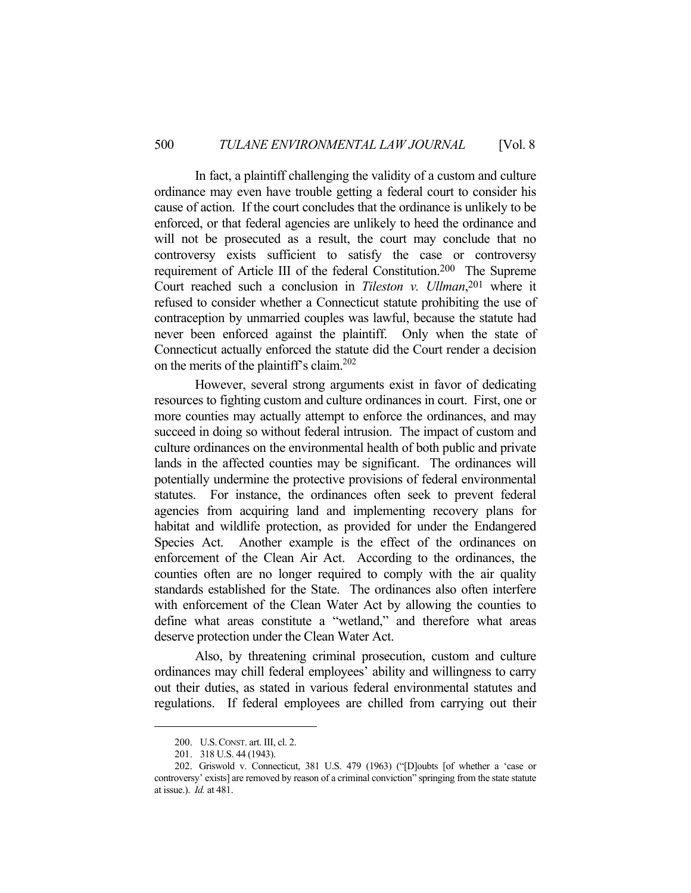In fact, a plaintiff challenging the validity of a custom and culture ordinance may even have trouble getting a federal court to consider his cause of action. If the court concludes that the ordinance is unlikely to be enforced, or that federal agencies are unlikely to heed the ordinance and will not be prosecuted as a result, the court may conclude that no controversy exists sufficient to satisfy the case or controversy requirement of Article III of the federal Constitution.[200] The Supreme Court reached such a conclusion in *Tileston v. Ullman*,[201] where it refused to consider whether a Connecticut statute prohibiting the use of contraception by unmarried couples was lawful, because the statute had never been enforced against the plaintiff. Only when the state of Connecticut actually enforced the statute did the Court render a decision on the merits of the plaintiff's claim.[202]

However, several strong arguments exist in favor of dedicating resources to fighting custom and culture ordinances in court. First, one or more counties may actually attempt to enforce the ordinances, and may succeed in doing so without federal intrusion. The impact of custom and culture ordinances on the environmental health of both public and private lands in the affected counties may be significant. The ordinances will potentially undermine the protective provisions of federal environmental statutes. For instance, the ordinances often seek to prevent federal agencies from acquiring land and implementing recovery plans for habitat and wildlife protection, as provided for under the Endangered Species Act. Another example is the effect of the ordinances on enforcement of the Clean Air Act. According to the ordinances, the counties often are no longer required to comply with the air quality standards established for the State. The ordinances also often interfere with enforcement of the Clean Water Act by allowing the counties to define what areas constitute a "wetland," and therefore what areas deserve protection under the Clean Water Act.

Also, by threatening criminal prosecution, custom and culture ordinances may chill federal employees' ability and willingness to carry out their duties, as stated in various federal environmental statutes and regulations. If federal employees are chilled from carrying out their

---

200. U.S. CONST. art. III, cl. 2.

201. 318 U.S. 44 (1943).

202. Griswold v. Connecticut, 381 U.S. 479 (1963) ("[D]oubts [of whether a 'case or controversy' exists] are removed by reason of a criminal conviction" springing from the state statute at issue.). *Id.* at 481.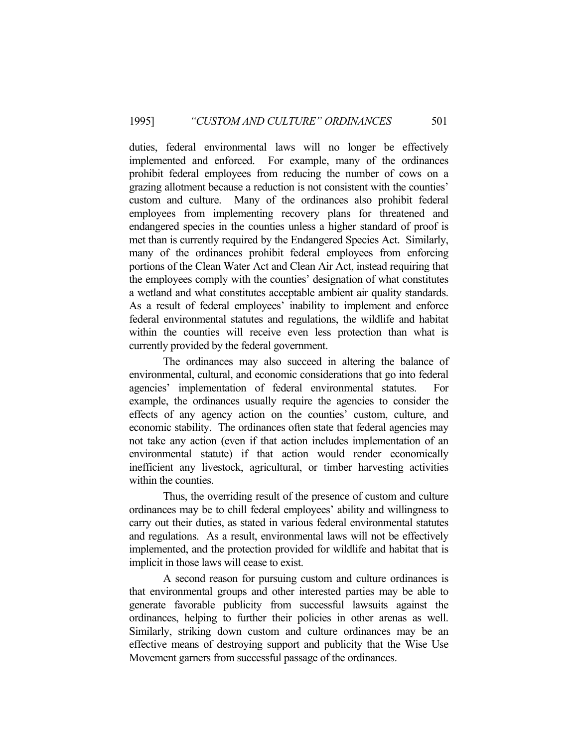duties, federal environmental laws will no longer be effectively implemented and enforced. For example, many of the ordinances prohibit federal employees from reducing the number of cows on a grazing allotment because a reduction is not consistent with the counties' custom and culture. Many of the ordinances also prohibit federal employees from implementing recovery plans for threatened and endangered species in the counties unless a higher standard of proof is met than is currently required by the Endangered Species Act. Similarly, many of the ordinances prohibit federal employees from enforcing portions of the Clean Water Act and Clean Air Act, instead requiring that the employees comply with the counties' designation of what constitutes a wetland and what constitutes acceptable ambient air quality standards. As a result of federal employees' inability to implement and enforce federal environmental statutes and regulations, the wildlife and habitat within the counties will receive even less protection than what is currently provided by the federal government.

The ordinances may also succeed in altering the balance of environmental, cultural, and economic considerations that go into federal agencies' implementation of federal environmental statutes. For example, the ordinances usually require the agencies to consider the effects of any agency action on the counties' custom, culture, and economic stability. The ordinances often state that federal agencies may not take any action (even if that action includes implementation of an environmental statute) if that action would render economically inefficient any livestock, agricultural, or timber harvesting activities within the counties.

Thus, the overriding result of the presence of custom and culture ordinances may be to chill federal employees' ability and willingness to carry out their duties, as stated in various federal environmental statutes and regulations. As a result, environmental laws will not be effectively implemented, and the protection provided for wildlife and habitat that is implicit in those laws will cease to exist.

A second reason for pursuing custom and culture ordinances is that environmental groups and other interested parties may be able to generate favorable publicity from successful lawsuits against the ordinances, helping to further their policies in other arenas as well. Similarly, striking down custom and culture ordinances may be an effective means of destroying support and publicity that the Wise Use Movement garners from successful passage of the ordinances.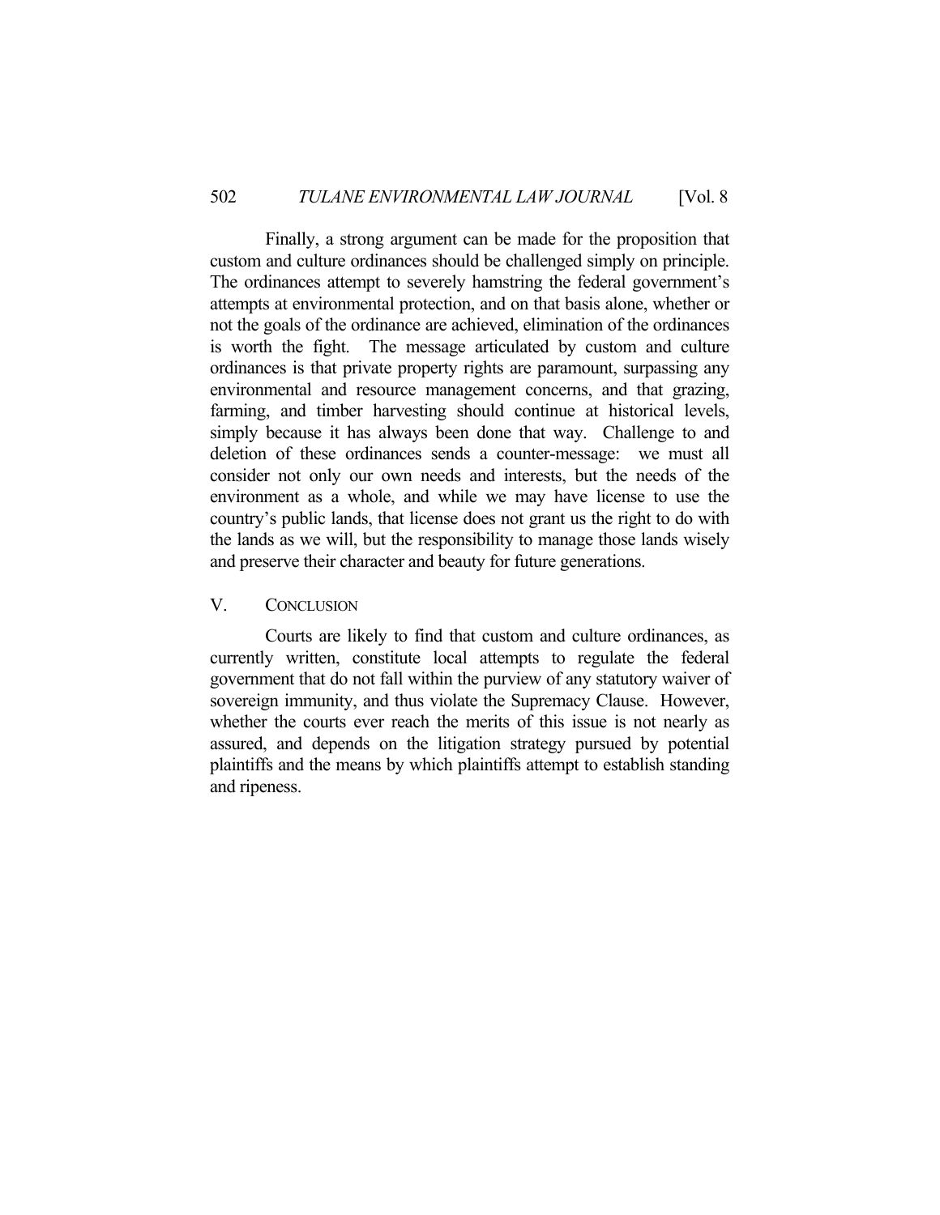Finally, a strong argument can be made for the proposition that custom and culture ordinances should be challenged simply on principle. The ordinances attempt to severely hamstring the federal government's attempts at environmental protection, and on that basis alone, whether or not the goals of the ordinance are achieved, elimination of the ordinances is worth the fight. The message articulated by custom and culture ordinances is that private property rights are paramount, surpassing any environmental and resource management concerns, and that grazing, farming, and timber harvesting should continue at historical levels, simply because it has always been done that way. Challenge to and deletion of these ordinances sends a counter-message: we must all consider not only our own needs and interests, but the needs of the environment as a whole, and while we may have license to use the country's public lands, that license does not grant us the right to do with the lands as we will, but the responsibility to manage those lands wisely and preserve their character and beauty for future generations.

## V. CONCLUSION

Courts are likely to find that custom and culture ordinances, as currently written, constitute local attempts to regulate the federal government that do not fall within the purview of any statutory waiver of sovereign immunity, and thus violate the Supremacy Clause. However, whether the courts ever reach the merits of this issue is not nearly as assured, and depends on the litigation strategy pursued by potential plaintiffs and the means by which plaintiffs attempt to establish standing and ripeness.